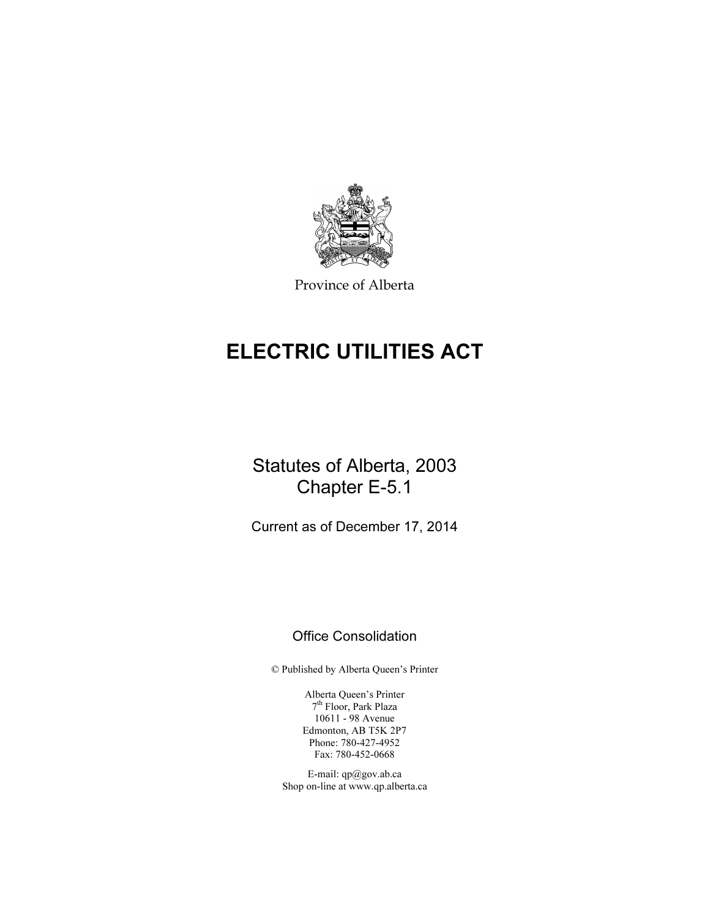Province of Alberta

# ELECTRIC UTILITIES ACT

Statutes of Alberta, 2003
Chapter E-5.1

Current as of December 17, 2014

Office Consolidation

© Published by Alberta Queen's Printer

Alberta Queen's Printer
7th Floor, Park Plaza
10611 - 98 Avenue
Edmonton, AB T5K 2P7
Phone: 780-427-4952
Fax: 780-452-0668

E-mail: qp@gov.ab.ca
Shop on-line at www.qp.alberta.ca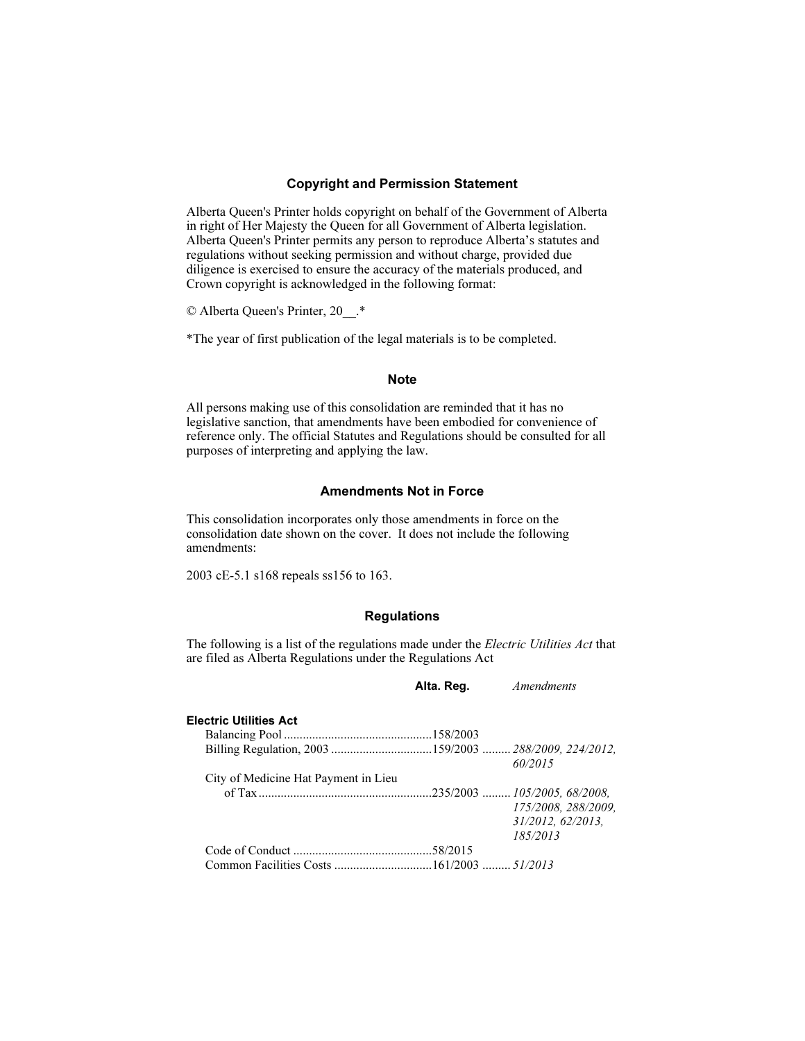## Copyright and Permission Statement

Alberta Queen's Printer holds copyright on behalf of the Government of Alberta in right of Her Majesty the Queen for all Government of Alberta legislation. Alberta Queen's Printer permits any person to reproduce Alberta's statutes and regulations without seeking permission and without charge, provided due diligence is exercised to ensure the accuracy of the materials produced, and Crown copyright is acknowledged in the following format:

© Alberta Queen's Printer, 20__.*

*The year of first publication of the legal materials is to be completed.

## Note

All persons making use of this consolidation are reminded that it has no legislative sanction, that amendments have been embodied for convenience of reference only. The official Statutes and Regulations should be consulted for all purposes of interpreting and applying the law.

## Amendments Not in Force

This consolidation incorporates only those amendments in force on the consolidation date shown on the cover. It does not include the following amendments:

2003 cE-5.1 s168 repeals ss156 to 163.

## Regulations

The following is a list of the regulations made under the *Electric Utilities Act* that are filed as Alberta Regulations under the Regulations Act

| | Alta. Reg. | *Amendments* |
|---|---|---|
| **Electric Utilities Act** | | |
| Balancing Pool | 158/2003 | |
| Billing Regulation, 2003 | 159/2003 | *288/2009, 224/2012, 60/2015* |
| City of Medicine Hat Payment in Lieu of Tax | 235/2003 | *105/2005, 68/2008, 175/2008, 288/2009, 31/2012, 62/2013, 185/2013* |
| Code of Conduct | 58/2015 | |
| Common Facilities Costs | 161/2003 | *51/2013* |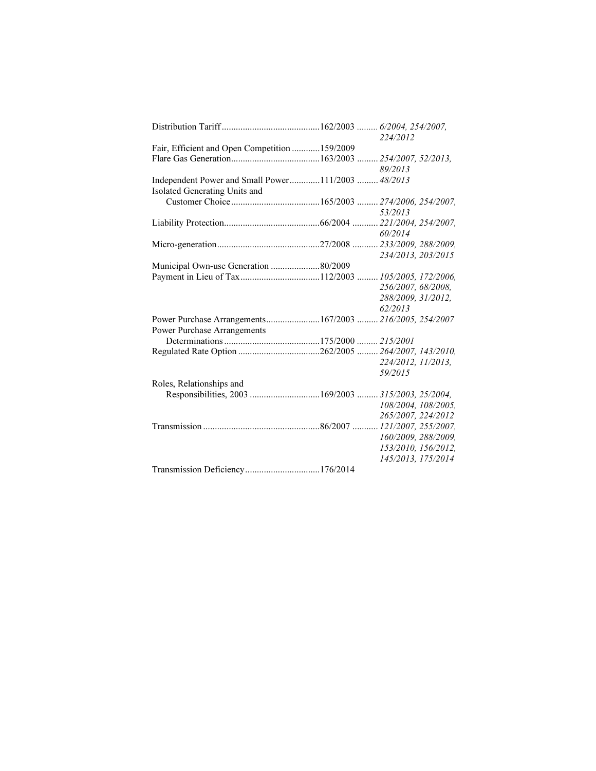| | | |
|---|---|---|
| Distribution Tariff | 162/2003 | *6/2004, 254/2007, 224/2012* |
| Fair, Efficient and Open Competition | 159/2009 | |
| Flare Gas Generation | 163/2003 | *254/2007, 52/2013, 89/2013* |
| Independent Power and Small Power | 111/2003 | *48/2013* |
| Isolated Generating Units and Customer Choice | 165/2003 | *274/2006, 254/2007, 53/2013* |
| Liability Protection | 66/2004 | *221/2004, 254/2007, 60/2014* |
| Micro-generation | 27/2008 | *233/2009, 288/2009, 234/2013, 203/2015* |
| Municipal Own-use Generation | 80/2009 | |
| Payment in Lieu of Tax | 112/2003 | *105/2005, 172/2006, 256/2007, 68/2008, 288/2009, 31/2012, 62/2013* |
| Power Purchase Arrangements | 167/2003 | *216/2005, 254/2007* |
| Power Purchase Arrangements Determinations | 175/2000 | *215/2001* |
| Regulated Rate Option | 262/2005 | *264/2007, 143/2010, 224/2012, 11/2013, 59/2015* |
| Roles, Relationships and Responsibilities, 2003 | 169/2003 | *315/2003, 25/2004, 108/2004, 108/2005, 265/2007, 224/2012* |
| Transmission | 86/2007 | *121/2007, 255/2007, 160/2009, 288/2009, 153/2010, 156/2012, 145/2013, 175/2014* |
| Transmission Deficiency | 176/2014 | |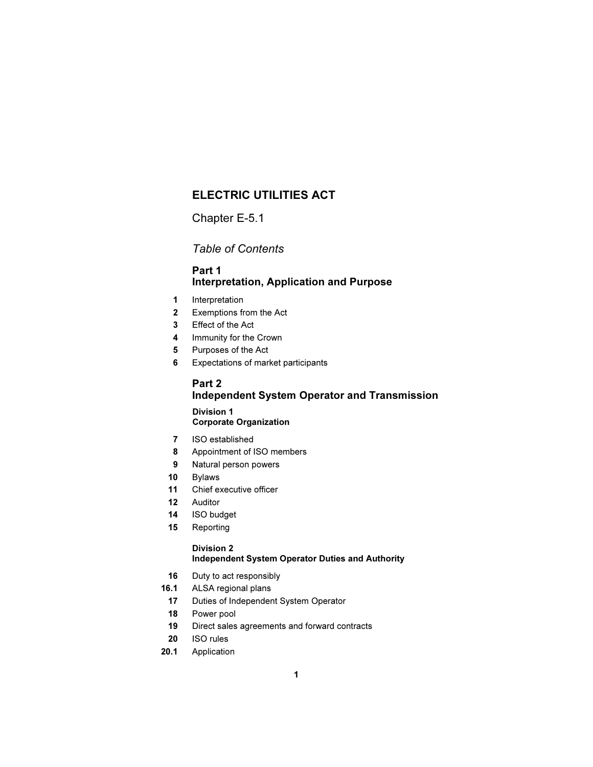# ELECTRIC UTILITIES ACT

Chapter E-5.1

*Table of Contents*

## Part 1
## Interpretation, Application and Purpose

**1** Interpretation
**2** Exemptions from the Act
**3** Effect of the Act
**4** Immunity for the Crown
**5** Purposes of the Act
**6** Expectations of market participants

## Part 2
## Independent System Operator and Transmission

### Division 1
### Corporate Organization

**7** ISO established
**8** Appointment of ISO members
**9** Natural person powers
**10** Bylaws
**11** Chief executive officer
**12** Auditor
**14** ISO budget
**15** Reporting

### Division 2
### Independent System Operator Duties and Authority

**16** Duty to act responsibly
**16.1** ALSA regional plans
**17** Duties of Independent System Operator
**18** Power pool
**19** Direct sales agreements and forward contracts
**20** ISO rules
**20.1** Application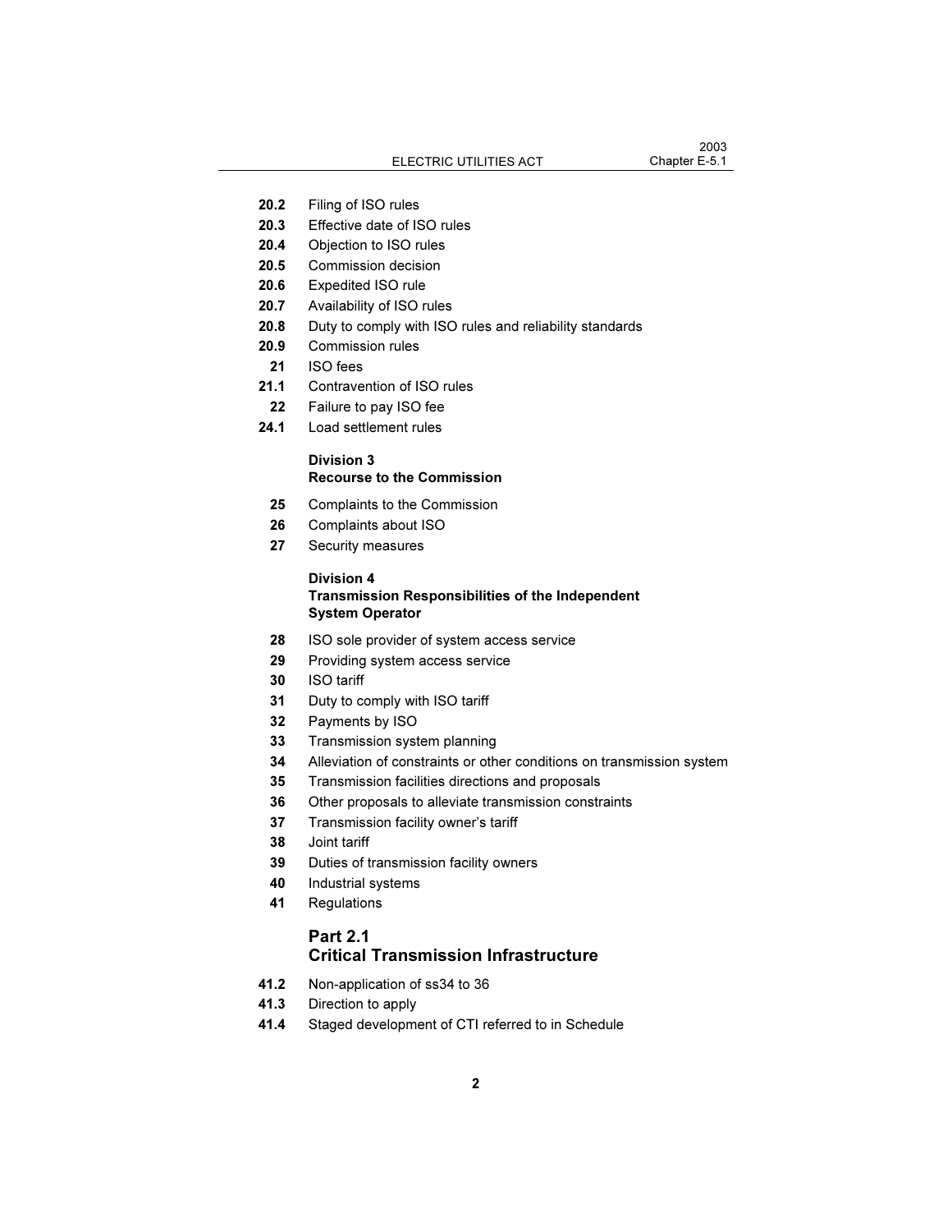**20.2** Filing of ISO rules
**20.3** Effective date of ISO rules
**20.4** Objection to ISO rules
**20.5** Commission decision
**20.6** Expedited ISO rule
**20.7** Availability of ISO rules
**20.8** Duty to comply with ISO rules and reliability standards
**20.9** Commission rules
**21** ISO fees
**21.1** Contravention of ISO rules
**22** Failure to pay ISO fee
**24.1** Load settlement rules

**Division 3**
**Recourse to the Commission**

**25** Complaints to the Commission
**26** Complaints about ISO
**27** Security measures

**Division 4**
**Transmission Responsibilities of the Independent System Operator**

**28** ISO sole provider of system access service
**29** Providing system access service
**30** ISO tariff
**31** Duty to comply with ISO tariff
**32** Payments by ISO
**33** Transmission system planning
**34** Alleviation of constraints or other conditions on transmission system
**35** Transmission facilities directions and proposals
**36** Other proposals to alleviate transmission constraints
**37** Transmission facility owner's tariff
**38** Joint tariff
**39** Duties of transmission facility owners
**40** Industrial systems
**41** Regulations

## Part 2.1
## Critical Transmission Infrastructure

**41.2** Non-application of ss34 to 36
**41.3** Direction to apply
**41.4** Staged development of CTI referred to in Schedule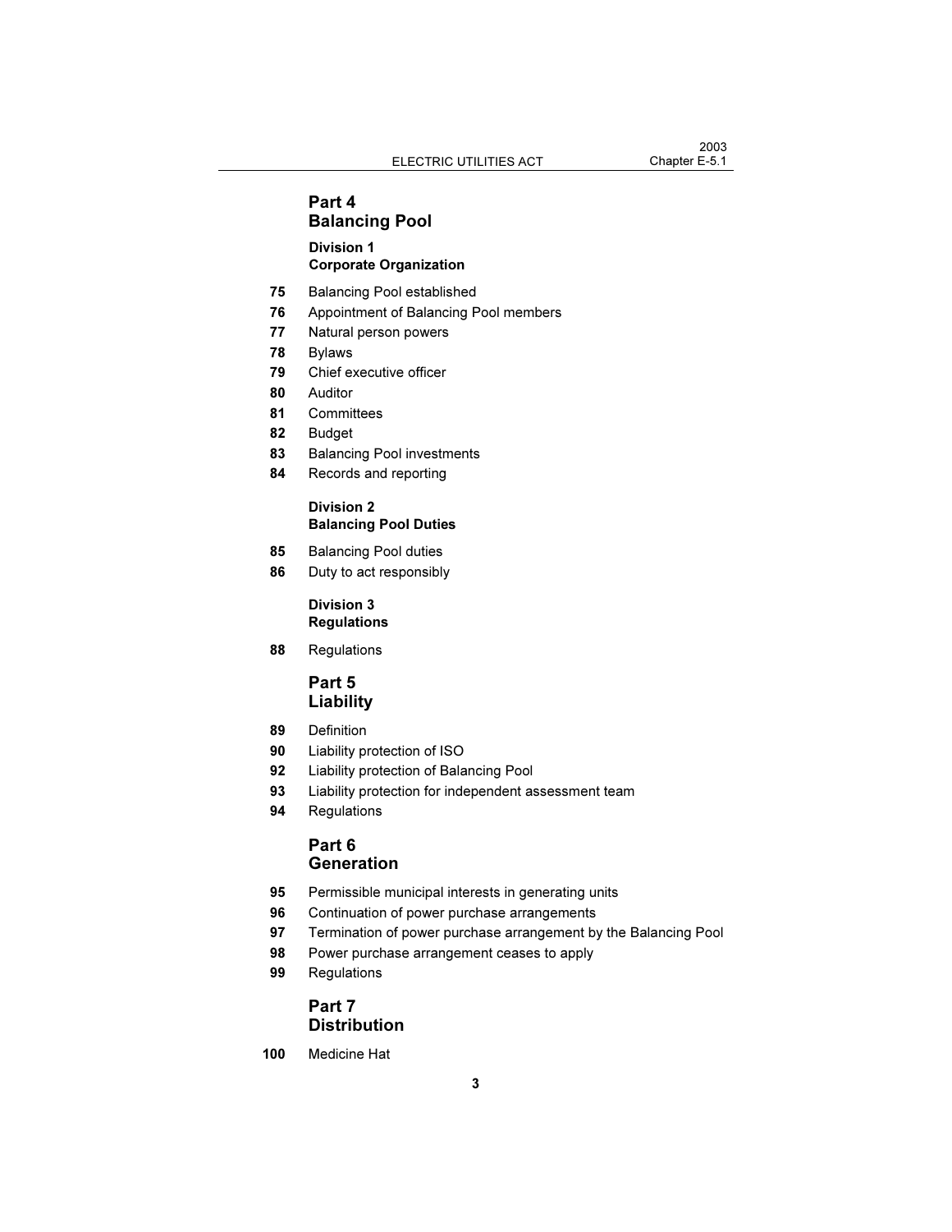## Part 4
## Balancing Pool

### Division 1
### Corporate Organization

**75** Balancing Pool established
**76** Appointment of Balancing Pool members
**77** Natural person powers
**78** Bylaws
**79** Chief executive officer
**80** Auditor
**81** Committees
**82** Budget
**83** Balancing Pool investments
**84** Records and reporting

### Division 2
### Balancing Pool Duties

**85** Balancing Pool duties
**86** Duty to act responsibly

### Division 3
### Regulations

**88** Regulations

## Part 5
## Liability

**89** Definition
**90** Liability protection of ISO
**92** Liability protection of Balancing Pool
**93** Liability protection for independent assessment team
**94** Regulations

## Part 6
## Generation

**95** Permissible municipal interests in generating units
**96** Continuation of power purchase arrangements
**97** Termination of power purchase arrangement by the Balancing Pool
**98** Power purchase arrangement ceases to apply
**99** Regulations

## Part 7
## Distribution

**100** Medicine Hat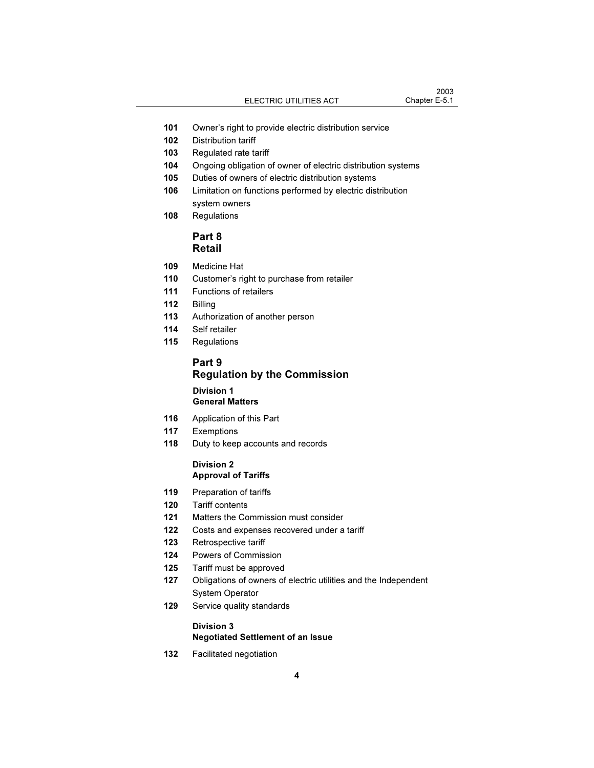**101** Owner's right to provide electric distribution service

**102** Distribution tariff

**103** Regulated rate tariff

**104** Ongoing obligation of owner of electric distribution systems

**105** Duties of owners of electric distribution systems

**106** Limitation on functions performed by electric distribution system owners

**108** Regulations

## Part 8
## Retail

**109** Medicine Hat

**110** Customer's right to purchase from retailer

**111** Functions of retailers

**112** Billing

**113** Authorization of another person

**114** Self retailer

**115** Regulations

## Part 9
## Regulation by the Commission

### Division 1
### General Matters

**116** Application of this Part

**117** Exemptions

**118** Duty to keep accounts and records

### Division 2
### Approval of Tariffs

**119** Preparation of tariffs

**120** Tariff contents

**121** Matters the Commission must consider

**122** Costs and expenses recovered under a tariff

**123** Retrospective tariff

**124** Powers of Commission

**125** Tariff must be approved

**127** Obligations of owners of electric utilities and the Independent System Operator

**129** Service quality standards

### Division 3
### Negotiated Settlement of an Issue

**132** Facilitated negotiation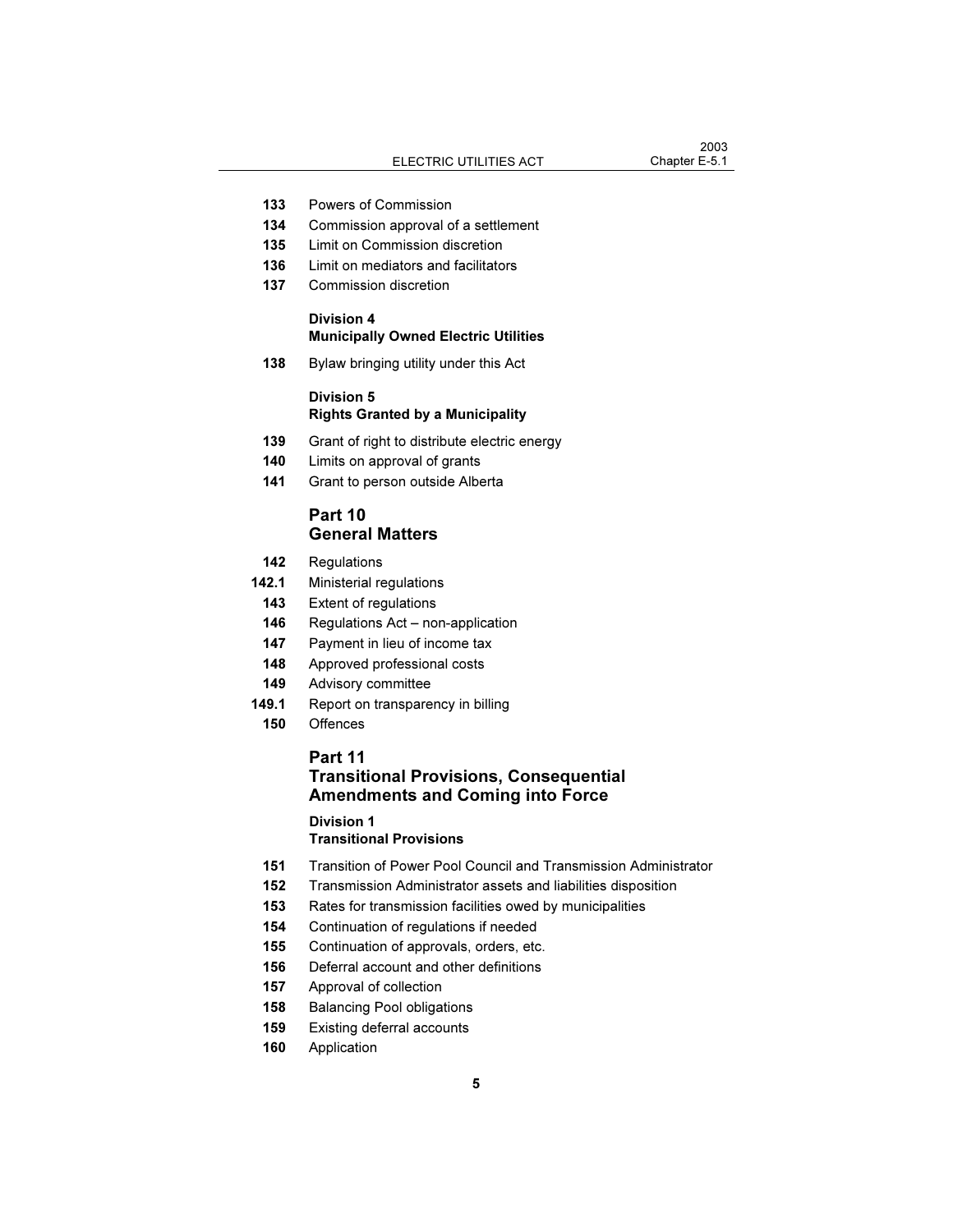**133** Powers of Commission
**134** Commission approval of a settlement
**135** Limit on Commission discretion
**136** Limit on mediators and facilitators
**137** Commission discretion

**Division 4**
**Municipally Owned Electric Utilities**

**138** Bylaw bringing utility under this Act

**Division 5**
**Rights Granted by a Municipality**

**139** Grant of right to distribute electric energy
**140** Limits on approval of grants
**141** Grant to person outside Alberta

## Part 10
## General Matters

**142** Regulations
**142.1** Ministerial regulations
**143** Extent of regulations
**146** Regulations Act – non-application
**147** Payment in lieu of income tax
**148** Approved professional costs
**149** Advisory committee
**149.1** Report on transparency in billing
**150** Offences

## Part 11
## Transitional Provisions, Consequential Amendments and Coming into Force

**Division 1**
**Transitional Provisions**

**151** Transition of Power Pool Council and Transmission Administrator
**152** Transmission Administrator assets and liabilities disposition
**153** Rates for transmission facilities owed by municipalities
**154** Continuation of regulations if needed
**155** Continuation of approvals, orders, etc.
**156** Deferral account and other definitions
**157** Approval of collection
**158** Balancing Pool obligations
**159** Existing deferral accounts
**160** Application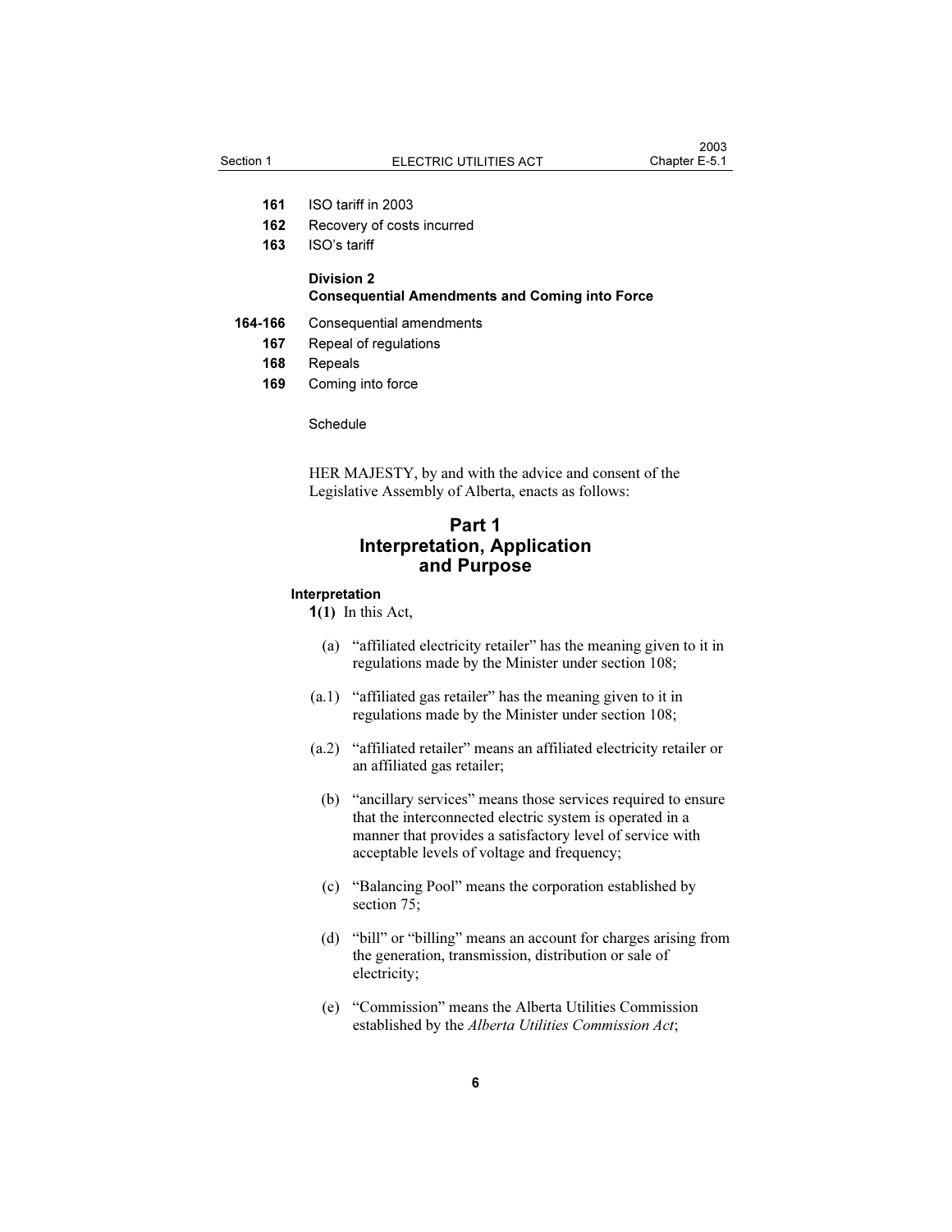**161** ISO tariff in 2003
**162** Recovery of costs incurred
**163** ISO's tariff

**Division 2**
**Consequential Amendments and Coming into Force**

**164-166** Consequential amendments
**167** Repeal of regulations
**168** Repeals
**169** Coming into force

Schedule

HER MAJESTY, by and with the advice and consent of the Legislative Assembly of Alberta, enacts as follows:

# Part 1
# Interpretation, Application and Purpose

### Interpretation

**1(1)** In this Act,

(a) "affiliated electricity retailer" has the meaning given to it in regulations made by the Minister under section 108;

(a.1) "affiliated gas retailer" has the meaning given to it in regulations made by the Minister under section 108;

(a.2) "affiliated retailer" means an affiliated electricity retailer or an affiliated gas retailer;

(b) "ancillary services" means those services required to ensure that the interconnected electric system is operated in a manner that provides a satisfactory level of service with acceptable levels of voltage and frequency;

(c) "Balancing Pool" means the corporation established by section 75;

(d) "bill" or "billing" means an account for charges arising from the generation, transmission, distribution or sale of electricity;

(e) "Commission" means the Alberta Utilities Commission established by the *Alberta Utilities Commission Act*;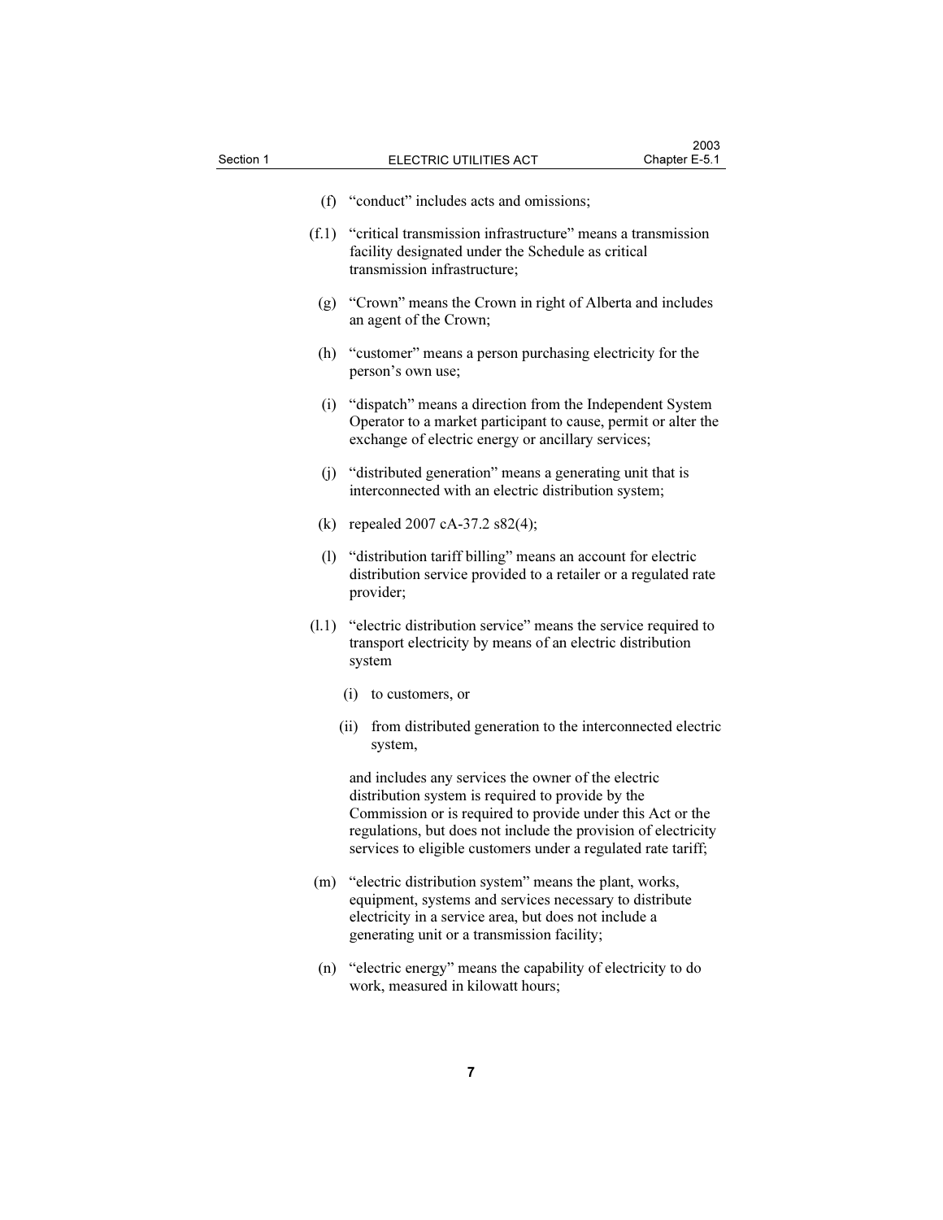(f) "conduct" includes acts and omissions;

(f.1) "critical transmission infrastructure" means a transmission facility designated under the Schedule as critical transmission infrastructure;

(g) "Crown" means the Crown in right of Alberta and includes an agent of the Crown;

(h) "customer" means a person purchasing electricity for the person's own use;

(i) "dispatch" means a direction from the Independent System Operator to a market participant to cause, permit or alter the exchange of electric energy or ancillary services;

(j) "distributed generation" means a generating unit that is interconnected with an electric distribution system;

(k) repealed 2007 cA-37.2 s82(4);

(l) "distribution tariff billing" means an account for electric distribution service provided to a retailer or a regulated rate provider;

(l.1) "electric distribution service" means the service required to transport electricity by means of an electric distribution system

- (i) to customers, or
- (ii) from distributed generation to the interconnected electric system,

and includes any services the owner of the electric distribution system is required to provide by the Commission or is required to provide under this Act or the regulations, but does not include the provision of electricity services to eligible customers under a regulated rate tariff;

(m) "electric distribution system" means the plant, works, equipment, systems and services necessary to distribute electricity in a service area, but does not include a generating unit or a transmission facility;

(n) "electric energy" means the capability of electricity to do work, measured in kilowatt hours;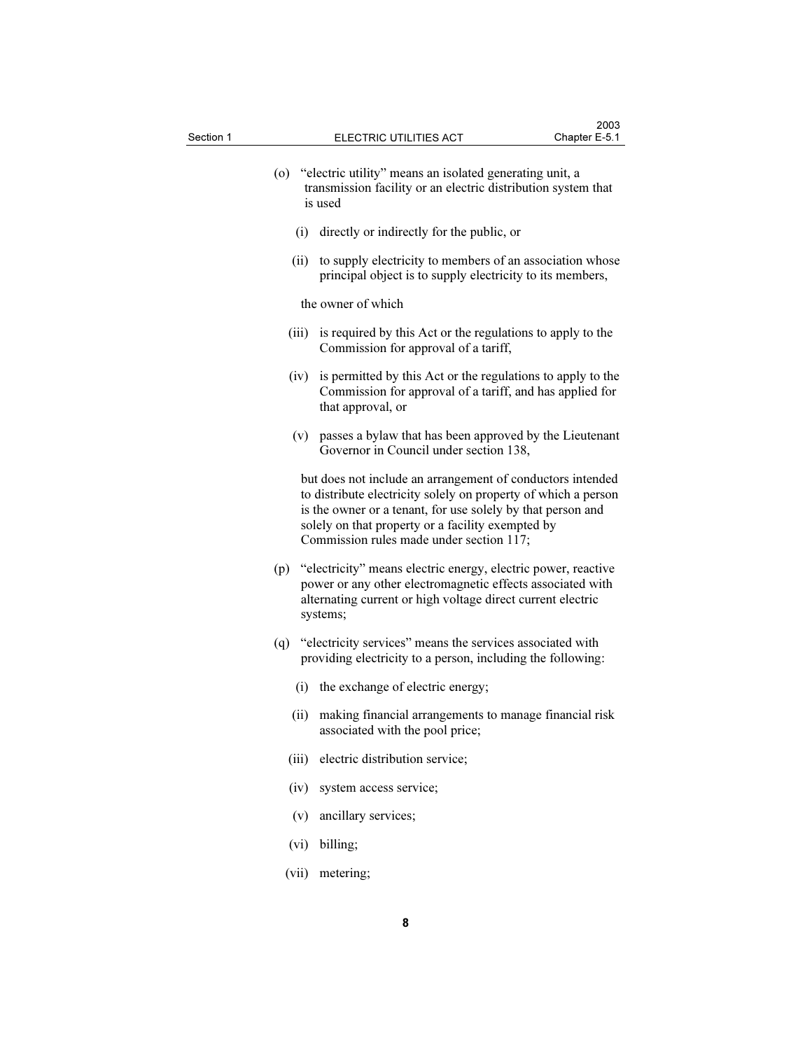(o) "electric utility" means an isolated generating unit, a transmission facility or an electric distribution system that is used

(i) directly or indirectly for the public, or

(ii) to supply electricity to members of an association whose principal object is to supply electricity to its members,

the owner of which

(iii) is required by this Act or the regulations to apply to the Commission for approval of a tariff,

(iv) is permitted by this Act or the regulations to apply to the Commission for approval of a tariff, and has applied for that approval, or

(v) passes a bylaw that has been approved by the Lieutenant Governor in Council under section 138,

but does not include an arrangement of conductors intended to distribute electricity solely on property of which a person is the owner or a tenant, for use solely by that person and solely on that property or a facility exempted by Commission rules made under section 117;

(p) "electricity" means electric energy, electric power, reactive power or any other electromagnetic effects associated with alternating current or high voltage direct current electric systems;

(q) "electricity services" means the services associated with providing electricity to a person, including the following:

(i) the exchange of electric energy;

(ii) making financial arrangements to manage financial risk associated with the pool price;

(iii) electric distribution service;

(iv) system access service;

(v) ancillary services;

(vi) billing;

(vii) metering;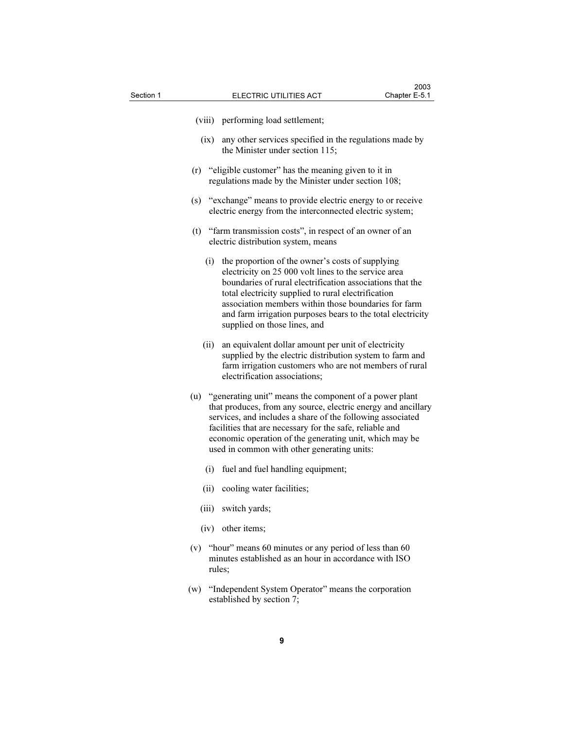(viii) performing load settlement;

(ix) any other services specified in the regulations made by the Minister under section 115;

(r) "eligible customer" has the meaning given to it in regulations made by the Minister under section 108;

(s) "exchange" means to provide electric energy to or receive electric energy from the interconnected electric system;

(t) "farm transmission costs", in respect of an owner of an electric distribution system, means

(i) the proportion of the owner's costs of supplying electricity on 25 000 volt lines to the service area boundaries of rural electrification associations that the total electricity supplied to rural electrification association members within those boundaries for farm and farm irrigation purposes bears to the total electricity supplied on those lines, and

(ii) an equivalent dollar amount per unit of electricity supplied by the electric distribution system to farm and farm irrigation customers who are not members of rural electrification associations;

(u) "generating unit" means the component of a power plant that produces, from any source, electric energy and ancillary services, and includes a share of the following associated facilities that are necessary for the safe, reliable and economic operation of the generating unit, which may be used in common with other generating units:

(i) fuel and fuel handling equipment;

(ii) cooling water facilities;

(iii) switch yards;

(iv) other items;

(v) "hour" means 60 minutes or any period of less than 60 minutes established as an hour in accordance with ISO rules;

(w) "Independent System Operator" means the corporation established by section 7;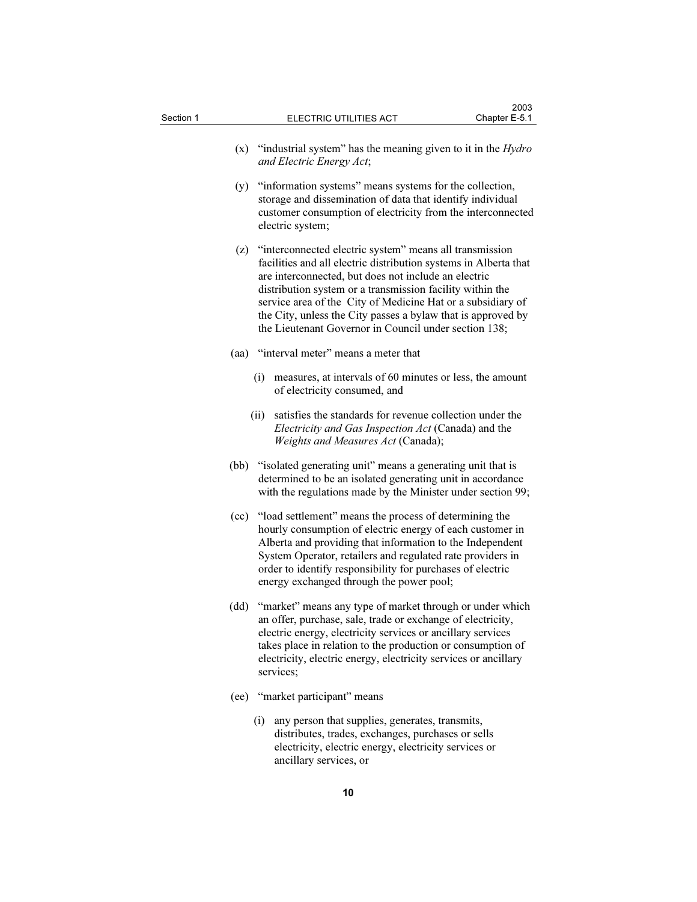(x) "industrial system" has the meaning given to it in the *Hydro and Electric Energy Act*;

(y) "information systems" means systems for the collection, storage and dissemination of data that identify individual customer consumption of electricity from the interconnected electric system;

(z) "interconnected electric system" means all transmission facilities and all electric distribution systems in Alberta that are interconnected, but does not include an electric distribution system or a transmission facility within the service area of the City of Medicine Hat or a subsidiary of the City, unless the City passes a bylaw that is approved by the Lieutenant Governor in Council under section 138;

(aa) "interval meter" means a meter that

- (i) measures, at intervals of 60 minutes or less, the amount of electricity consumed, and
- (ii) satisfies the standards for revenue collection under the *Electricity and Gas Inspection Act* (Canada) and the *Weights and Measures Act* (Canada);

(bb) "isolated generating unit" means a generating unit that is determined to be an isolated generating unit in accordance with the regulations made by the Minister under section 99;

(cc) "load settlement" means the process of determining the hourly consumption of electric energy of each customer in Alberta and providing that information to the Independent System Operator, retailers and regulated rate providers in order to identify responsibility for purchases of electric energy exchanged through the power pool;

(dd) "market" means any type of market through or under which an offer, purchase, sale, trade or exchange of electricity, electric energy, electricity services or ancillary services takes place in relation to the production or consumption of electricity, electric energy, electricity services or ancillary services;

(ee) "market participant" means

- (i) any person that supplies, generates, transmits, distributes, trades, exchanges, purchases or sells electricity, electric energy, electricity services or ancillary services, or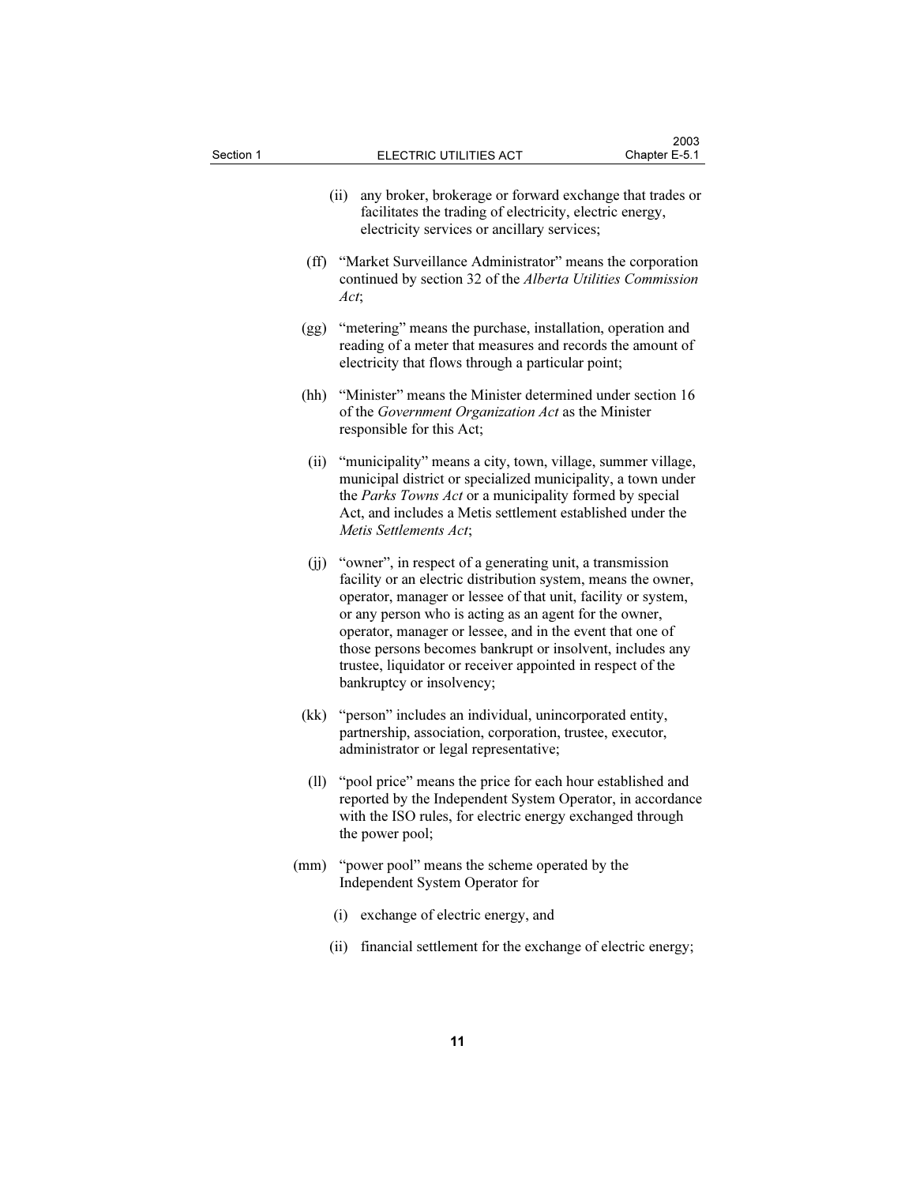(ii) any broker, brokerage or forward exchange that trades or facilitates the trading of electricity, electric energy, electricity services or ancillary services;

(ff) "Market Surveillance Administrator" means the corporation continued by section 32 of the *Alberta Utilities Commission Act*;

(gg) "metering" means the purchase, installation, operation and reading of a meter that measures and records the amount of electricity that flows through a particular point;

(hh) "Minister" means the Minister determined under section 16 of the *Government Organization Act* as the Minister responsible for this Act;

(ii) "municipality" means a city, town, village, summer village, municipal district or specialized municipality, a town under the *Parks Towns Act* or a municipality formed by special Act, and includes a Metis settlement established under the *Metis Settlements Act*;

(jj) "owner", in respect of a generating unit, a transmission facility or an electric distribution system, means the owner, operator, manager or lessee of that unit, facility or system, or any person who is acting as an agent for the owner, operator, manager or lessee, and in the event that one of those persons becomes bankrupt or insolvent, includes any trustee, liquidator or receiver appointed in respect of the bankruptcy or insolvency;

(kk) "person" includes an individual, unincorporated entity, partnership, association, corporation, trustee, executor, administrator or legal representative;

(ll) "pool price" means the price for each hour established and reported by the Independent System Operator, in accordance with the ISO rules, for electric energy exchanged through the power pool;

(mm) "power pool" means the scheme operated by the Independent System Operator for

(i) exchange of electric energy, and

(ii) financial settlement for the exchange of electric energy;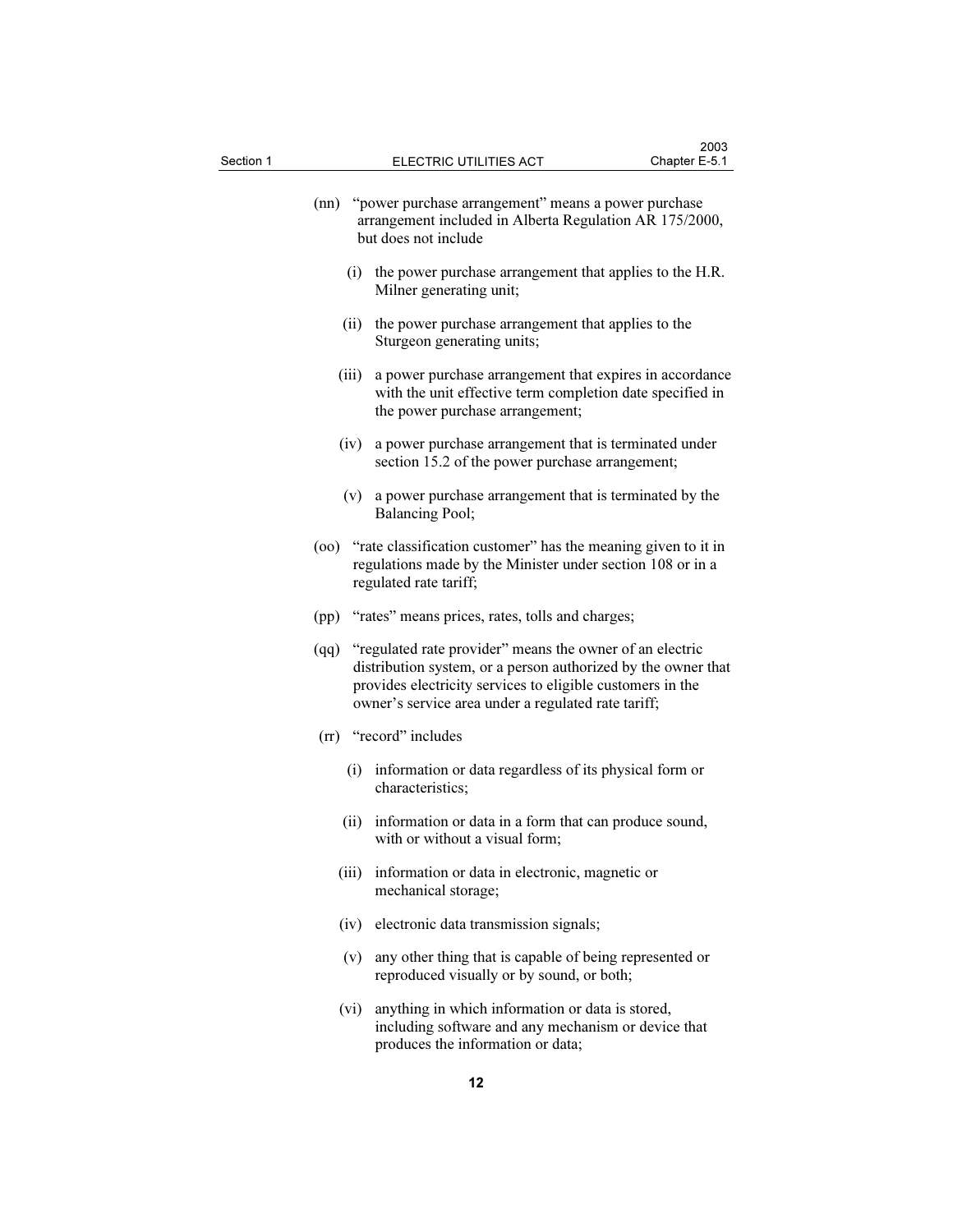(nn) "power purchase arrangement" means a power purchase arrangement included in Alberta Regulation AR 175/2000, but does not include

- (i) the power purchase arrangement that applies to the H.R. Milner generating unit;
- (ii) the power purchase arrangement that applies to the Sturgeon generating units;
- (iii) a power purchase arrangement that expires in accordance with the unit effective term completion date specified in the power purchase arrangement;
- (iv) a power purchase arrangement that is terminated under section 15.2 of the power purchase arrangement;
- (v) a power purchase arrangement that is terminated by the Balancing Pool;

(oo) "rate classification customer" has the meaning given to it in regulations made by the Minister under section 108 or in a regulated rate tariff;

(pp) "rates" means prices, rates, tolls and charges;

(qq) "regulated rate provider" means the owner of an electric distribution system, or a person authorized by the owner that provides electricity services to eligible customers in the owner's service area under a regulated rate tariff;

(rr) "record" includes

- (i) information or data regardless of its physical form or characteristics;
- (ii) information or data in a form that can produce sound, with or without a visual form;
- (iii) information or data in electronic, magnetic or mechanical storage;
- (iv) electronic data transmission signals;
- (v) any other thing that is capable of being represented or reproduced visually or by sound, or both;
- (vi) anything in which information or data is stored, including software and any mechanism or device that produces the information or data;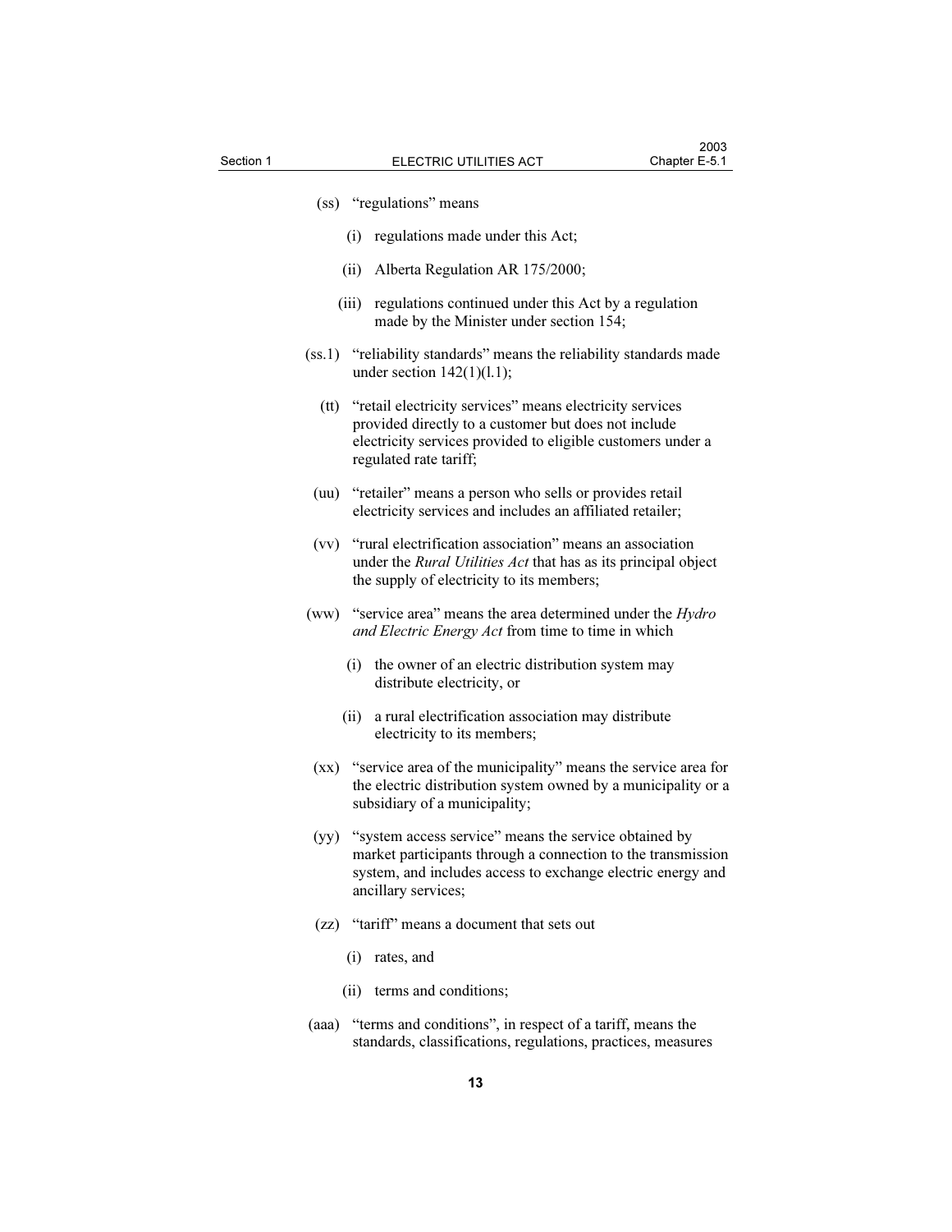(ss) "regulations" means

(i) regulations made under this Act;

(ii) Alberta Regulation AR 175/2000;

(iii) regulations continued under this Act by a regulation made by the Minister under section 154;

(ss.1) "reliability standards" means the reliability standards made under section 142(1)(l.1);

(tt) "retail electricity services" means electricity services provided directly to a customer but does not include electricity services provided to eligible customers under a regulated rate tariff;

(uu) "retailer" means a person who sells or provides retail electricity services and includes an affiliated retailer;

(vv) "rural electrification association" means an association under the *Rural Utilities Act* that has as its principal object the supply of electricity to its members;

(ww) "service area" means the area determined under the *Hydro and Electric Energy Act* from time to time in which

(i) the owner of an electric distribution system may distribute electricity, or

(ii) a rural electrification association may distribute electricity to its members;

(xx) "service area of the municipality" means the service area for the electric distribution system owned by a municipality or a subsidiary of a municipality;

(yy) "system access service" means the service obtained by market participants through a connection to the transmission system, and includes access to exchange electric energy and ancillary services;

(zz) "tariff" means a document that sets out

(i) rates, and

(ii) terms and conditions;

(aaa) "terms and conditions", in respect of a tariff, means the standards, classifications, regulations, practices, measures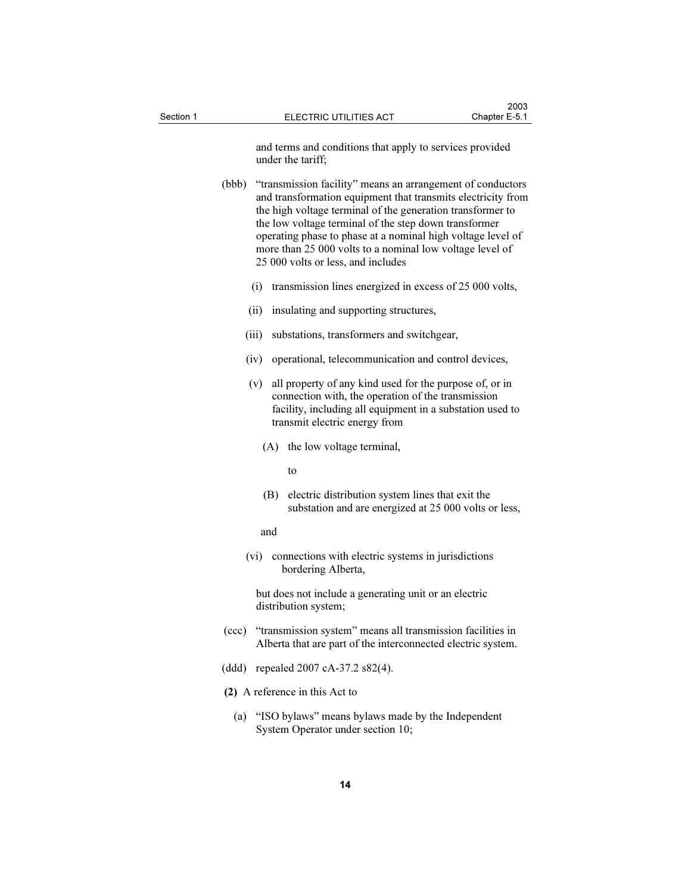and terms and conditions that apply to services provided under the tariff;

(bbb) "transmission facility" means an arrangement of conductors and transformation equipment that transmits electricity from the high voltage terminal of the generation transformer to the low voltage terminal of the step down transformer operating phase to phase at a nominal high voltage level of more than 25 000 volts to a nominal low voltage level of 25 000 volts or less, and includes

(i) transmission lines energized in excess of 25 000 volts,

(ii) insulating and supporting structures,

(iii) substations, transformers and switchgear,

(iv) operational, telecommunication and control devices,

(v) all property of any kind used for the purpose of, or in connection with, the operation of the transmission facility, including all equipment in a substation used to transmit electric energy from

(A) the low voltage terminal,

to

(B) electric distribution system lines that exit the substation and are energized at 25 000 volts or less,

and

(vi) connections with electric systems in jurisdictions bordering Alberta,

but does not include a generating unit or an electric distribution system;

(ccc) "transmission system" means all transmission facilities in Alberta that are part of the interconnected electric system.

(ddd) repealed 2007 cA-37.2 s82(4).

**(2)** A reference in this Act to

(a) "ISO bylaws" means bylaws made by the Independent System Operator under section 10;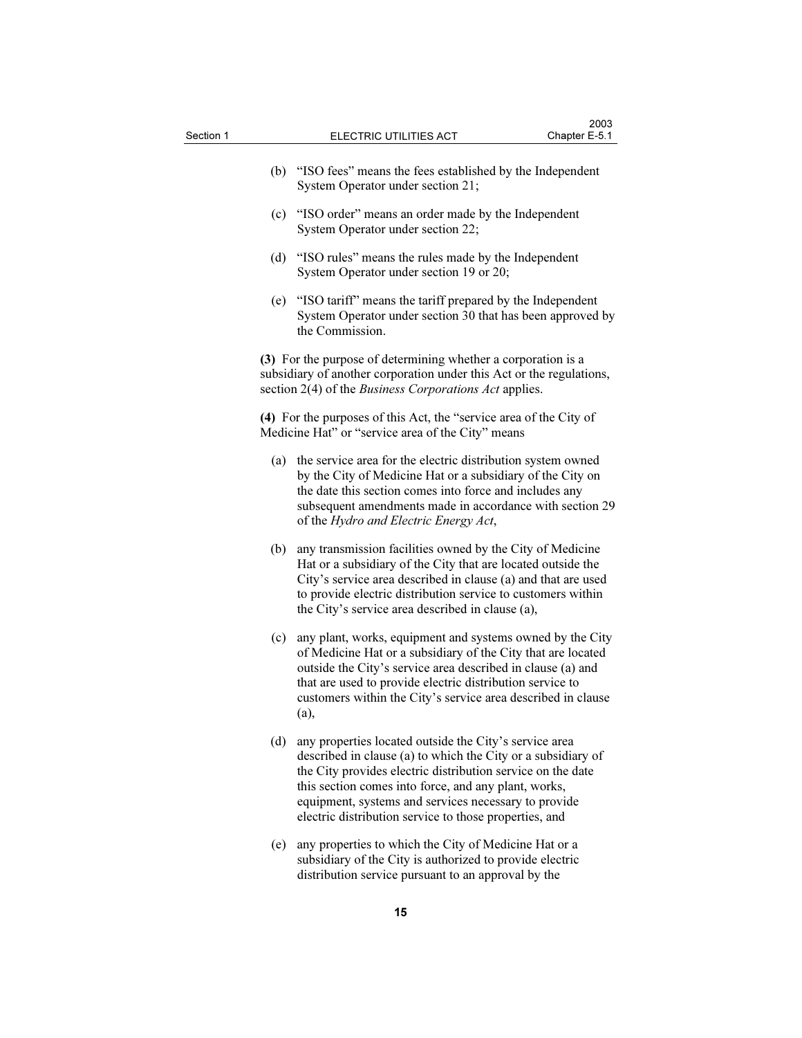(b) "ISO fees" means the fees established by the Independent System Operator under section 21;

(c) "ISO order" means an order made by the Independent System Operator under section 22;

(d) "ISO rules" means the rules made by the Independent System Operator under section 19 or 20;

(e) "ISO tariff" means the tariff prepared by the Independent System Operator under section 30 that has been approved by the Commission.

**(3)** For the purpose of determining whether a corporation is a subsidiary of another corporation under this Act or the regulations, section 2(4) of the *Business Corporations Act* applies.

**(4)** For the purposes of this Act, the "service area of the City of Medicine Hat" or "service area of the City" means

(a) the service area for the electric distribution system owned by the City of Medicine Hat or a subsidiary of the City on the date this section comes into force and includes any subsequent amendments made in accordance with section 29 of the *Hydro and Electric Energy Act*,

(b) any transmission facilities owned by the City of Medicine Hat or a subsidiary of the City that are located outside the City's service area described in clause (a) and that are used to provide electric distribution service to customers within the City's service area described in clause (a),

(c) any plant, works, equipment and systems owned by the City of Medicine Hat or a subsidiary of the City that are located outside the City's service area described in clause (a) and that are used to provide electric distribution service to customers within the City's service area described in clause (a),

(d) any properties located outside the City's service area described in clause (a) to which the City or a subsidiary of the City provides electric distribution service on the date this section comes into force, and any plant, works, equipment, systems and services necessary to provide electric distribution service to those properties, and

(e) any properties to which the City of Medicine Hat or a subsidiary of the City is authorized to provide electric distribution service pursuant to an approval by the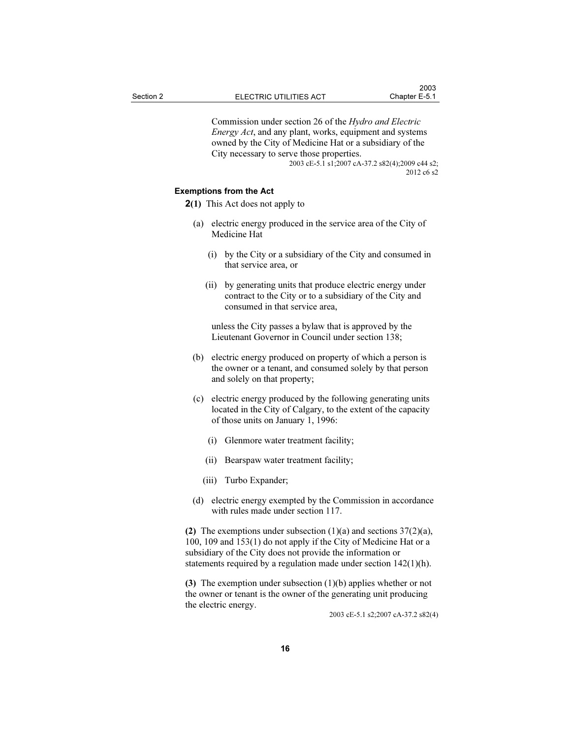Commission under section 26 of the *Hydro and Electric Energy Act*, and any plant, works, equipment and systems owned by the City of Medicine Hat or a subsidiary of the City necessary to serve those properties.

2003 cE-5.1 s1;2007 cA-37.2 s82(4);2009 c44 s2;
2012 c6 s2

### Exemptions from the Act

**2(1)** This Act does not apply to

(a) electric energy produced in the service area of the City of Medicine Hat

(i) by the City or a subsidiary of the City and consumed in that service area, or

(ii) by generating units that produce electric energy under contract to the City or to a subsidiary of the City and consumed in that service area,

unless the City passes a bylaw that is approved by the Lieutenant Governor in Council under section 138;

(b) electric energy produced on property of which a person is the owner or a tenant, and consumed solely by that person and solely on that property;

(c) electric energy produced by the following generating units located in the City of Calgary, to the extent of the capacity of those units on January 1, 1996:

(i) Glenmore water treatment facility;

(ii) Bearspaw water treatment facility;

(iii) Turbo Expander;

(d) electric energy exempted by the Commission in accordance with rules made under section 117.

**(2)** The exemptions under subsection (1)(a) and sections 37(2)(a), 100, 109 and 153(1) do not apply if the City of Medicine Hat or a subsidiary of the City does not provide the information or statements required by a regulation made under section 142(1)(h).

**(3)** The exemption under subsection (1)(b) applies whether or not the owner or tenant is the owner of the generating unit producing the electric energy.

2003 cE-5.1 s2;2007 cA-37.2 s82(4)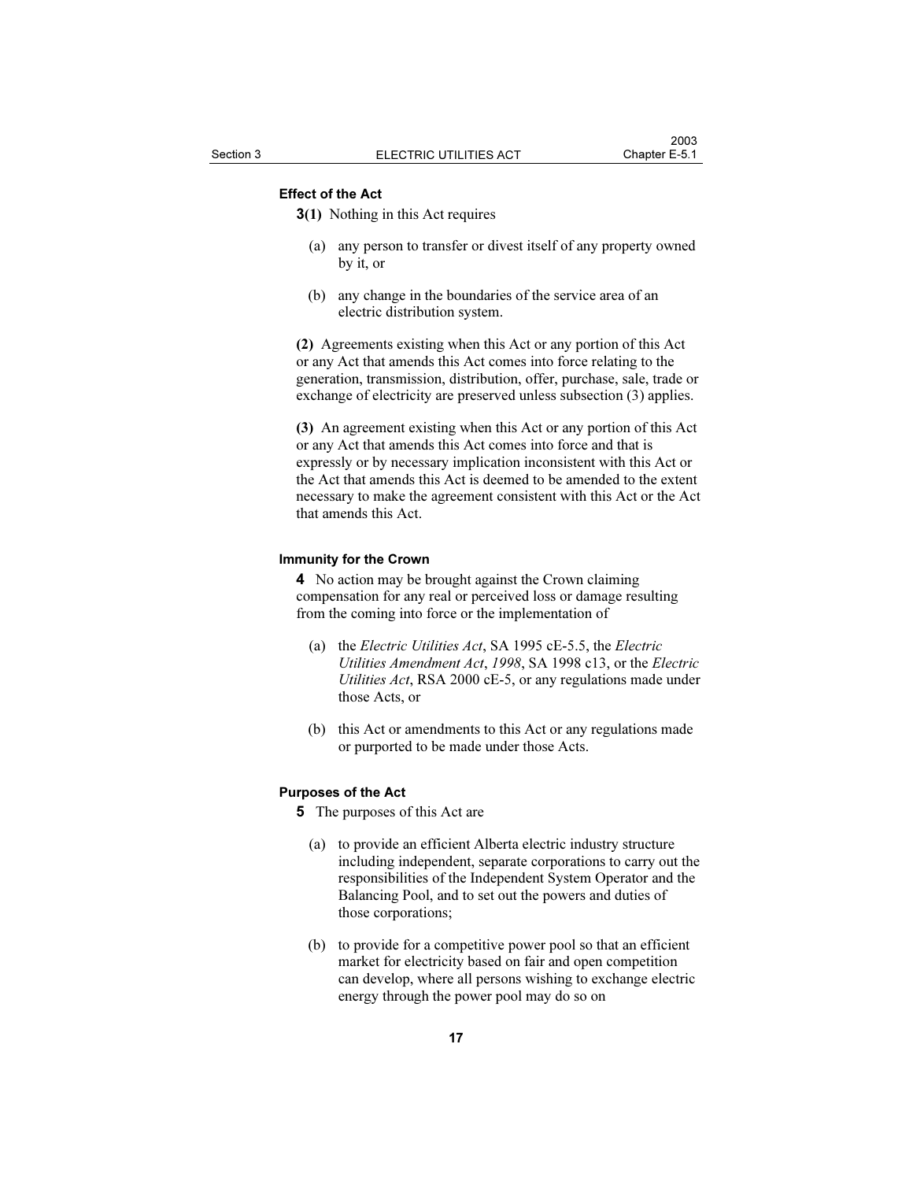### Effect of the Act

**3(1)** Nothing in this Act requires

(a) any person to transfer or divest itself of any property owned by it, or

(b) any change in the boundaries of the service area of an electric distribution system.

**(2)** Agreements existing when this Act or any portion of this Act or any Act that amends this Act comes into force relating to the generation, transmission, distribution, offer, purchase, sale, trade or exchange of electricity are preserved unless subsection (3) applies.

**(3)** An agreement existing when this Act or any portion of this Act or any Act that amends this Act comes into force and that is expressly or by necessary implication inconsistent with this Act or the Act that amends this Act is deemed to be amended to the extent necessary to make the agreement consistent with this Act or the Act that amends this Act.

### Immunity for the Crown

**4** No action may be brought against the Crown claiming compensation for any real or perceived loss or damage resulting from the coming into force or the implementation of

(a) the *Electric Utilities Act*, SA 1995 cE-5.5, the *Electric Utilities Amendment Act*, *1998*, SA 1998 c13, or the *Electric Utilities Act*, RSA 2000 cE-5, or any regulations made under those Acts, or

(b) this Act or amendments to this Act or any regulations made or purported to be made under those Acts.

### Purposes of the Act

**5** The purposes of this Act are

(a) to provide an efficient Alberta electric industry structure including independent, separate corporations to carry out the responsibilities of the Independent System Operator and the Balancing Pool, and to set out the powers and duties of those corporations;

(b) to provide for a competitive power pool so that an efficient market for electricity based on fair and open competition can develop, where all persons wishing to exchange electric energy through the power pool may do so on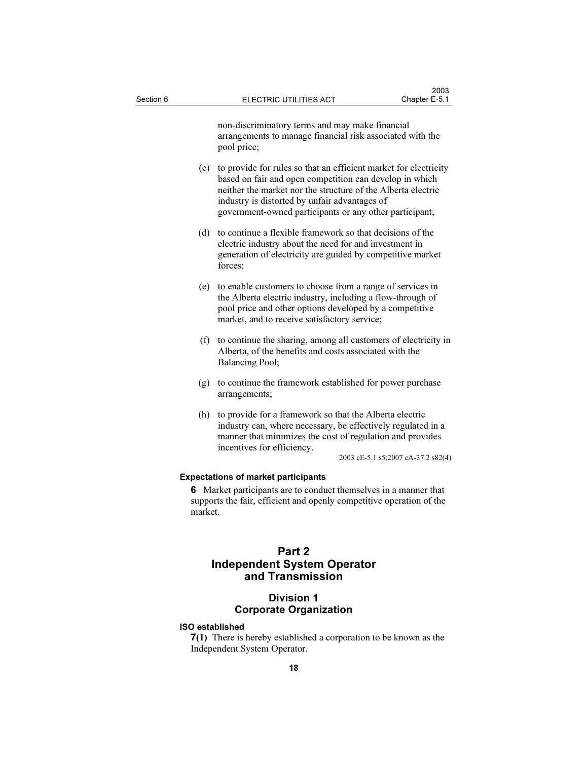non-discriminatory terms and may make financial arrangements to manage financial risk associated with the pool price;

(c) to provide for rules so that an efficient market for electricity based on fair and open competition can develop in which neither the market nor the structure of the Alberta electric industry is distorted by unfair advantages of government-owned participants or any other participant;

(d) to continue a flexible framework so that decisions of the electric industry about the need for and investment in generation of electricity are guided by competitive market forces;

(e) to enable customers to choose from a range of services in the Alberta electric industry, including a flow-through of pool price and other options developed by a competitive market, and to receive satisfactory service;

(f) to continue the sharing, among all customers of electricity in Alberta, of the benefits and costs associated with the Balancing Pool;

(g) to continue the framework established for power purchase arrangements;

(h) to provide for a framework so that the Alberta electric industry can, where necessary, be effectively regulated in a manner that minimizes the cost of regulation and provides incentives for efficiency.

2003 cE-5.1 s5;2007 cA-37.2 s82(4)

**Expectations of market participants**

**6** Market participants are to conduct themselves in a manner that supports the fair, efficient and openly competitive operation of the market.

# Part 2
# Independent System Operator and Transmission

## Division 1
## Corporate Organization

**ISO established**

**7(1)** There is hereby established a corporation to be known as the Independent System Operator.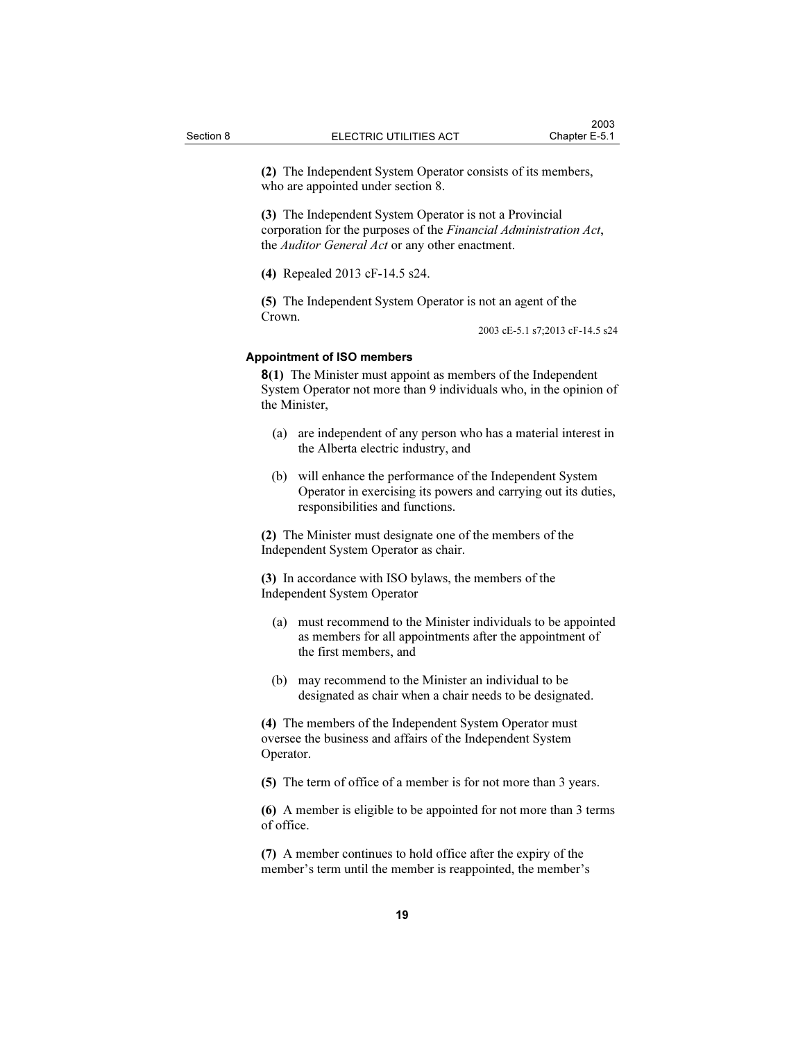**(2)** The Independent System Operator consists of its members, who are appointed under section 8.

**(3)** The Independent System Operator is not a Provincial corporation for the purposes of the *Financial Administration Act*, the *Auditor General Act* or any other enactment.

**(4)** Repealed 2013 cF-14.5 s24.

**(5)** The Independent System Operator is not an agent of the Crown.

2003 cE-5.1 s7;2013 cF-14.5 s24

#### Appointment of ISO members

**8(1)** The Minister must appoint as members of the Independent System Operator not more than 9 individuals who, in the opinion of the Minister,

- (a) are independent of any person who has a material interest in the Alberta electric industry, and
- (b) will enhance the performance of the Independent System Operator in exercising its powers and carrying out its duties, responsibilities and functions.

**(2)** The Minister must designate one of the members of the Independent System Operator as chair.

**(3)** In accordance with ISO bylaws, the members of the Independent System Operator

- (a) must recommend to the Minister individuals to be appointed as members for all appointments after the appointment of the first members, and
- (b) may recommend to the Minister an individual to be designated as chair when a chair needs to be designated.

**(4)** The members of the Independent System Operator must oversee the business and affairs of the Independent System Operator.

**(5)** The term of office of a member is for not more than 3 years.

**(6)** A member is eligible to be appointed for not more than 3 terms of office.

**(7)** A member continues to hold office after the expiry of the member's term until the member is reappointed, the member's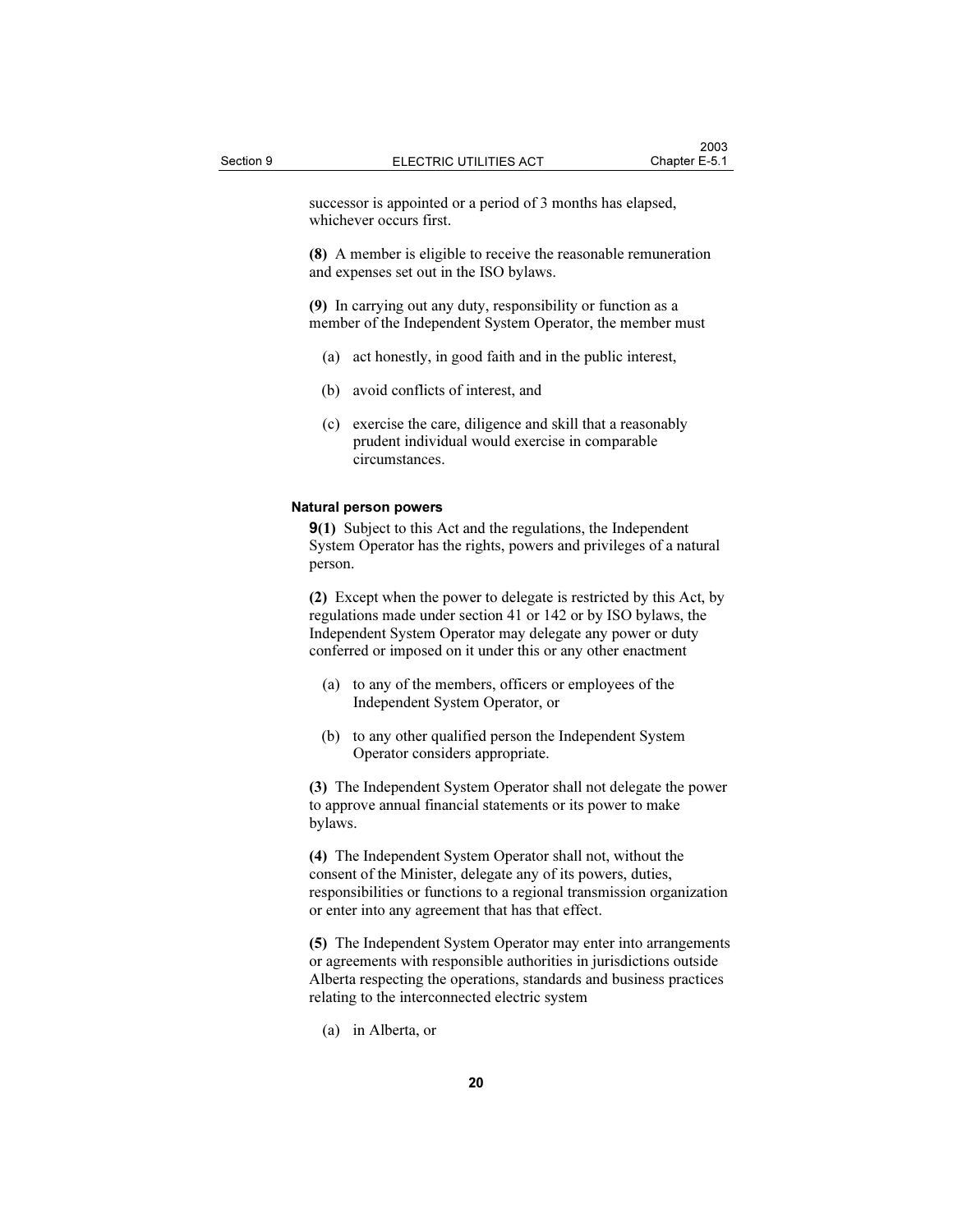successor is appointed or a period of 3 months has elapsed, whichever occurs first.

**(8)** A member is eligible to receive the reasonable remuneration and expenses set out in the ISO bylaws.

**(9)** In carrying out any duty, responsibility or function as a member of the Independent System Operator, the member must

(a) act honestly, in good faith and in the public interest,

(b) avoid conflicts of interest, and

(c) exercise the care, diligence and skill that a reasonably prudent individual would exercise in comparable circumstances.

**Natural person powers**

**9(1)** Subject to this Act and the regulations, the Independent System Operator has the rights, powers and privileges of a natural person.

**(2)** Except when the power to delegate is restricted by this Act, by regulations made under section 41 or 142 or by ISO bylaws, the Independent System Operator may delegate any power or duty conferred or imposed on it under this or any other enactment

(a) to any of the members, officers or employees of the Independent System Operator, or

(b) to any other qualified person the Independent System Operator considers appropriate.

**(3)** The Independent System Operator shall not delegate the power to approve annual financial statements or its power to make bylaws.

**(4)** The Independent System Operator shall not, without the consent of the Minister, delegate any of its powers, duties, responsibilities or functions to a regional transmission organization or enter into any agreement that has that effect.

**(5)** The Independent System Operator may enter into arrangements or agreements with responsible authorities in jurisdictions outside Alberta respecting the operations, standards and business practices relating to the interconnected electric system

(a) in Alberta, or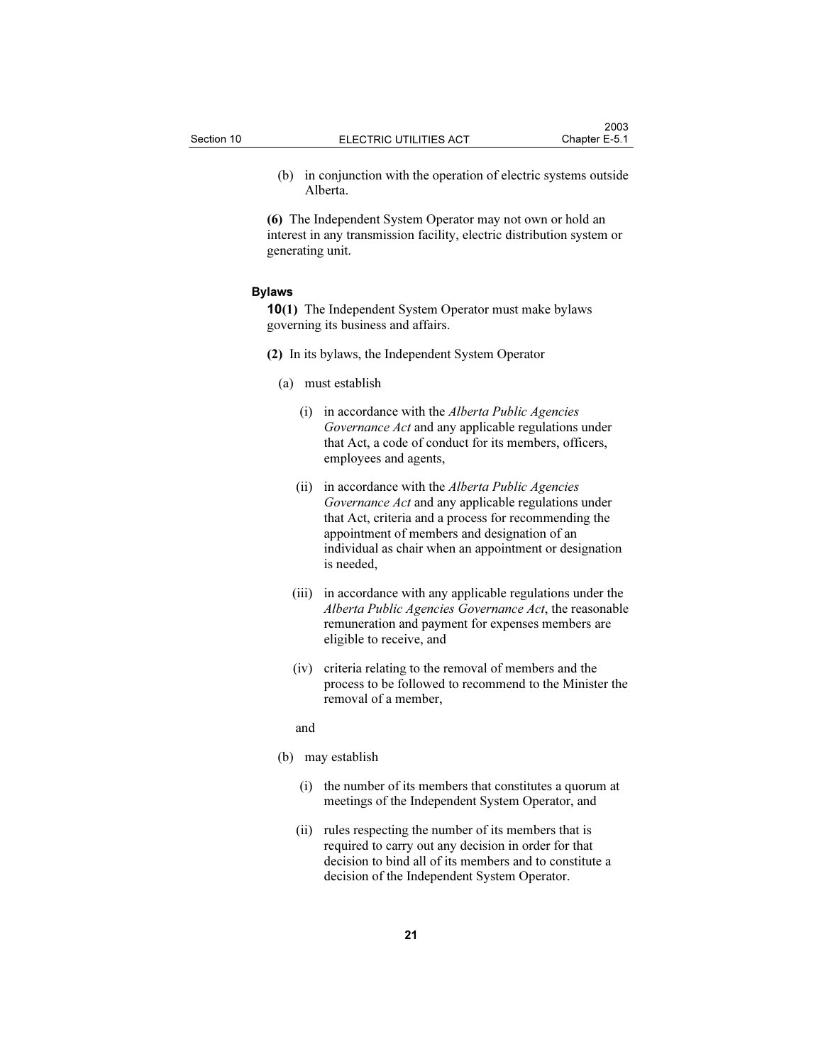(b) in conjunction with the operation of electric systems outside Alberta.

**(6)** The Independent System Operator may not own or hold an interest in any transmission facility, electric distribution system or generating unit.

### Bylaws

**10(1)** The Independent System Operator must make bylaws governing its business and affairs.

**(2)** In its bylaws, the Independent System Operator

(a) must establish

(i) in accordance with the *Alberta Public Agencies Governance Act* and any applicable regulations under that Act, a code of conduct for its members, officers, employees and agents,

(ii) in accordance with the *Alberta Public Agencies Governance Act* and any applicable regulations under that Act, criteria and a process for recommending the appointment of members and designation of an individual as chair when an appointment or designation is needed,

(iii) in accordance with any applicable regulations under the *Alberta Public Agencies Governance Act*, the reasonable remuneration and payment for expenses members are eligible to receive, and

(iv) criteria relating to the removal of members and the process to be followed to recommend to the Minister the removal of a member,

and

(b) may establish

(i) the number of its members that constitutes a quorum at meetings of the Independent System Operator, and

(ii) rules respecting the number of its members that is required to carry out any decision in order for that decision to bind all of its members and to constitute a decision of the Independent System Operator.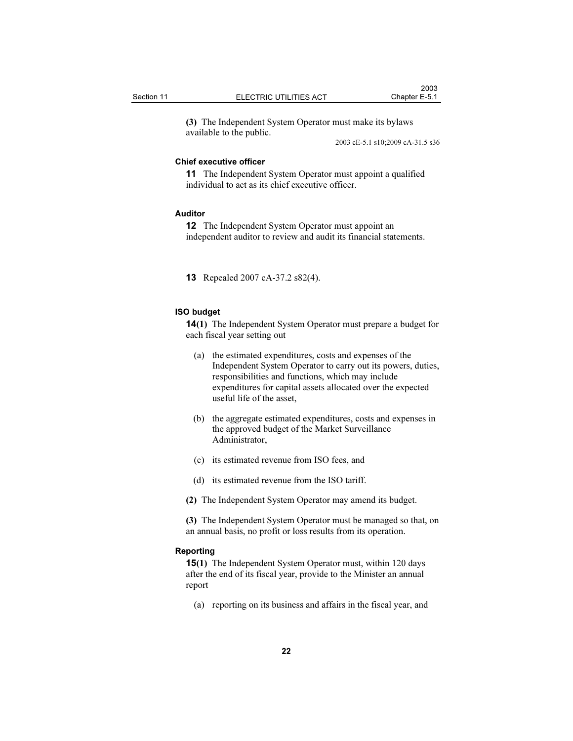**(3)** The Independent System Operator must make its bylaws available to the public.

2003 cE-5.1 s10;2009 cA-31.5 s36

### Chief executive officer

**11** The Independent System Operator must appoint a qualified individual to act as its chief executive officer.

### Auditor

**12** The Independent System Operator must appoint an independent auditor to review and audit its financial statements.

**13** Repealed 2007 cA-37.2 s82(4).

### ISO budget

**14(1)** The Independent System Operator must prepare a budget for each fiscal year setting out

(a) the estimated expenditures, costs and expenses of the Independent System Operator to carry out its powers, duties, responsibilities and functions, which may include expenditures for capital assets allocated over the expected useful life of the asset,

(b) the aggregate estimated expenditures, costs and expenses in the approved budget of the Market Surveillance Administrator,

(c) its estimated revenue from ISO fees, and

(d) its estimated revenue from the ISO tariff.

**(2)** The Independent System Operator may amend its budget.

**(3)** The Independent System Operator must be managed so that, on an annual basis, no profit or loss results from its operation.

### Reporting

**15(1)** The Independent System Operator must, within 120 days after the end of its fiscal year, provide to the Minister an annual report

(a) reporting on its business and affairs in the fiscal year, and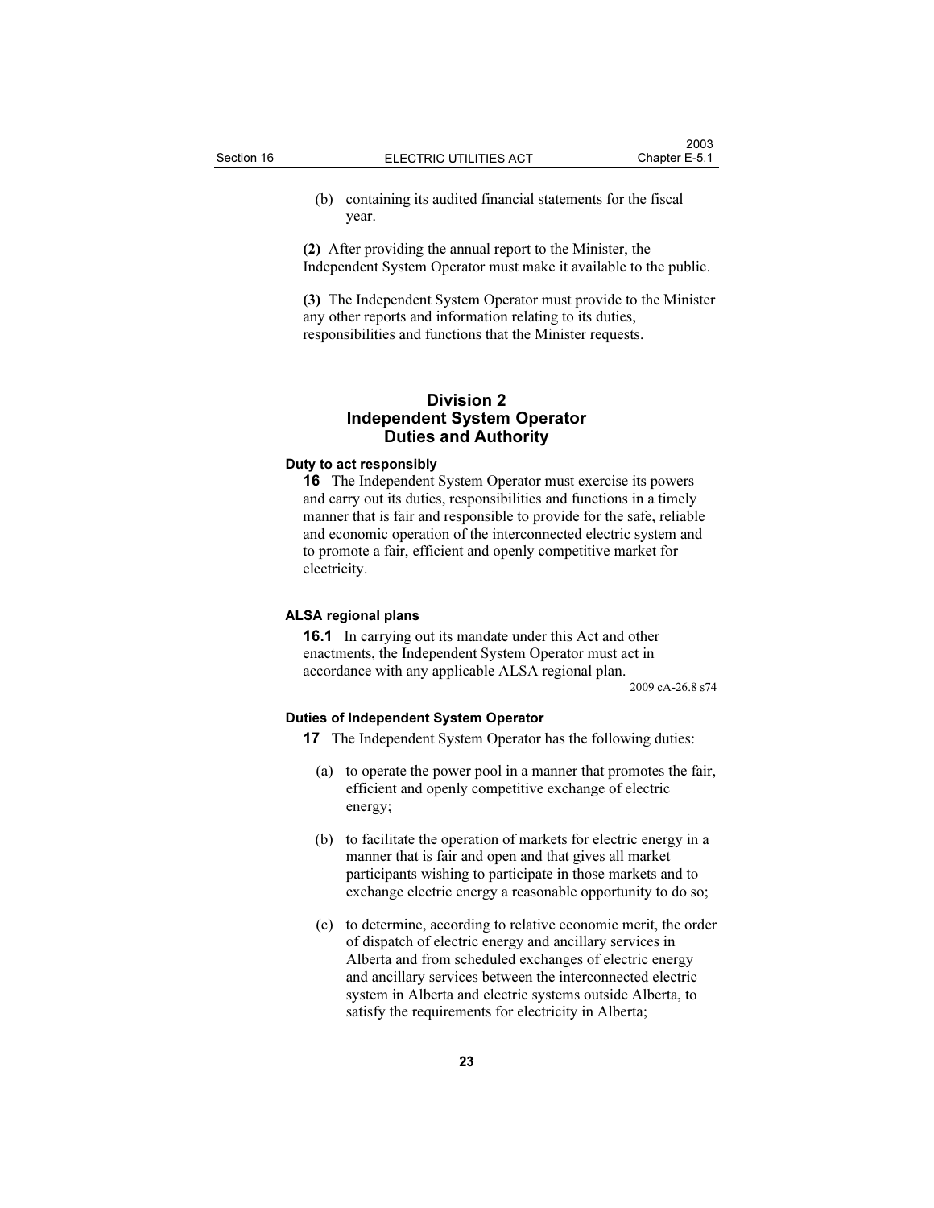(b) containing its audited financial statements for the fiscal year.

**(2)** After providing the annual report to the Minister, the Independent System Operator must make it available to the public.

**(3)** The Independent System Operator must provide to the Minister any other reports and information relating to its duties, responsibilities and functions that the Minister requests.

## Division 2
## Independent System Operator Duties and Authority

**Duty to act responsibly**

**16** The Independent System Operator must exercise its powers and carry out its duties, responsibilities and functions in a timely manner that is fair and responsible to provide for the safe, reliable and economic operation of the interconnected electric system and to promote a fair, efficient and openly competitive market for electricity.

**ALSA regional plans**

**16.1** In carrying out its mandate under this Act and other enactments, the Independent System Operator must act in accordance with any applicable ALSA regional plan.

2009 cA-26.8 s74

**Duties of Independent System Operator**

**17** The Independent System Operator has the following duties:

(a) to operate the power pool in a manner that promotes the fair, efficient and openly competitive exchange of electric energy;

(b) to facilitate the operation of markets for electric energy in a manner that is fair and open and that gives all market participants wishing to participate in those markets and to exchange electric energy a reasonable opportunity to do so;

(c) to determine, according to relative economic merit, the order of dispatch of electric energy and ancillary services in Alberta and from scheduled exchanges of electric energy and ancillary services between the interconnected electric system in Alberta and electric systems outside Alberta, to satisfy the requirements for electricity in Alberta;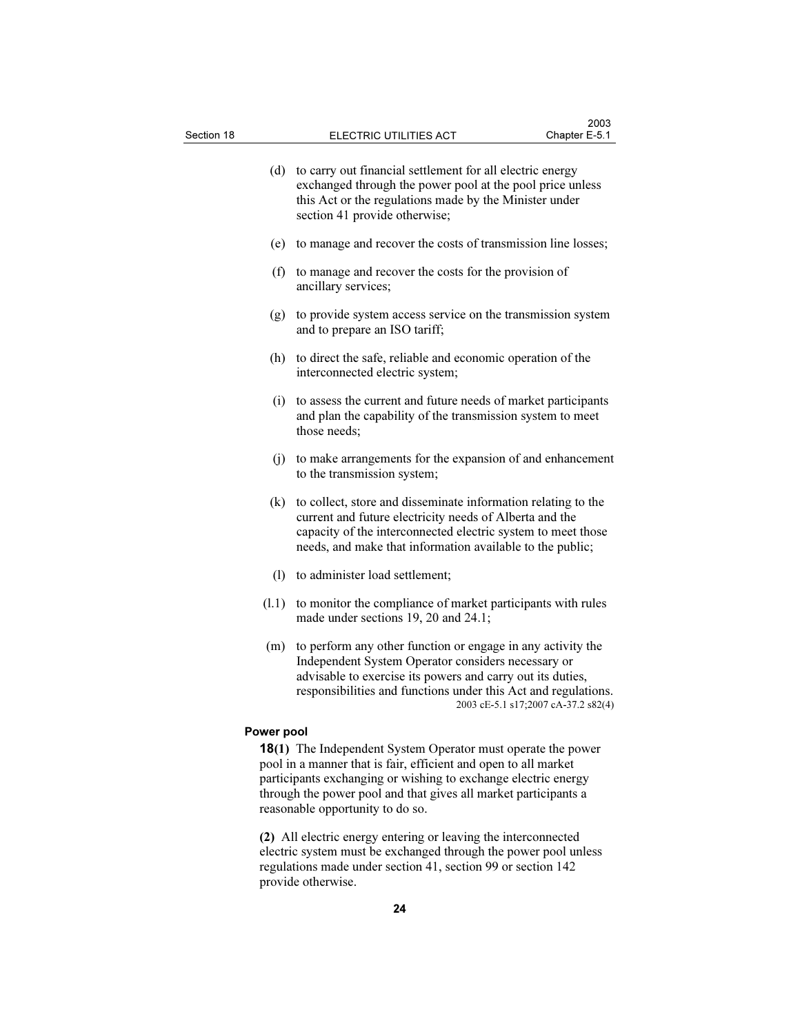(d) to carry out financial settlement for all electric energy exchanged through the power pool at the pool price unless this Act or the regulations made by the Minister under section 41 provide otherwise;

(e) to manage and recover the costs of transmission line losses;

(f) to manage and recover the costs for the provision of ancillary services;

(g) to provide system access service on the transmission system and to prepare an ISO tariff;

(h) to direct the safe, reliable and economic operation of the interconnected electric system;

(i) to assess the current and future needs of market participants and plan the capability of the transmission system to meet those needs;

(j) to make arrangements for the expansion of and enhancement to the transmission system;

(k) to collect, store and disseminate information relating to the current and future electricity needs of Alberta and the capacity of the interconnected electric system to meet those needs, and make that information available to the public;

(l) to administer load settlement;

(l.1) to monitor the compliance of market participants with rules made under sections 19, 20 and 24.1;

(m) to perform any other function or engage in any activity the Independent System Operator considers necessary or advisable to exercise its powers and carry out its duties, responsibilities and functions under this Act and regulations.

2003 cE-5.1 s17;2007 cA-37.2 s82(4)

**Power pool**

**18(1)** The Independent System Operator must operate the power pool in a manner that is fair, efficient and open to all market participants exchanging or wishing to exchange electric energy through the power pool and that gives all market participants a reasonable opportunity to do so.

**(2)** All electric energy entering or leaving the interconnected electric system must be exchanged through the power pool unless regulations made under section 41, section 99 or section 142 provide otherwise.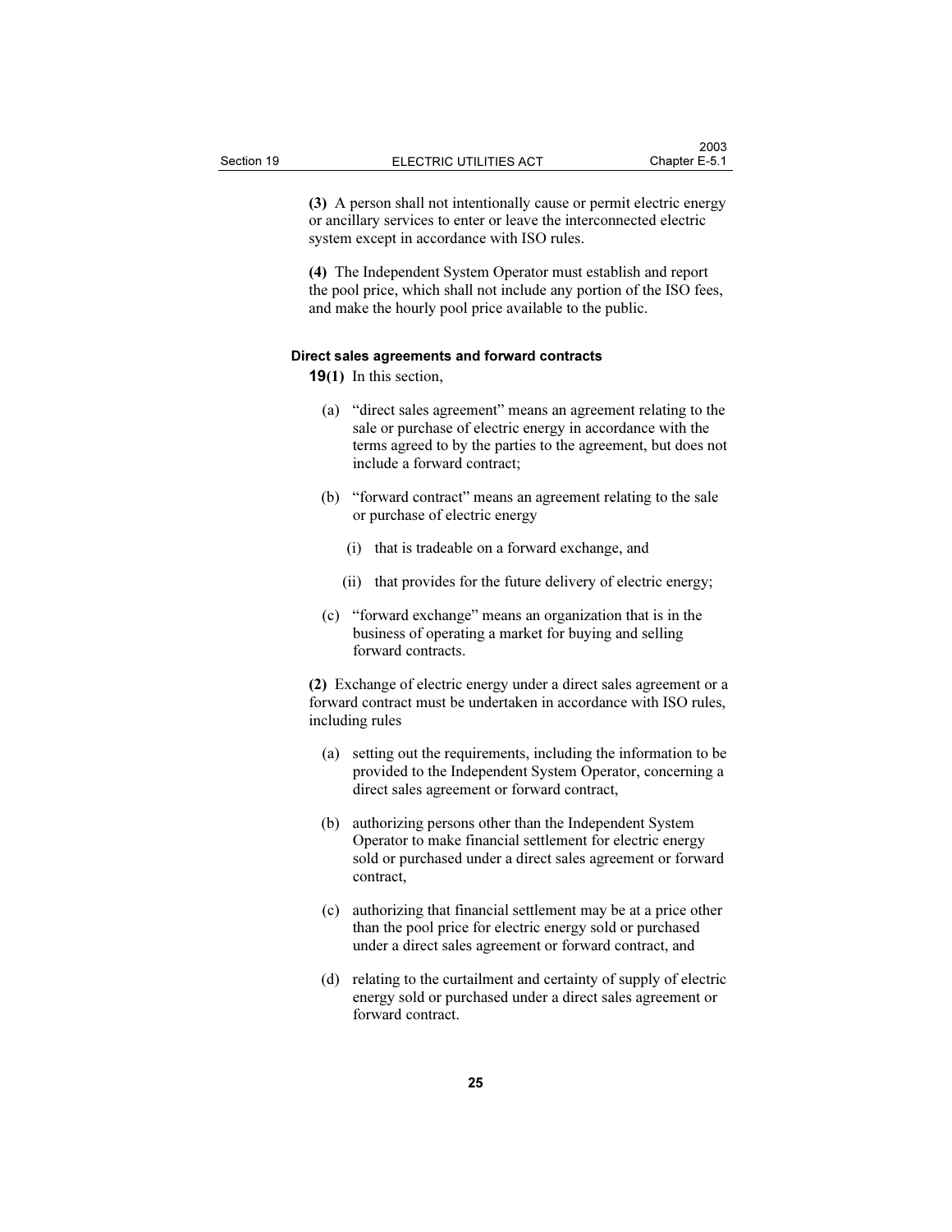**(3)** A person shall not intentionally cause or permit electric energy or ancillary services to enter or leave the interconnected electric system except in accordance with ISO rules.

**(4)** The Independent System Operator must establish and report the pool price, which shall not include any portion of the ISO fees, and make the hourly pool price available to the public.

#### Direct sales agreements and forward contracts

**19(1)** In this section,

(a) "direct sales agreement" means an agreement relating to the sale or purchase of electric energy in accordance with the terms agreed to by the parties to the agreement, but does not include a forward contract;

(b) "forward contract" means an agreement relating to the sale or purchase of electric energy

(i) that is tradeable on a forward exchange, and

(ii) that provides for the future delivery of electric energy;

(c) "forward exchange" means an organization that is in the business of operating a market for buying and selling forward contracts.

**(2)** Exchange of electric energy under a direct sales agreement or a forward contract must be undertaken in accordance with ISO rules, including rules

(a) setting out the requirements, including the information to be provided to the Independent System Operator, concerning a direct sales agreement or forward contract,

(b) authorizing persons other than the Independent System Operator to make financial settlement for electric energy sold or purchased under a direct sales agreement or forward contract,

(c) authorizing that financial settlement may be at a price other than the pool price for electric energy sold or purchased under a direct sales agreement or forward contract, and

(d) relating to the curtailment and certainty of supply of electric energy sold or purchased under a direct sales agreement or forward contract.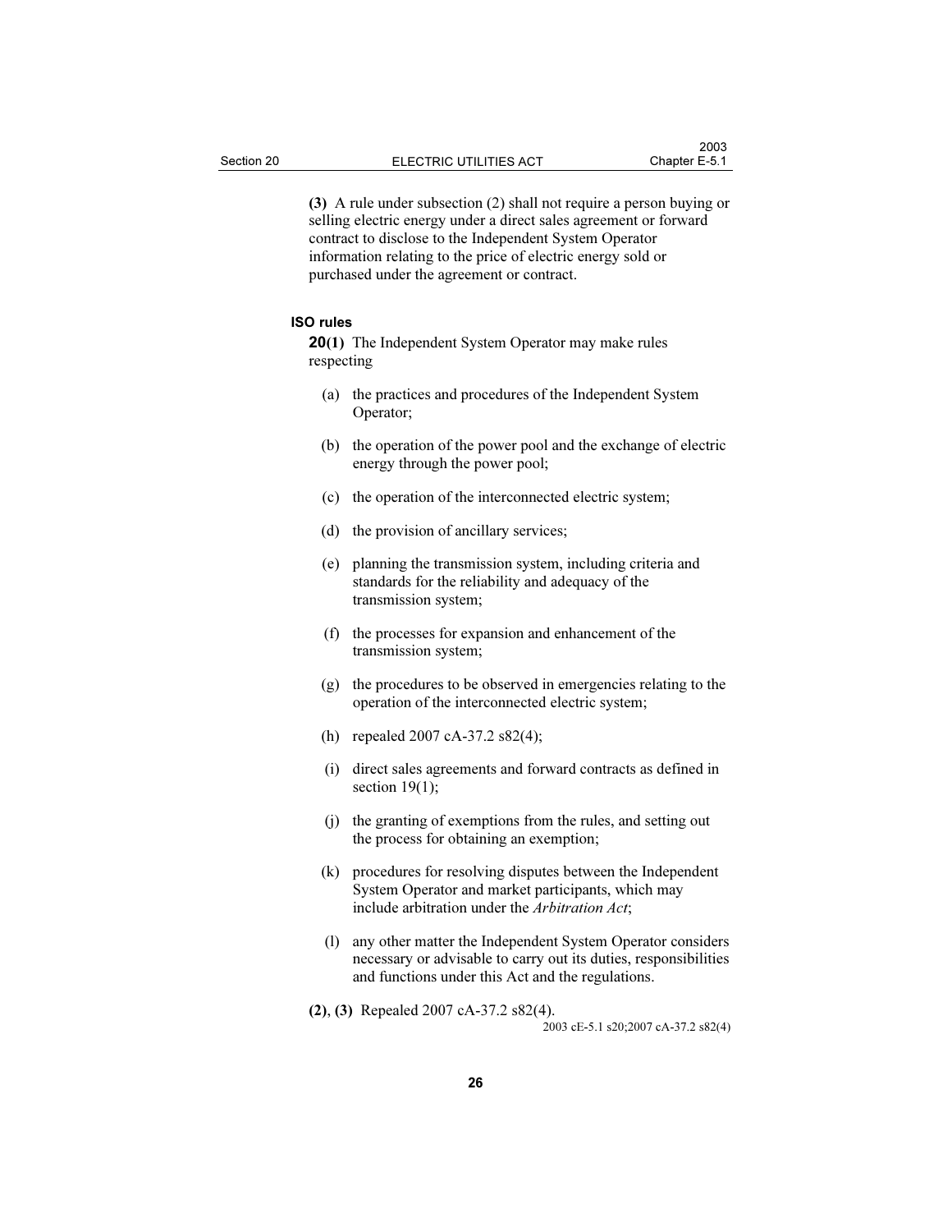**(3)** A rule under subsection (2) shall not require a person buying or selling electric energy under a direct sales agreement or forward contract to disclose to the Independent System Operator information relating to the price of electric energy sold or purchased under the agreement or contract.

### ISO rules

**20(1)** The Independent System Operator may make rules respecting

(a) the practices and procedures of the Independent System Operator;

(b) the operation of the power pool and the exchange of electric energy through the power pool;

(c) the operation of the interconnected electric system;

(d) the provision of ancillary services;

(e) planning the transmission system, including criteria and standards for the reliability and adequacy of the transmission system;

(f) the processes for expansion and enhancement of the transmission system;

(g) the procedures to be observed in emergencies relating to the operation of the interconnected electric system;

(h) repealed 2007 cA-37.2 s82(4);

(i) direct sales agreements and forward contracts as defined in section 19(1);

(j) the granting of exemptions from the rules, and setting out the process for obtaining an exemption;

(k) procedures for resolving disputes between the Independent System Operator and market participants, which may include arbitration under the *Arbitration Act*;

(l) any other matter the Independent System Operator considers necessary or advisable to carry out its duties, responsibilities and functions under this Act and the regulations.

**(2)**, **(3)** Repealed 2007 cA-37.2 s82(4).

2003 cE-5.1 s20;2007 cA-37.2 s82(4)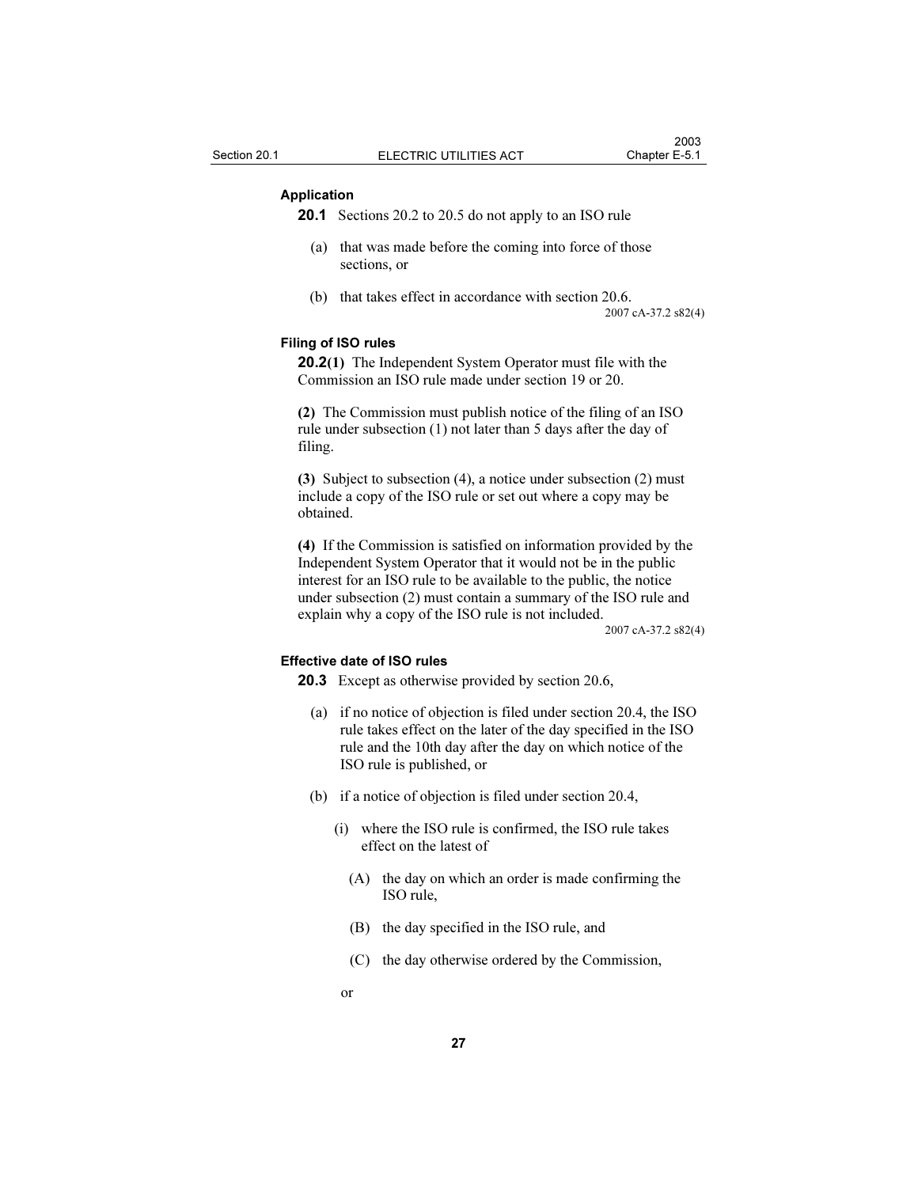### Application

**20.1** Sections 20.2 to 20.5 do not apply to an ISO rule

(a) that was made before the coming into force of those sections, or

(b) that takes effect in accordance with section 20.6.

2007 cA-37.2 s82(4)

### Filing of ISO rules

**20.2(1)** The Independent System Operator must file with the Commission an ISO rule made under section 19 or 20.

**(2)** The Commission must publish notice of the filing of an ISO rule under subsection (1) not later than 5 days after the day of filing.

**(3)** Subject to subsection (4), a notice under subsection (2) must include a copy of the ISO rule or set out where a copy may be obtained.

**(4)** If the Commission is satisfied on information provided by the Independent System Operator that it would not be in the public interest for an ISO rule to be available to the public, the notice under subsection (2) must contain a summary of the ISO rule and explain why a copy of the ISO rule is not included.

2007 cA-37.2 s82(4)

### Effective date of ISO rules

**20.3** Except as otherwise provided by section 20.6,

(a) if no notice of objection is filed under section 20.4, the ISO rule takes effect on the later of the day specified in the ISO rule and the 10th day after the day on which notice of the ISO rule is published, or

(b) if a notice of objection is filed under section 20.4,

(i) where the ISO rule is confirmed, the ISO rule takes effect on the latest of

(A) the day on which an order is made confirming the ISO rule,

(B) the day specified in the ISO rule, and

(C) the day otherwise ordered by the Commission,

or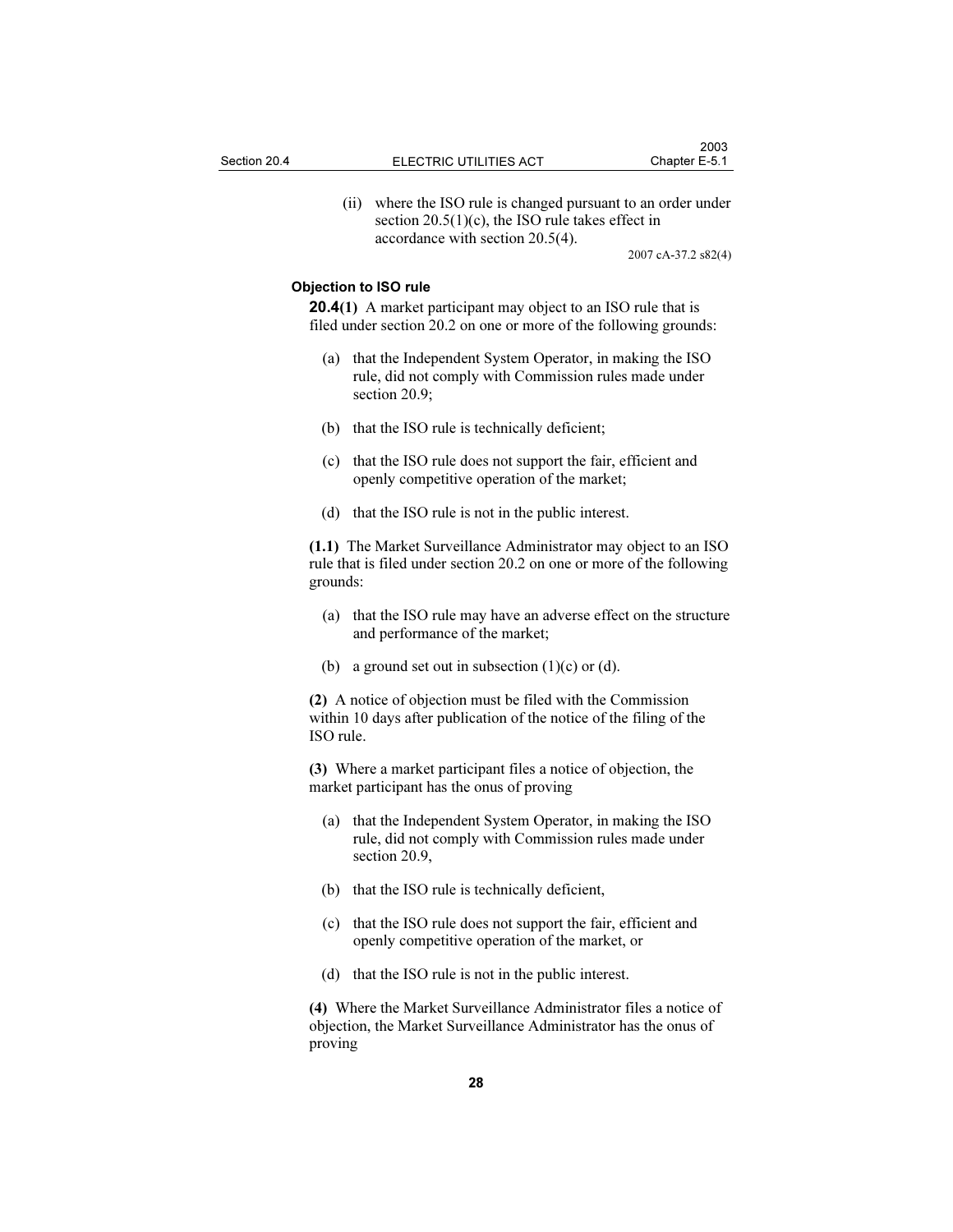(ii) where the ISO rule is changed pursuant to an order under section 20.5(1)(c), the ISO rule takes effect in accordance with section 20.5(4).

2007 cA-37.2 s82(4)

### Objection to ISO rule

**20.4(1)** A market participant may object to an ISO rule that is filed under section 20.2 on one or more of the following grounds:

(a) that the Independent System Operator, in making the ISO rule, did not comply with Commission rules made under section 20.9;

(b) that the ISO rule is technically deficient;

(c) that the ISO rule does not support the fair, efficient and openly competitive operation of the market;

(d) that the ISO rule is not in the public interest.

**(1.1)** The Market Surveillance Administrator may object to an ISO rule that is filed under section 20.2 on one or more of the following grounds:

(a) that the ISO rule may have an adverse effect on the structure and performance of the market;

(b) a ground set out in subsection (1)(c) or (d).

**(2)** A notice of objection must be filed with the Commission within 10 days after publication of the notice of the filing of the ISO rule.

**(3)** Where a market participant files a notice of objection, the market participant has the onus of proving

(a) that the Independent System Operator, in making the ISO rule, did not comply with Commission rules made under section 20.9,

(b) that the ISO rule is technically deficient,

(c) that the ISO rule does not support the fair, efficient and openly competitive operation of the market, or

(d) that the ISO rule is not in the public interest.

**(4)** Where the Market Surveillance Administrator files a notice of objection, the Market Surveillance Administrator has the onus of proving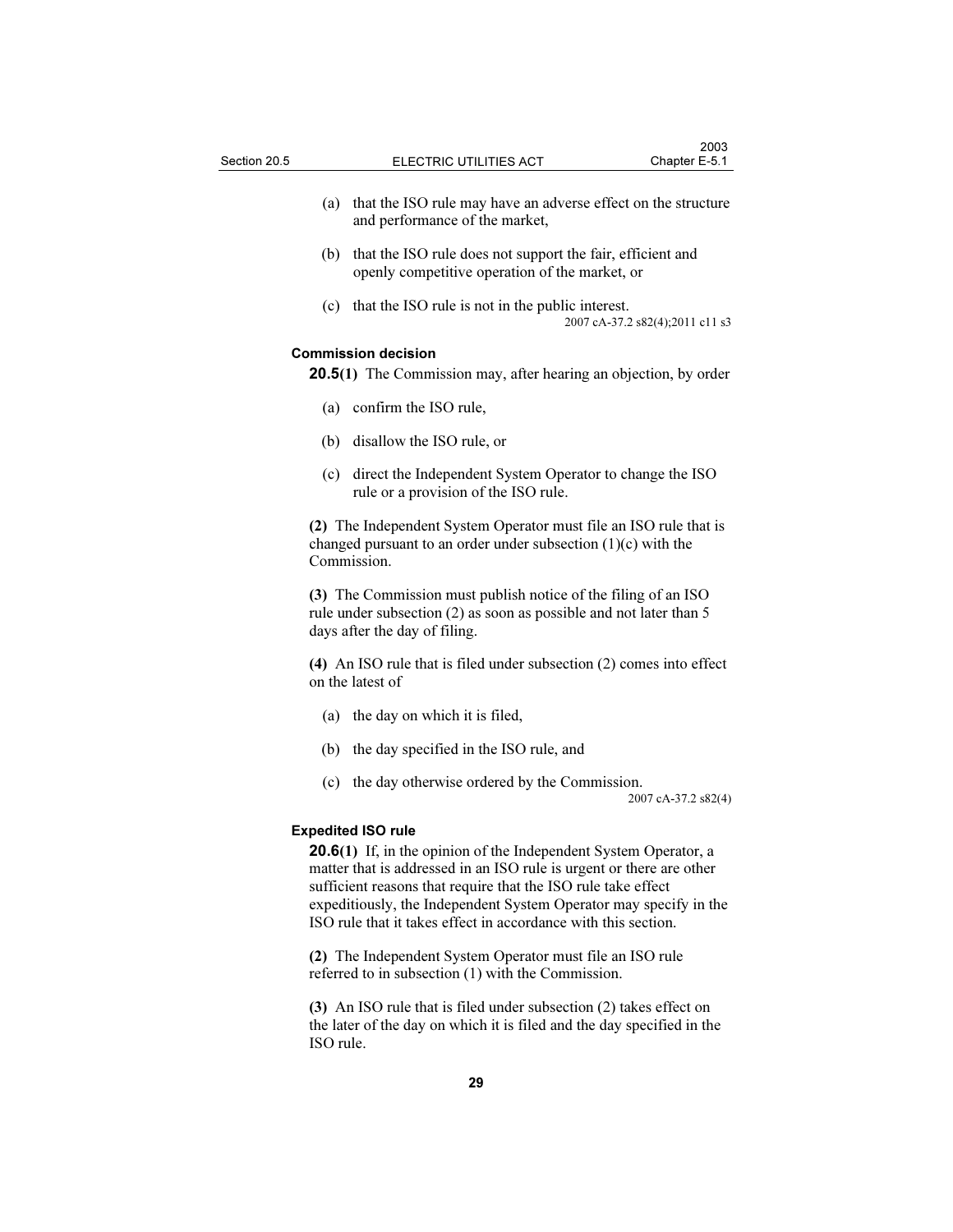(a) that the ISO rule may have an adverse effect on the structure and performance of the market,

(b) that the ISO rule does not support the fair, efficient and openly competitive operation of the market, or

(c) that the ISO rule is not in the public interest.

2007 cA-37.2 s82(4);2011 c11 s3

**Commission decision**

**20.5(1)** The Commission may, after hearing an objection, by order

(a) confirm the ISO rule,

(b) disallow the ISO rule, or

(c) direct the Independent System Operator to change the ISO rule or a provision of the ISO rule.

**(2)** The Independent System Operator must file an ISO rule that is changed pursuant to an order under subsection (1)(c) with the Commission.

**(3)** The Commission must publish notice of the filing of an ISO rule under subsection (2) as soon as possible and not later than 5 days after the day of filing.

**(4)** An ISO rule that is filed under subsection (2) comes into effect on the latest of

(a) the day on which it is filed,

(b) the day specified in the ISO rule, and

(c) the day otherwise ordered by the Commission.

2007 cA-37.2 s82(4)

**Expedited ISO rule**

**20.6(1)** If, in the opinion of the Independent System Operator, a matter that is addressed in an ISO rule is urgent or there are other sufficient reasons that require that the ISO rule take effect expeditiously, the Independent System Operator may specify in the ISO rule that it takes effect in accordance with this section.

**(2)** The Independent System Operator must file an ISO rule referred to in subsection (1) with the Commission.

**(3)** An ISO rule that is filed under subsection (2) takes effect on the later of the day on which it is filed and the day specified in the ISO rule.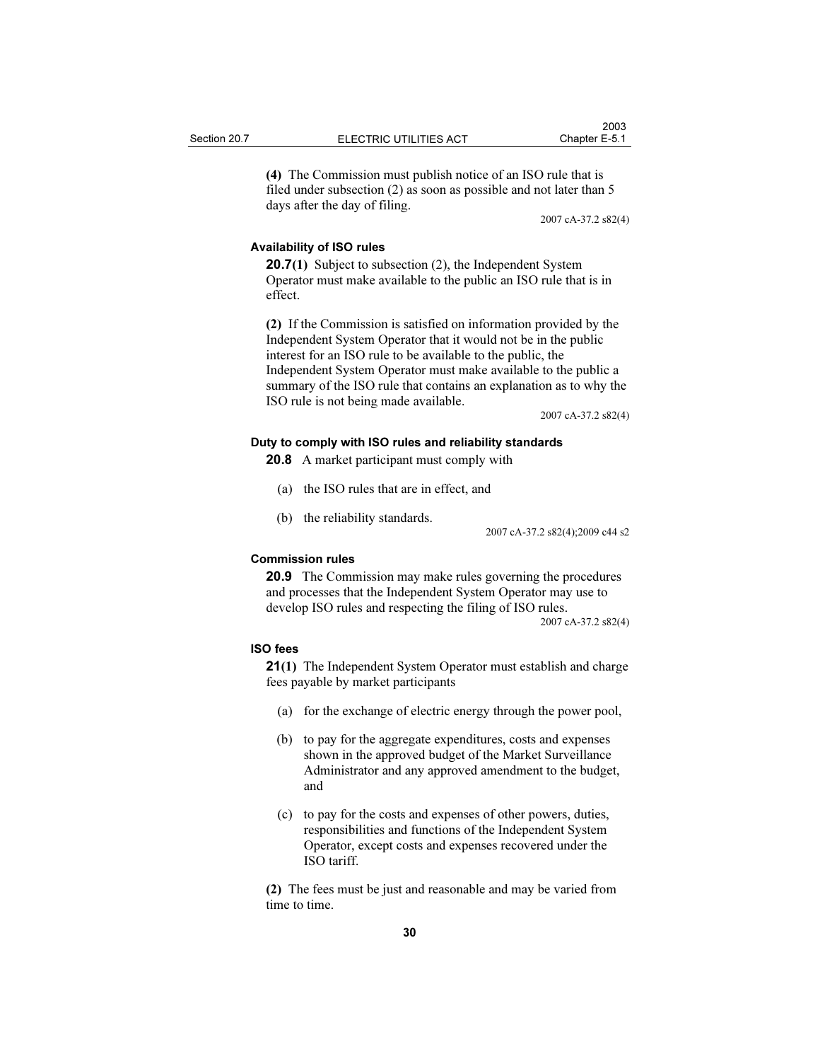**(4)** The Commission must publish notice of an ISO rule that is filed under subsection (2) as soon as possible and not later than 5 days after the day of filing.

2007 cA-37.2 s82(4)

### Availability of ISO rules

**20.7(1)** Subject to subsection (2), the Independent System Operator must make available to the public an ISO rule that is in effect.

**(2)** If the Commission is satisfied on information provided by the Independent System Operator that it would not be in the public interest for an ISO rule to be available to the public, the Independent System Operator must make available to the public a summary of the ISO rule that contains an explanation as to why the ISO rule is not being made available.

2007 cA-37.2 s82(4)

### Duty to comply with ISO rules and reliability standards

**20.8** A market participant must comply with

(a) the ISO rules that are in effect, and

(b) the reliability standards.

2007 cA-37.2 s82(4);2009 c44 s2

### Commission rules

**20.9** The Commission may make rules governing the procedures and processes that the Independent System Operator may use to develop ISO rules and respecting the filing of ISO rules.

2007 cA-37.2 s82(4)

### ISO fees

**21(1)** The Independent System Operator must establish and charge fees payable by market participants

(a) for the exchange of electric energy through the power pool,

(b) to pay for the aggregate expenditures, costs and expenses shown in the approved budget of the Market Surveillance Administrator and any approved amendment to the budget, and

(c) to pay for the costs and expenses of other powers, duties, responsibilities and functions of the Independent System Operator, except costs and expenses recovered under the ISO tariff.

**(2)** The fees must be just and reasonable and may be varied from time to time.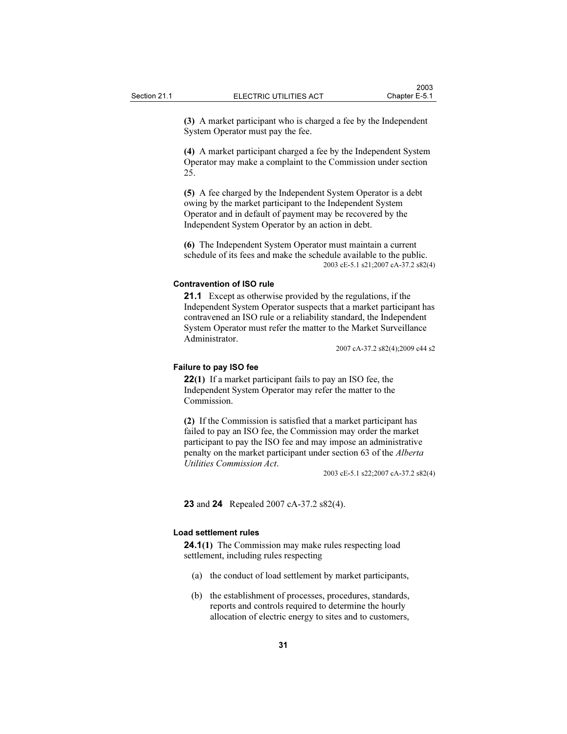**(3)** A market participant who is charged a fee by the Independent System Operator must pay the fee.

**(4)** A market participant charged a fee by the Independent System Operator may make a complaint to the Commission under section 25.

**(5)** A fee charged by the Independent System Operator is a debt owing by the market participant to the Independent System Operator and in default of payment may be recovered by the Independent System Operator by an action in debt.

**(6)** The Independent System Operator must maintain a current schedule of its fees and make the schedule available to the public.

2003 cE-5.1 s21;2007 cA-37.2 s82(4)

#### Contravention of ISO rule

**21.1** Except as otherwise provided by the regulations, if the Independent System Operator suspects that a market participant has contravened an ISO rule or a reliability standard, the Independent System Operator must refer the matter to the Market Surveillance Administrator.

2007 cA-37.2 s82(4);2009 c44 s2

#### Failure to pay ISO fee

**22(1)** If a market participant fails to pay an ISO fee, the Independent System Operator may refer the matter to the Commission.

**(2)** If the Commission is satisfied that a market participant has failed to pay an ISO fee, the Commission may order the market participant to pay the ISO fee and may impose an administrative penalty on the market participant under section 63 of the *Alberta Utilities Commission Act*.

2003 cE-5.1 s22;2007 cA-37.2 s82(4)

**23** and **24** Repealed 2007 cA-37.2 s82(4).

#### Load settlement rules

**24.1(1)** The Commission may make rules respecting load settlement, including rules respecting

(a) the conduct of load settlement by market participants,

(b) the establishment of processes, procedures, standards, reports and controls required to determine the hourly allocation of electric energy to sites and to customers,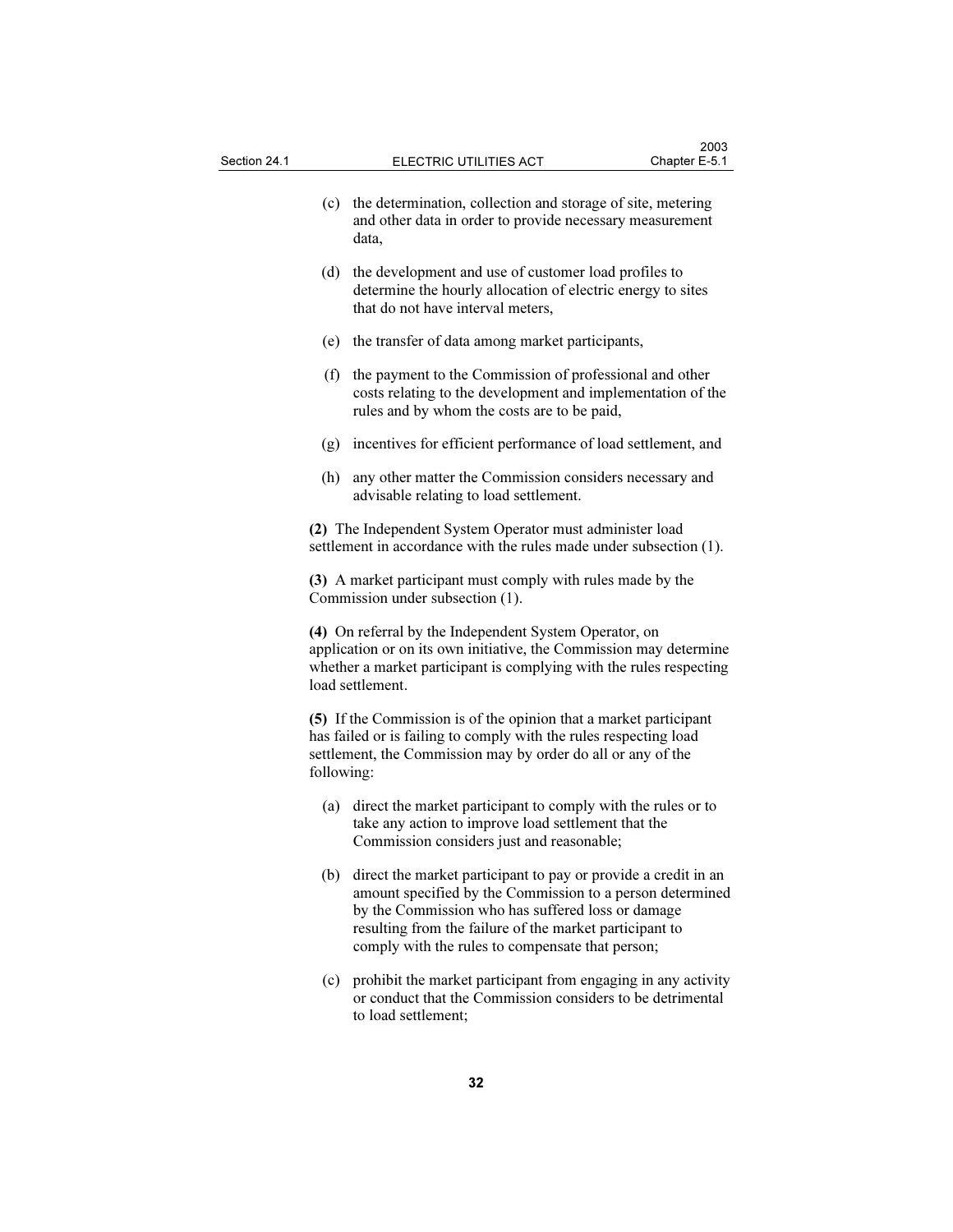(c) the determination, collection and storage of site, metering and other data in order to provide necessary measurement data,

(d) the development and use of customer load profiles to determine the hourly allocation of electric energy to sites that do not have interval meters,

(e) the transfer of data among market participants,

(f) the payment to the Commission of professional and other costs relating to the development and implementation of the rules and by whom the costs are to be paid,

(g) incentives for efficient performance of load settlement, and

(h) any other matter the Commission considers necessary and advisable relating to load settlement.

**(2)** The Independent System Operator must administer load settlement in accordance with the rules made under subsection (1).

**(3)** A market participant must comply with rules made by the Commission under subsection (1).

**(4)** On referral by the Independent System Operator, on application or on its own initiative, the Commission may determine whether a market participant is complying with the rules respecting load settlement.

**(5)** If the Commission is of the opinion that a market participant has failed or is failing to comply with the rules respecting load settlement, the Commission may by order do all or any of the following:

(a) direct the market participant to comply with the rules or to take any action to improve load settlement that the Commission considers just and reasonable;

(b) direct the market participant to pay or provide a credit in an amount specified by the Commission to a person determined by the Commission who has suffered loss or damage resulting from the failure of the market participant to comply with the rules to compensate that person;

(c) prohibit the market participant from engaging in any activity or conduct that the Commission considers to be detrimental to load settlement;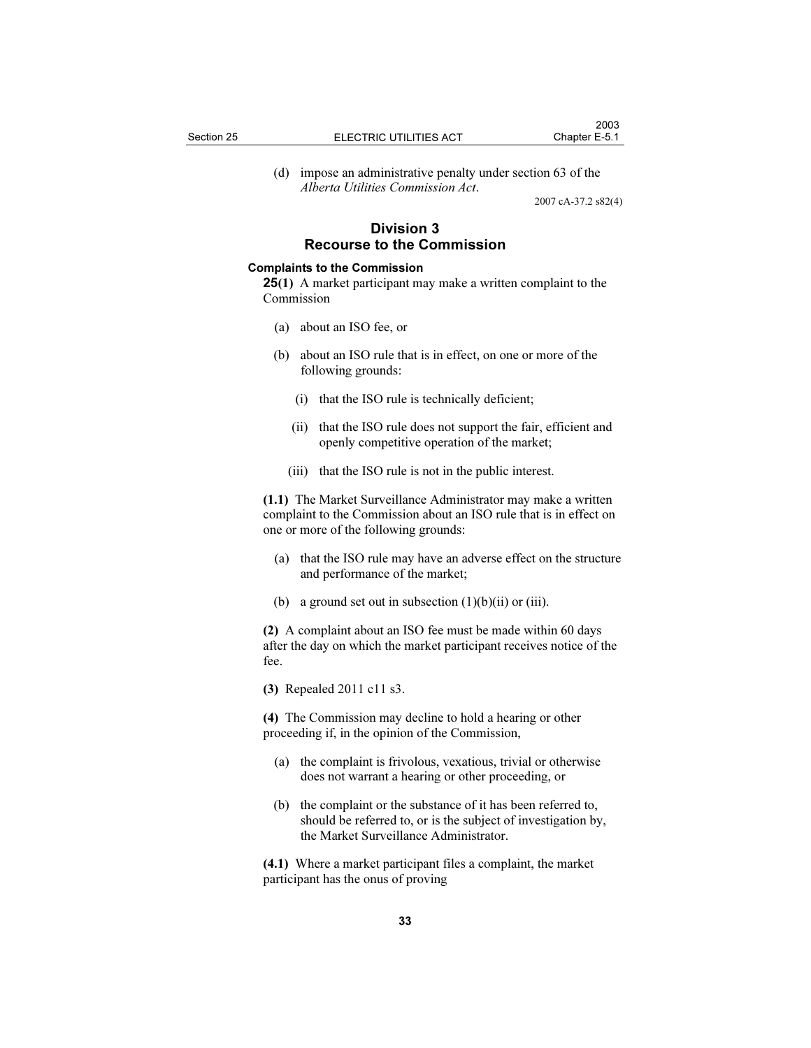(d) impose an administrative penalty under section 63 of the *Alberta Utilities Commission Act*.

2007 cA-37.2 s82(4)

## Division 3
## Recourse to the Commission

### Complaints to the Commission

**25(1)** A market participant may make a written complaint to the Commission

(a) about an ISO fee, or

(b) about an ISO rule that is in effect, on one or more of the following grounds:

(i) that the ISO rule is technically deficient;

(ii) that the ISO rule does not support the fair, efficient and openly competitive operation of the market;

(iii) that the ISO rule is not in the public interest.

**(1.1)** The Market Surveillance Administrator may make a written complaint to the Commission about an ISO rule that is in effect on one or more of the following grounds:

(a) that the ISO rule may have an adverse effect on the structure and performance of the market;

(b) a ground set out in subsection (1)(b)(ii) or (iii).

**(2)** A complaint about an ISO fee must be made within 60 days after the day on which the market participant receives notice of the fee.

**(3)** Repealed 2011 c11 s3.

**(4)** The Commission may decline to hold a hearing or other proceeding if, in the opinion of the Commission,

(a) the complaint is frivolous, vexatious, trivial or otherwise does not warrant a hearing or other proceeding, or

(b) the complaint or the substance of it has been referred to, should be referred to, or is the subject of investigation by, the Market Surveillance Administrator.

**(4.1)** Where a market participant files a complaint, the market participant has the onus of proving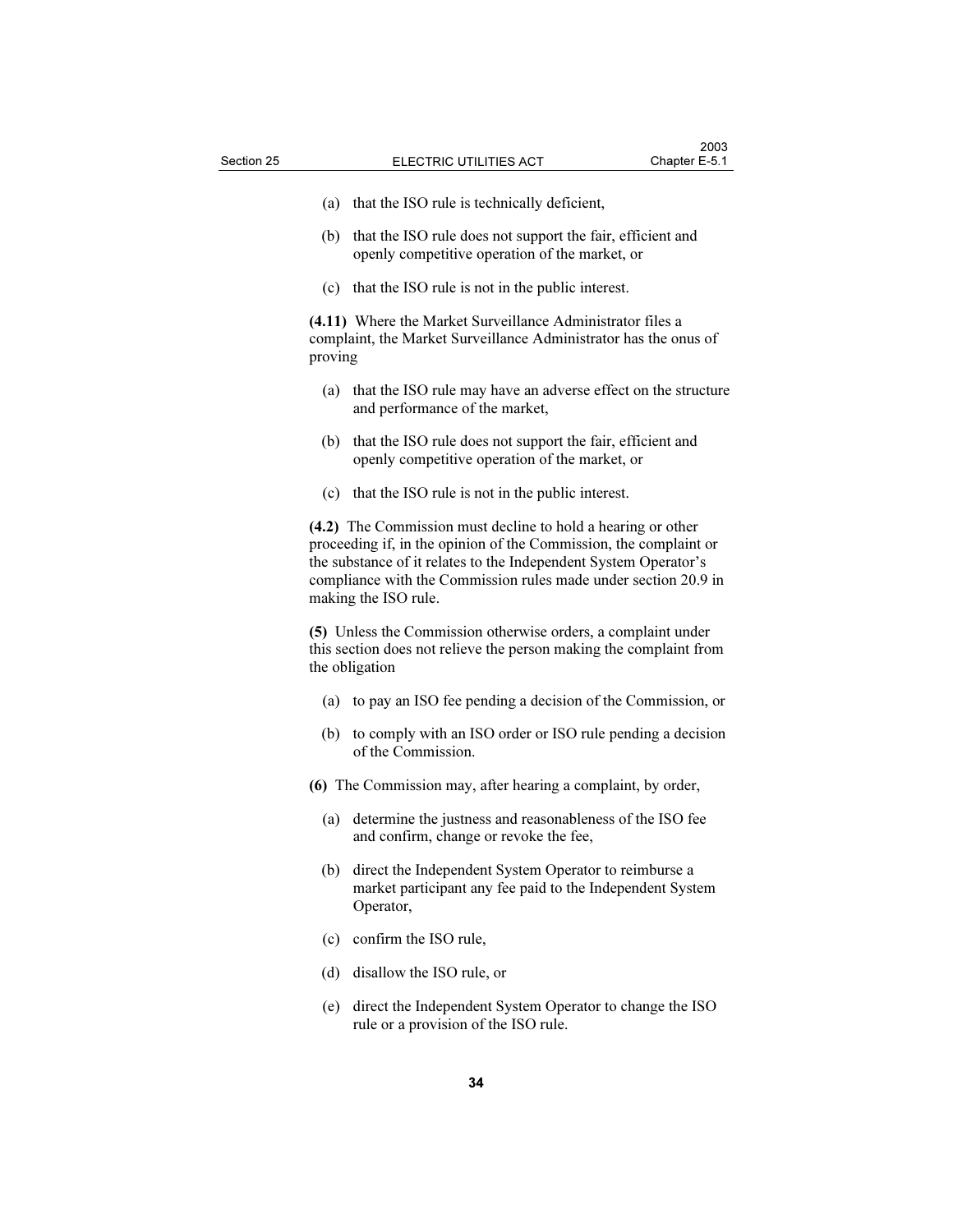(a) that the ISO rule is technically deficient,

(b) that the ISO rule does not support the fair, efficient and openly competitive operation of the market, or

(c) that the ISO rule is not in the public interest.

**(4.11)** Where the Market Surveillance Administrator files a complaint, the Market Surveillance Administrator has the onus of proving

(a) that the ISO rule may have an adverse effect on the structure and performance of the market,

(b) that the ISO rule does not support the fair, efficient and openly competitive operation of the market, or

(c) that the ISO rule is not in the public interest.

**(4.2)** The Commission must decline to hold a hearing or other proceeding if, in the opinion of the Commission, the complaint or the substance of it relates to the Independent System Operator's compliance with the Commission rules made under section 20.9 in making the ISO rule.

**(5)** Unless the Commission otherwise orders, a complaint under this section does not relieve the person making the complaint from the obligation

(a) to pay an ISO fee pending a decision of the Commission, or

(b) to comply with an ISO order or ISO rule pending a decision of the Commission.

**(6)** The Commission may, after hearing a complaint, by order,

(a) determine the justness and reasonableness of the ISO fee and confirm, change or revoke the fee,

(b) direct the Independent System Operator to reimburse a market participant any fee paid to the Independent System Operator,

(c) confirm the ISO rule,

(d) disallow the ISO rule, or

(e) direct the Independent System Operator to change the ISO rule or a provision of the ISO rule.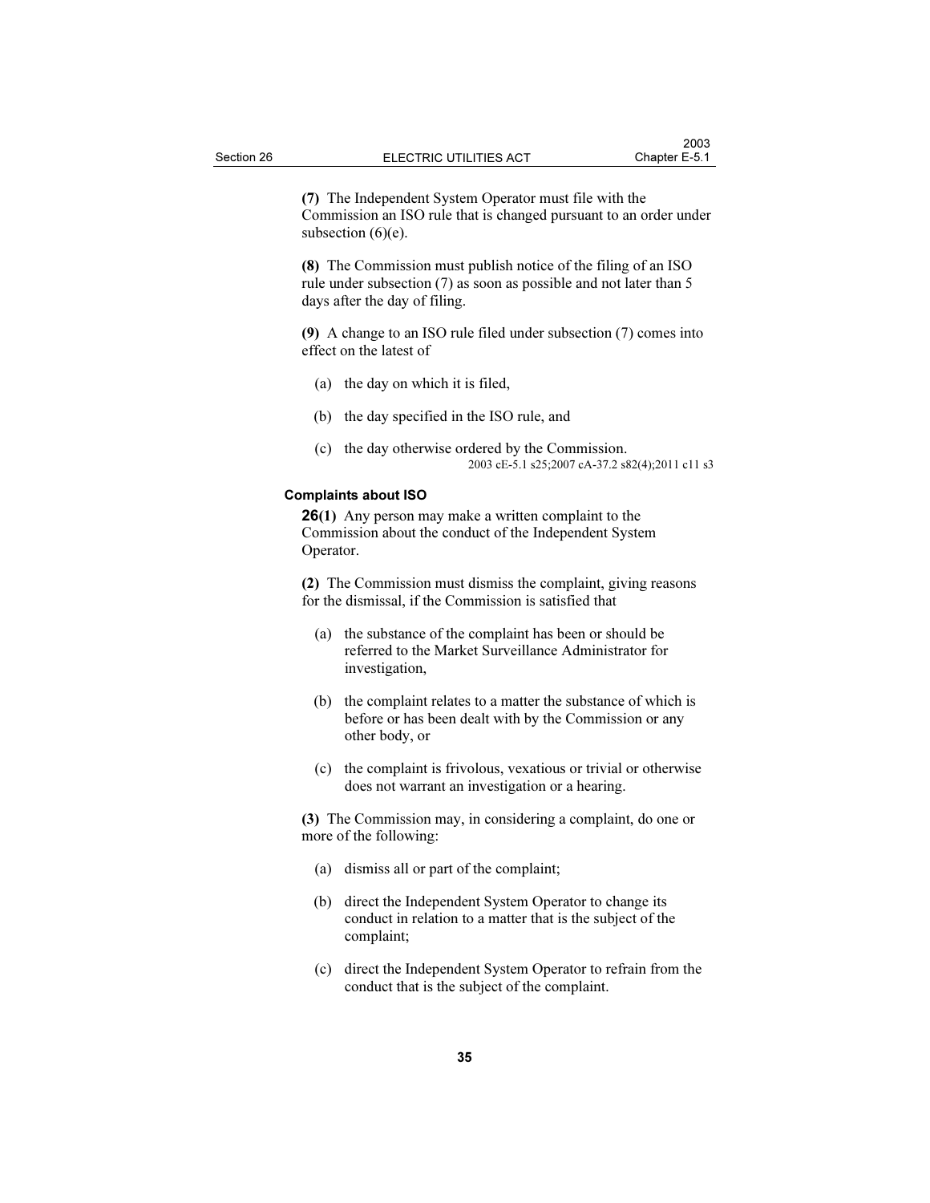**(7)** The Independent System Operator must file with the Commission an ISO rule that is changed pursuant to an order under subsection (6)(e).

**(8)** The Commission must publish notice of the filing of an ISO rule under subsection (7) as soon as possible and not later than 5 days after the day of filing.

**(9)** A change to an ISO rule filed under subsection (7) comes into effect on the latest of

- (a) the day on which it is filed,
- (b) the day specified in the ISO rule, and
- (c) the day otherwise ordered by the Commission.

2003 cE-5.1 s25;2007 cA-37.2 s82(4);2011 c11 s3

**Complaints about ISO**

**26(1)** Any person may make a written complaint to the Commission about the conduct of the Independent System Operator.

**(2)** The Commission must dismiss the complaint, giving reasons for the dismissal, if the Commission is satisfied that

- (a) the substance of the complaint has been or should be referred to the Market Surveillance Administrator for investigation,
- (b) the complaint relates to a matter the substance of which is before or has been dealt with by the Commission or any other body, or
- (c) the complaint is frivolous, vexatious or trivial or otherwise does not warrant an investigation or a hearing.

**(3)** The Commission may, in considering a complaint, do one or more of the following:

- (a) dismiss all or part of the complaint;
- (b) direct the Independent System Operator to change its conduct in relation to a matter that is the subject of the complaint;
- (c) direct the Independent System Operator to refrain from the conduct that is the subject of the complaint.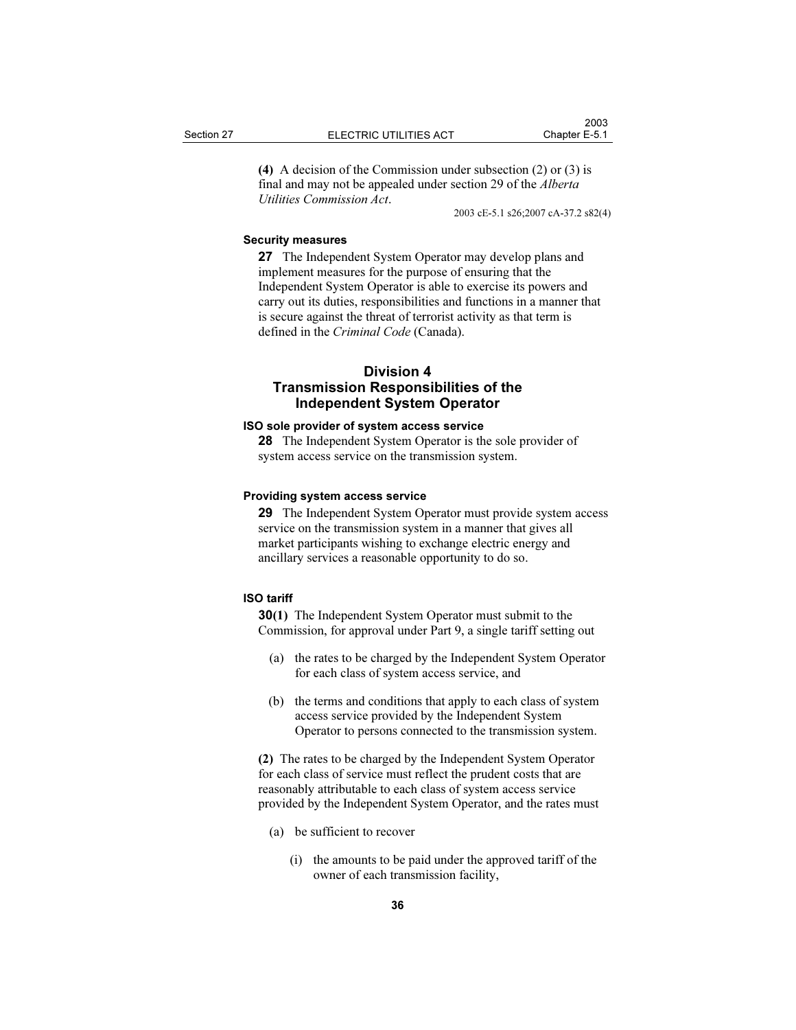**(4)** A decision of the Commission under subsection (2) or (3) is final and may not be appealed under section 29 of the *Alberta Utilities Commission Act*.

2003 cE-5.1 s26;2007 cA-37.2 s82(4)

#### Security measures

**27** The Independent System Operator may develop plans and implement measures for the purpose of ensuring that the Independent System Operator is able to exercise its powers and carry out its duties, responsibilities and functions in a manner that is secure against the threat of terrorist activity as that term is defined in the *Criminal Code* (Canada).

## Division 4
## Transmission Responsibilities of the Independent System Operator

#### ISO sole provider of system access service

**28** The Independent System Operator is the sole provider of system access service on the transmission system.

#### Providing system access service

**29** The Independent System Operator must provide system access service on the transmission system in a manner that gives all market participants wishing to exchange electric energy and ancillary services a reasonable opportunity to do so.

#### ISO tariff

**30(1)** The Independent System Operator must submit to the Commission, for approval under Part 9, a single tariff setting out

(a) the rates to be charged by the Independent System Operator for each class of system access service, and

(b) the terms and conditions that apply to each class of system access service provided by the Independent System Operator to persons connected to the transmission system.

**(2)** The rates to be charged by the Independent System Operator for each class of service must reflect the prudent costs that are reasonably attributable to each class of system access service provided by the Independent System Operator, and the rates must

(a) be sufficient to recover

(i) the amounts to be paid under the approved tariff of the owner of each transmission facility,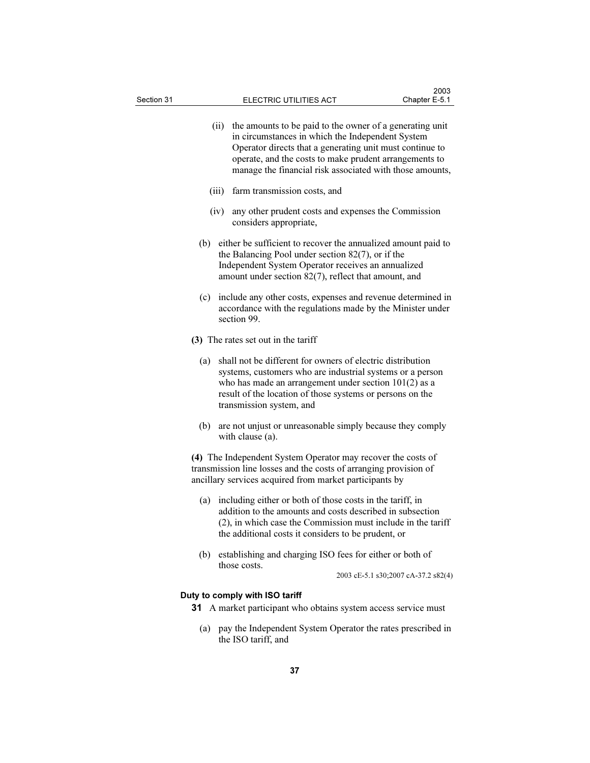(ii) the amounts to be paid to the owner of a generating unit in circumstances in which the Independent System Operator directs that a generating unit must continue to operate, and the costs to make prudent arrangements to manage the financial risk associated with those amounts,

(iii) farm transmission costs, and

(iv) any other prudent costs and expenses the Commission considers appropriate,

(b) either be sufficient to recover the annualized amount paid to the Balancing Pool under section 82(7), or if the Independent System Operator receives an annualized amount under section 82(7), reflect that amount, and

(c) include any other costs, expenses and revenue determined in accordance with the regulations made by the Minister under section 99.

**(3)** The rates set out in the tariff

(a) shall not be different for owners of electric distribution systems, customers who are industrial systems or a person who has made an arrangement under section 101(2) as a result of the location of those systems or persons on the transmission system, and

(b) are not unjust or unreasonable simply because they comply with clause (a).

**(4)** The Independent System Operator may recover the costs of transmission line losses and the costs of arranging provision of ancillary services acquired from market participants by

(a) including either or both of those costs in the tariff, in addition to the amounts and costs described in subsection (2), in which case the Commission must include in the tariff the additional costs it considers to be prudent, or

(b) establishing and charging ISO fees for either or both of those costs.

2003 cE-5.1 s30;2007 cA-37.2 s82(4)

### Duty to comply with ISO tariff

**31** A market participant who obtains system access service must

(a) pay the Independent System Operator the rates prescribed in the ISO tariff, and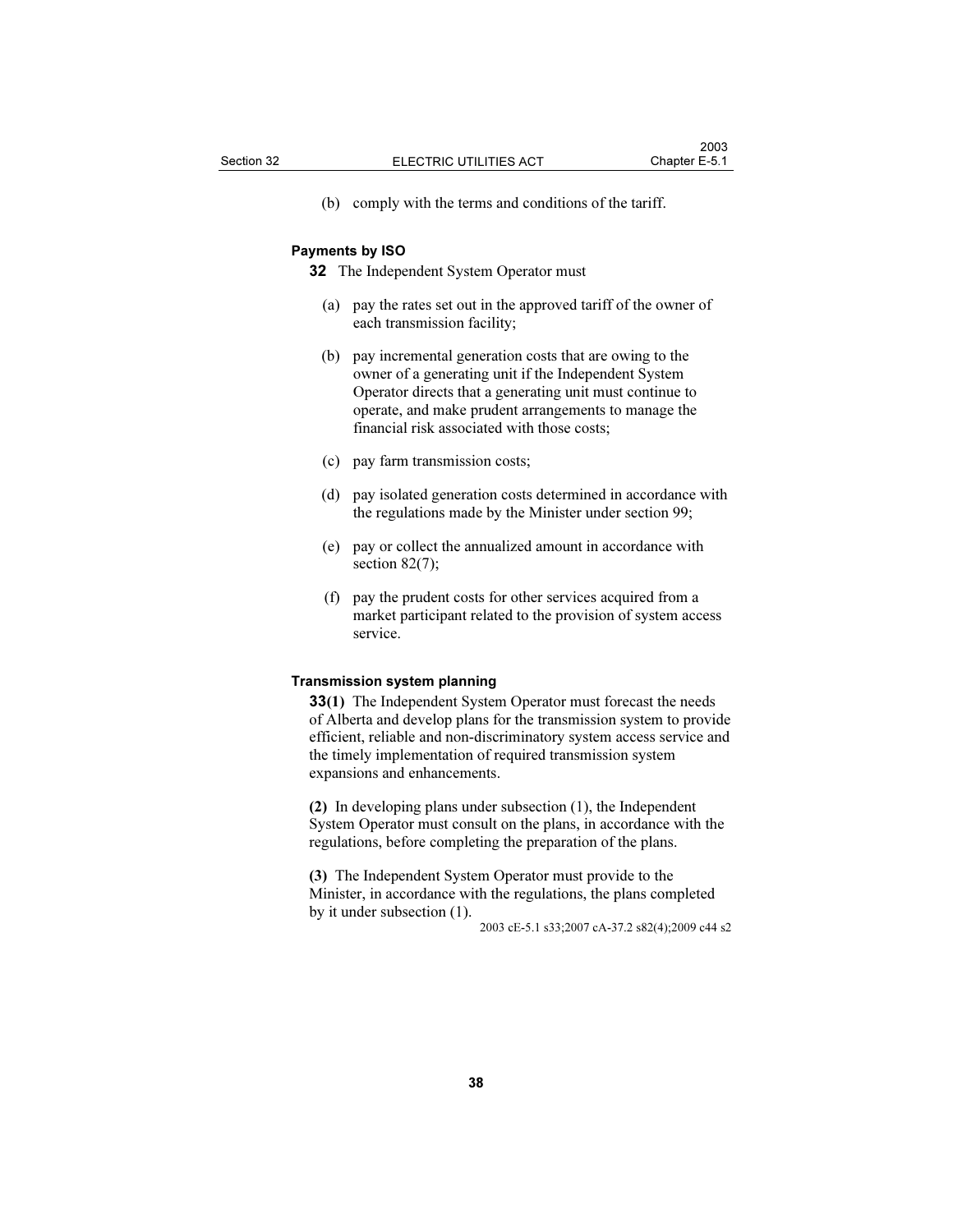(b) comply with the terms and conditions of the tariff.

**Payments by ISO**

**32** The Independent System Operator must

(a) pay the rates set out in the approved tariff of the owner of each transmission facility;

(b) pay incremental generation costs that are owing to the owner of a generating unit if the Independent System Operator directs that a generating unit must continue to operate, and make prudent arrangements to manage the financial risk associated with those costs;

(c) pay farm transmission costs;

(d) pay isolated generation costs determined in accordance with the regulations made by the Minister under section 99;

(e) pay or collect the annualized amount in accordance with section 82(7);

(f) pay the prudent costs for other services acquired from a market participant related to the provision of system access service.

**Transmission system planning**

**33(1)** The Independent System Operator must forecast the needs of Alberta and develop plans for the transmission system to provide efficient, reliable and non-discriminatory system access service and the timely implementation of required transmission system expansions and enhancements.

**(2)** In developing plans under subsection (1), the Independent System Operator must consult on the plans, in accordance with the regulations, before completing the preparation of the plans.

**(3)** The Independent System Operator must provide to the Minister, in accordance with the regulations, the plans completed by it under subsection (1).

2003 cE-5.1 s33;2007 cA-37.2 s82(4);2009 c44 s2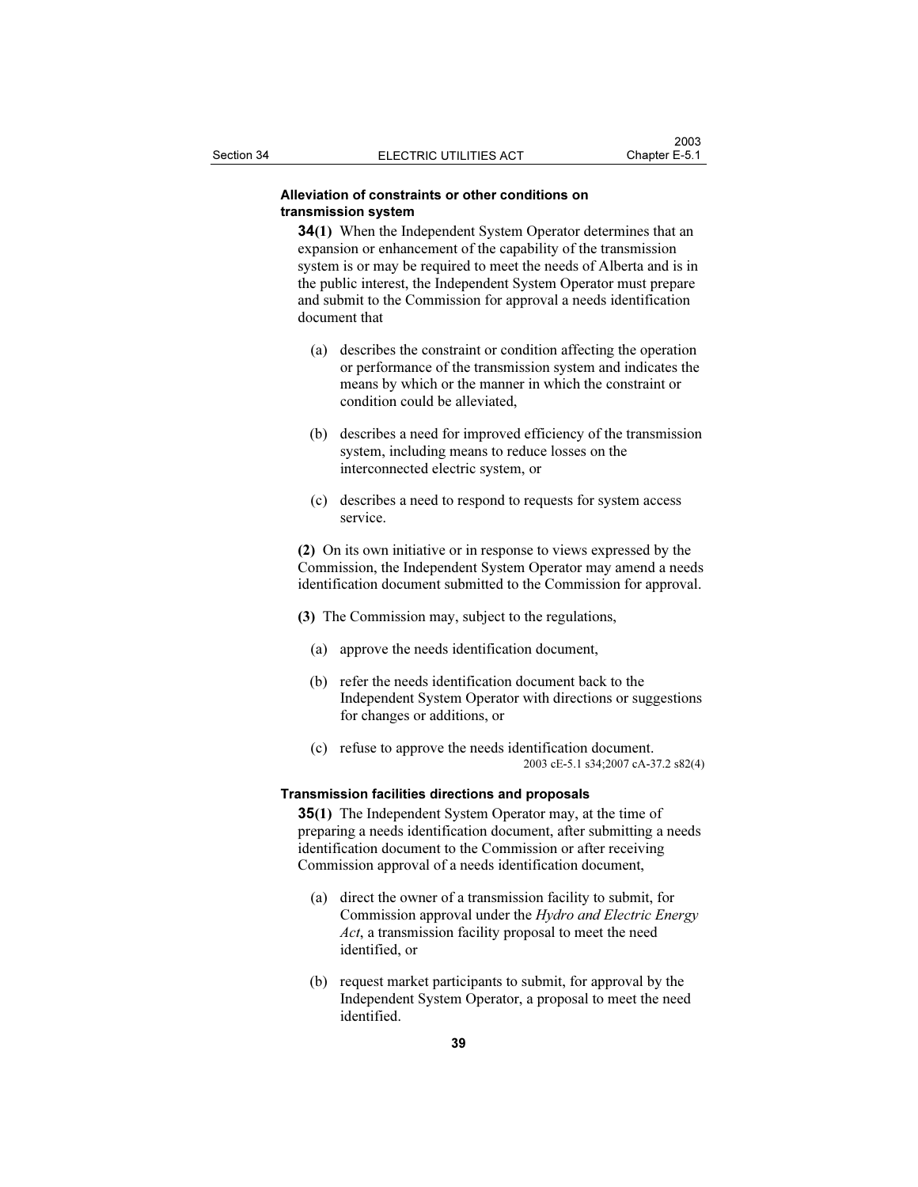**Alleviation of constraints or other conditions on transmission system**

**34(1)** When the Independent System Operator determines that an expansion or enhancement of the capability of the transmission system is or may be required to meet the needs of Alberta and is in the public interest, the Independent System Operator must prepare and submit to the Commission for approval a needs identification document that

(a) describes the constraint or condition affecting the operation or performance of the transmission system and indicates the means by which or the manner in which the constraint or condition could be alleviated,

(b) describes a need for improved efficiency of the transmission system, including means to reduce losses on the interconnected electric system, or

(c) describes a need to respond to requests for system access service.

**(2)** On its own initiative or in response to views expressed by the Commission, the Independent System Operator may amend a needs identification document submitted to the Commission for approval.

**(3)** The Commission may, subject to the regulations,

(a) approve the needs identification document,

(b) refer the needs identification document back to the Independent System Operator with directions or suggestions for changes or additions, or

(c) refuse to approve the needs identification document.

2003 cE-5.1 s34;2007 cA-37.2 s82(4)

**Transmission facilities directions and proposals**

**35(1)** The Independent System Operator may, at the time of preparing a needs identification document, after submitting a needs identification document to the Commission or after receiving Commission approval of a needs identification document,

(a) direct the owner of a transmission facility to submit, for Commission approval under the *Hydro and Electric Energy Act*, a transmission facility proposal to meet the need identified, or

(b) request market participants to submit, for approval by the Independent System Operator, a proposal to meet the need identified.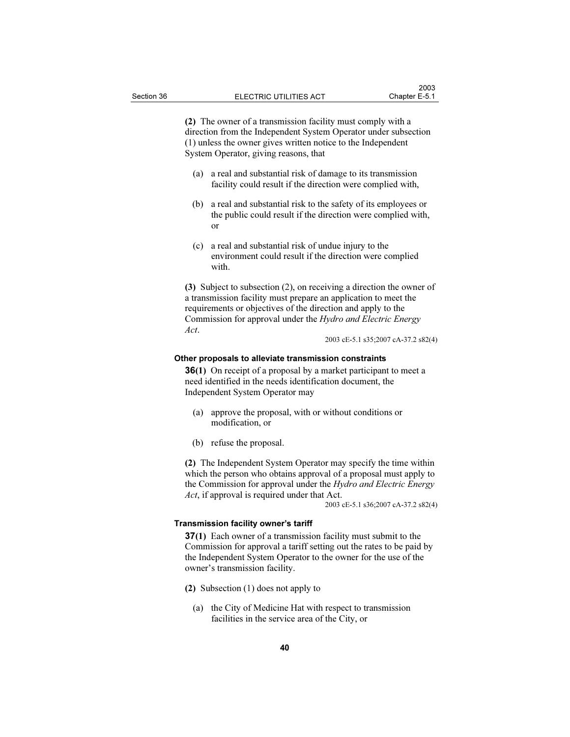**(2)** The owner of a transmission facility must comply with a direction from the Independent System Operator under subsection (1) unless the owner gives written notice to the Independent System Operator, giving reasons, that

(a) a real and substantial risk of damage to its transmission facility could result if the direction were complied with,

(b) a real and substantial risk to the safety of its employees or the public could result if the direction were complied with, or

(c) a real and substantial risk of undue injury to the environment could result if the direction were complied with.

**(3)** Subject to subsection (2), on receiving a direction the owner of a transmission facility must prepare an application to meet the requirements or objectives of the direction and apply to the Commission for approval under the *Hydro and Electric Energy Act*.

2003 cE-5.1 s35;2007 cA-37.2 s82(4)

#### Other proposals to alleviate transmission constraints

**36(1)** On receipt of a proposal by a market participant to meet a need identified in the needs identification document, the Independent System Operator may

(a) approve the proposal, with or without conditions or modification, or

(b) refuse the proposal.

**(2)** The Independent System Operator may specify the time within which the person who obtains approval of a proposal must apply to the Commission for approval under the *Hydro and Electric Energy Act*, if approval is required under that Act.

2003 cE-5.1 s36;2007 cA-37.2 s82(4)

#### Transmission facility owner's tariff

**37(1)** Each owner of a transmission facility must submit to the Commission for approval a tariff setting out the rates to be paid by the Independent System Operator to the owner for the use of the owner's transmission facility.

**(2)** Subsection (1) does not apply to

(a) the City of Medicine Hat with respect to transmission facilities in the service area of the City, or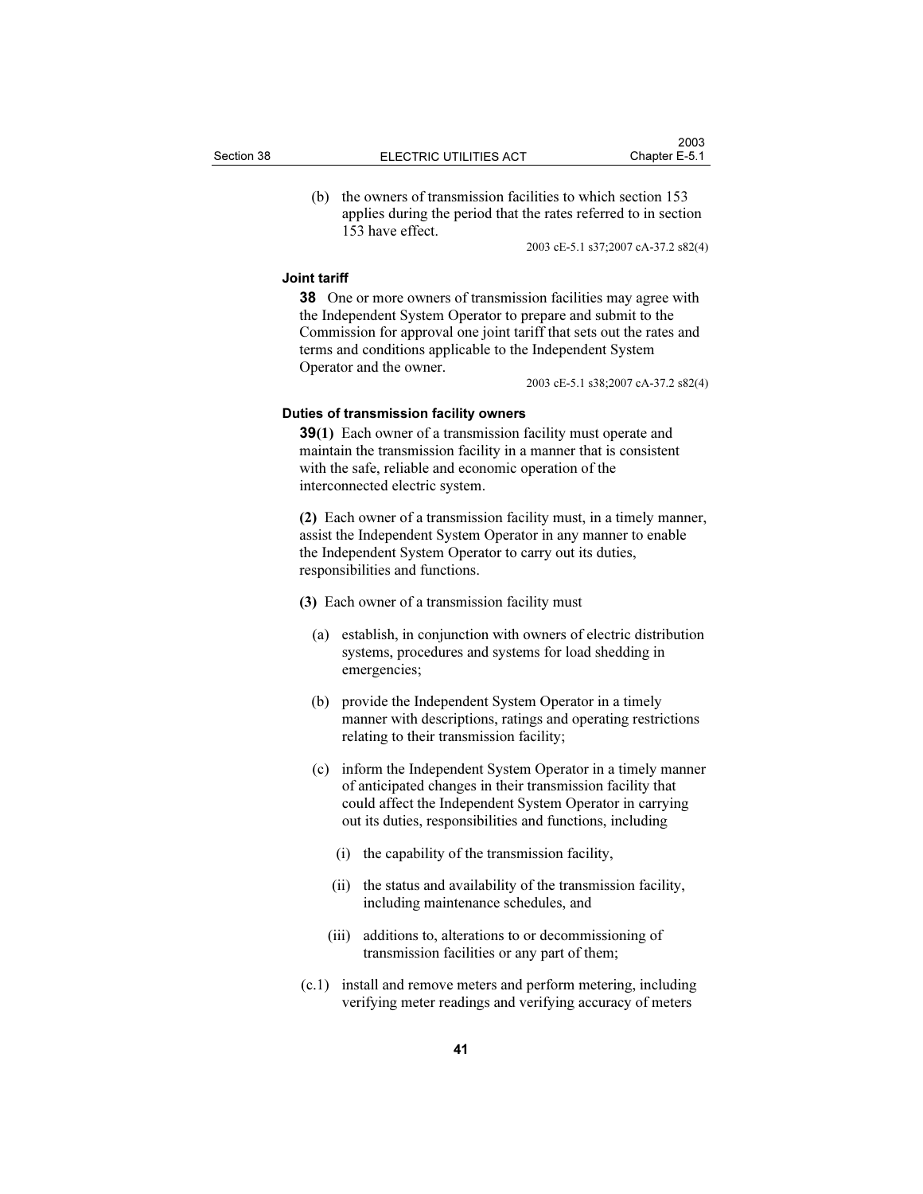(b) the owners of transmission facilities to which section 153 applies during the period that the rates referred to in section 153 have effect.

2003 cE-5.1 s37;2007 cA-37.2 s82(4)

**Joint tariff**

**38** One or more owners of transmission facilities may agree with the Independent System Operator to prepare and submit to the Commission for approval one joint tariff that sets out the rates and terms and conditions applicable to the Independent System Operator and the owner.

2003 cE-5.1 s38;2007 cA-37.2 s82(4)

**Duties of transmission facility owners**

**39(1)** Each owner of a transmission facility must operate and maintain the transmission facility in a manner that is consistent with the safe, reliable and economic operation of the interconnected electric system.

**(2)** Each owner of a transmission facility must, in a timely manner, assist the Independent System Operator in any manner to enable the Independent System Operator to carry out its duties, responsibilities and functions.

**(3)** Each owner of a transmission facility must

(a) establish, in conjunction with owners of electric distribution systems, procedures and systems for load shedding in emergencies;

(b) provide the Independent System Operator in a timely manner with descriptions, ratings and operating restrictions relating to their transmission facility;

(c) inform the Independent System Operator in a timely manner of anticipated changes in their transmission facility that could affect the Independent System Operator in carrying out its duties, responsibilities and functions, including

(i) the capability of the transmission facility,

(ii) the status and availability of the transmission facility, including maintenance schedules, and

(iii) additions to, alterations to or decommissioning of transmission facilities or any part of them;

(c.1) install and remove meters and perform metering, including verifying meter readings and verifying accuracy of meters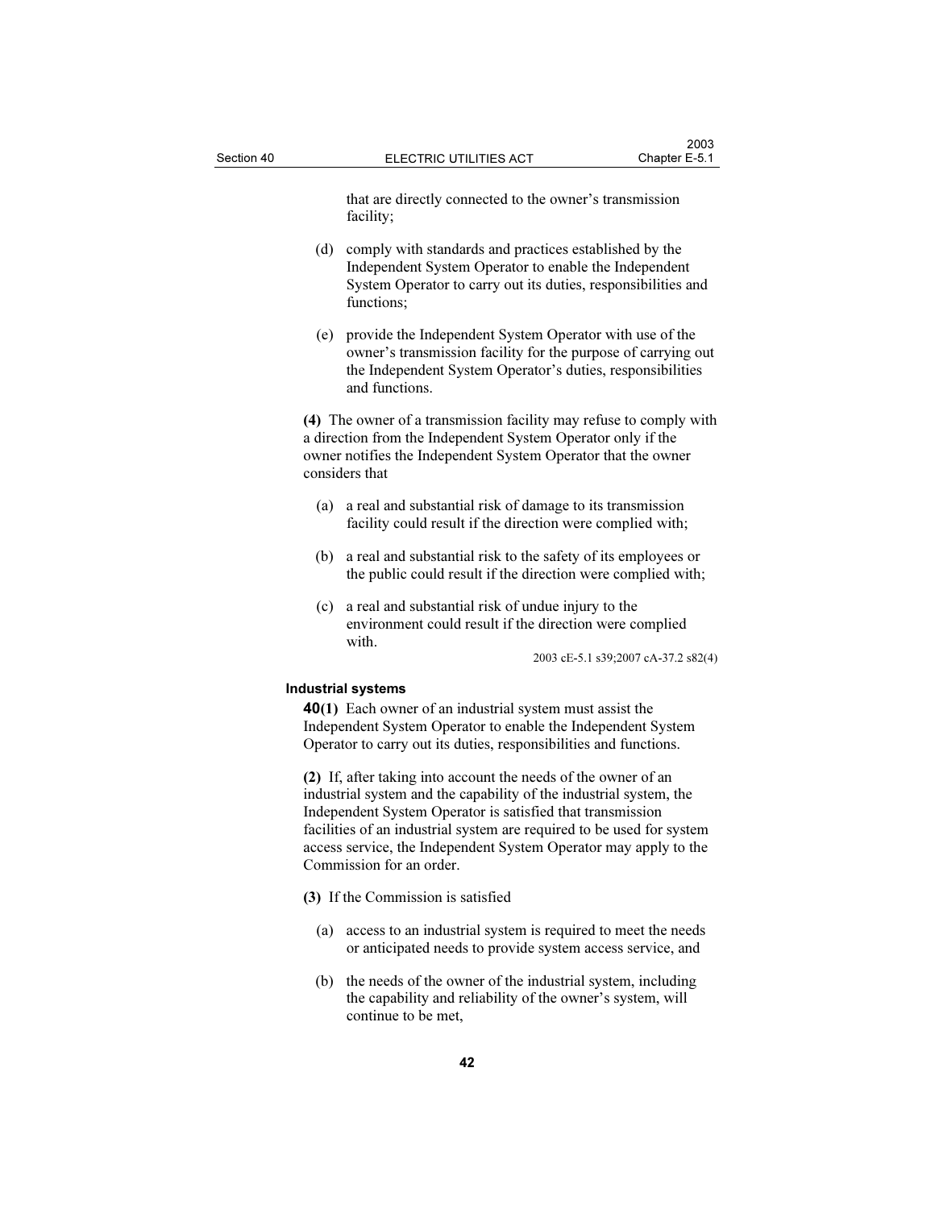that are directly connected to the owner's transmission facility;

(d) comply with standards and practices established by the Independent System Operator to enable the Independent System Operator to carry out its duties, responsibilities and functions;

(e) provide the Independent System Operator with use of the owner's transmission facility for the purpose of carrying out the Independent System Operator's duties, responsibilities and functions.

**(4)** The owner of a transmission facility may refuse to comply with a direction from the Independent System Operator only if the owner notifies the Independent System Operator that the owner considers that

(a) a real and substantial risk of damage to its transmission facility could result if the direction were complied with;

(b) a real and substantial risk to the safety of its employees or the public could result if the direction were complied with;

(c) a real and substantial risk of undue injury to the environment could result if the direction were complied with.

2003 cE-5.1 s39;2007 cA-37.2 s82(4)

**Industrial systems**

**40(1)** Each owner of an industrial system must assist the Independent System Operator to enable the Independent System Operator to carry out its duties, responsibilities and functions.

**(2)** If, after taking into account the needs of the owner of an industrial system and the capability of the industrial system, the Independent System Operator is satisfied that transmission facilities of an industrial system are required to be used for system access service, the Independent System Operator may apply to the Commission for an order.

**(3)** If the Commission is satisfied

(a) access to an industrial system is required to meet the needs or anticipated needs to provide system access service, and

(b) the needs of the owner of the industrial system, including the capability and reliability of the owner's system, will continue to be met,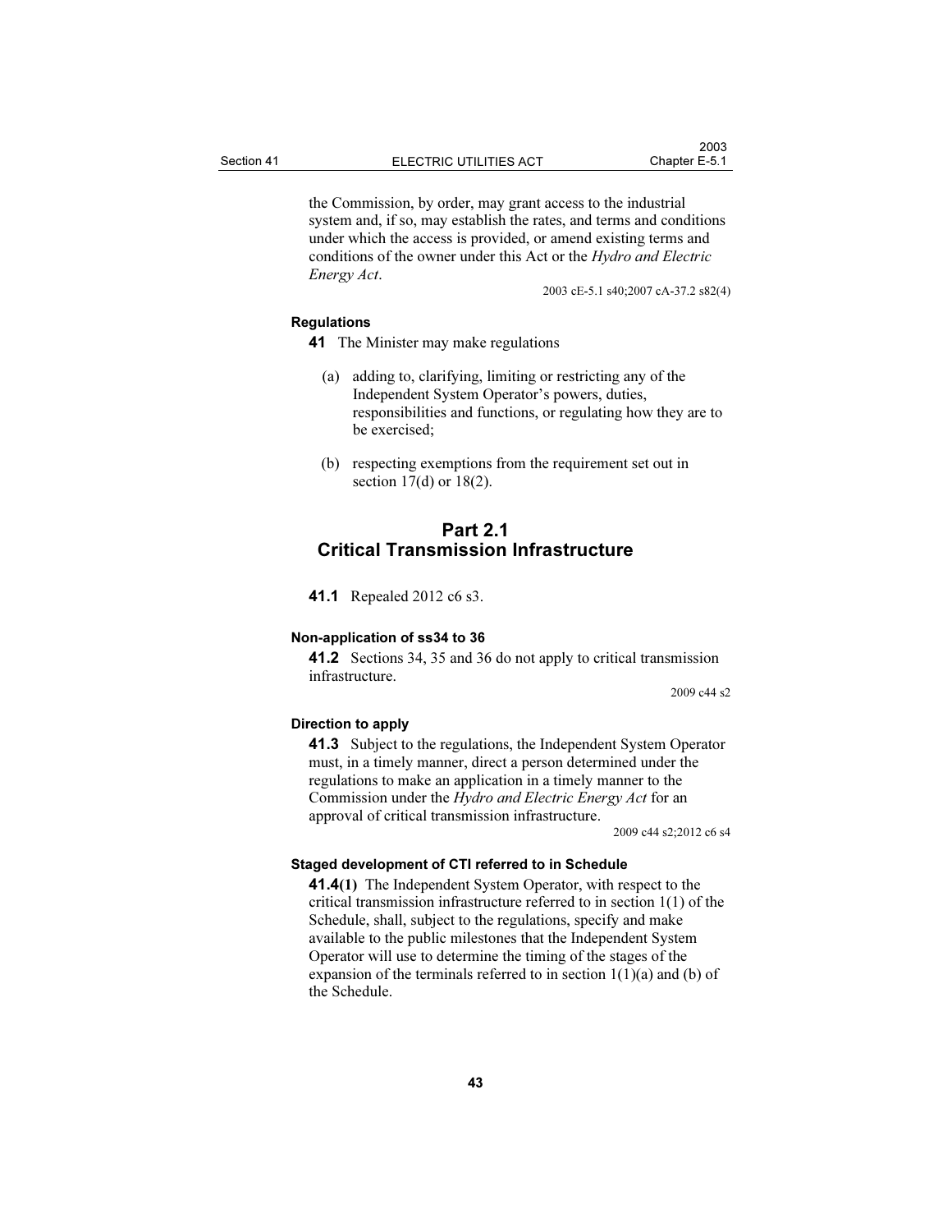the Commission, by order, may grant access to the industrial system and, if so, may establish the rates, and terms and conditions under which the access is provided, or amend existing terms and conditions of the owner under this Act or the *Hydro and Electric Energy Act*.

2003 cE-5.1 s40;2007 cA-37.2 s82(4)

**Regulations**

**41** The Minister may make regulations

(a) adding to, clarifying, limiting or restricting any of the Independent System Operator's powers, duties, responsibilities and functions, or regulating how they are to be exercised;

(b) respecting exemptions from the requirement set out in section 17(d) or 18(2).

## Part 2.1
## Critical Transmission Infrastructure

**41.1** Repealed 2012 c6 s3.

**Non-application of ss34 to 36**

**41.2** Sections 34, 35 and 36 do not apply to critical transmission infrastructure.

2009 c44 s2

**Direction to apply**

**41.3** Subject to the regulations, the Independent System Operator must, in a timely manner, direct a person determined under the regulations to make an application in a timely manner to the Commission under the *Hydro and Electric Energy Act* for an approval of critical transmission infrastructure.

2009 c44 s2;2012 c6 s4

**Staged development of CTI referred to in Schedule**

**41.4(1)** The Independent System Operator, with respect to the critical transmission infrastructure referred to in section 1(1) of the Schedule, shall, subject to the regulations, specify and make available to the public milestones that the Independent System Operator will use to determine the timing of the stages of the expansion of the terminals referred to in section 1(1)(a) and (b) of the Schedule.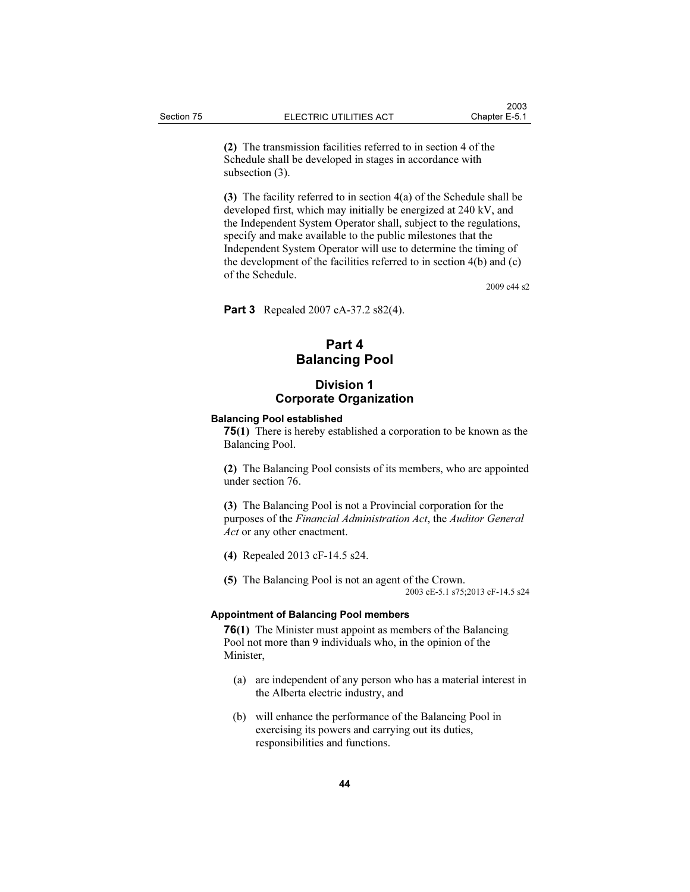**(2)** The transmission facilities referred to in section 4 of the Schedule shall be developed in stages in accordance with subsection (3).

**(3)** The facility referred to in section 4(a) of the Schedule shall be developed first, which may initially be energized at 240 kV, and the Independent System Operator shall, subject to the regulations, specify and make available to the public milestones that the Independent System Operator will use to determine the timing of the development of the facilities referred to in section 4(b) and (c) of the Schedule.

2009 c44 s2

**Part 3** Repealed 2007 cA-37.2 s82(4).

# Part 4 Balancing Pool

## Division 1 Corporate Organization

#### Balancing Pool established

**75(1)** There is hereby established a corporation to be known as the Balancing Pool.

**(2)** The Balancing Pool consists of its members, who are appointed under section 76.

**(3)** The Balancing Pool is not a Provincial corporation for the purposes of the *Financial Administration Act*, the *Auditor General Act* or any other enactment.

**(4)** Repealed 2013 cF-14.5 s24.

**(5)** The Balancing Pool is not an agent of the Crown.

2003 cE-5.1 s75;2013 cF-14.5 s24

#### Appointment of Balancing Pool members

**76(1)** The Minister must appoint as members of the Balancing Pool not more than 9 individuals who, in the opinion of the Minister,

(a) are independent of any person who has a material interest in the Alberta electric industry, and

(b) will enhance the performance of the Balancing Pool in exercising its powers and carrying out its duties, responsibilities and functions.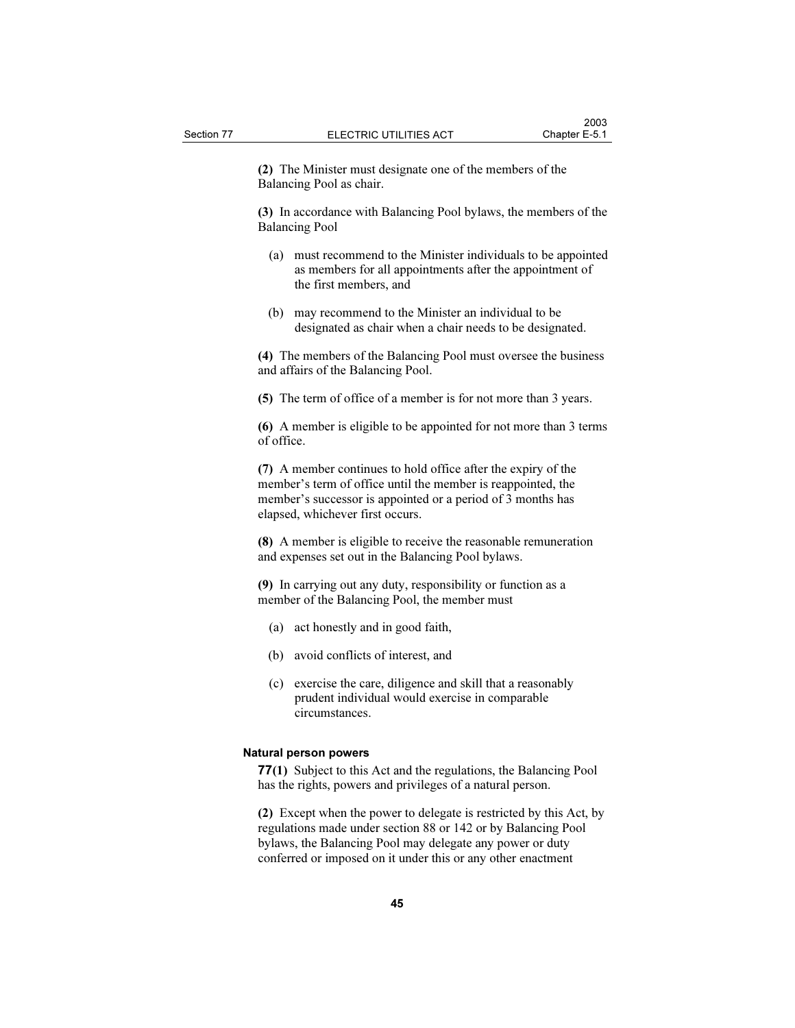**(2)** The Minister must designate one of the members of the Balancing Pool as chair.

**(3)** In accordance with Balancing Pool bylaws, the members of the Balancing Pool

(a) must recommend to the Minister individuals to be appointed as members for all appointments after the appointment of the first members, and

(b) may recommend to the Minister an individual to be designated as chair when a chair needs to be designated.

**(4)** The members of the Balancing Pool must oversee the business and affairs of the Balancing Pool.

**(5)** The term of office of a member is for not more than 3 years.

**(6)** A member is eligible to be appointed for not more than 3 terms of office.

**(7)** A member continues to hold office after the expiry of the member's term of office until the member is reappointed, the member's successor is appointed or a period of 3 months has elapsed, whichever first occurs.

**(8)** A member is eligible to receive the reasonable remuneration and expenses set out in the Balancing Pool bylaws.

**(9)** In carrying out any duty, responsibility or function as a member of the Balancing Pool, the member must

(a) act honestly and in good faith,

(b) avoid conflicts of interest, and

(c) exercise the care, diligence and skill that a reasonably prudent individual would exercise in comparable circumstances.

#### Natural person powers

**77(1)** Subject to this Act and the regulations, the Balancing Pool has the rights, powers and privileges of a natural person.

**(2)** Except when the power to delegate is restricted by this Act, by regulations made under section 88 or 142 or by Balancing Pool bylaws, the Balancing Pool may delegate any power or duty conferred or imposed on it under this or any other enactment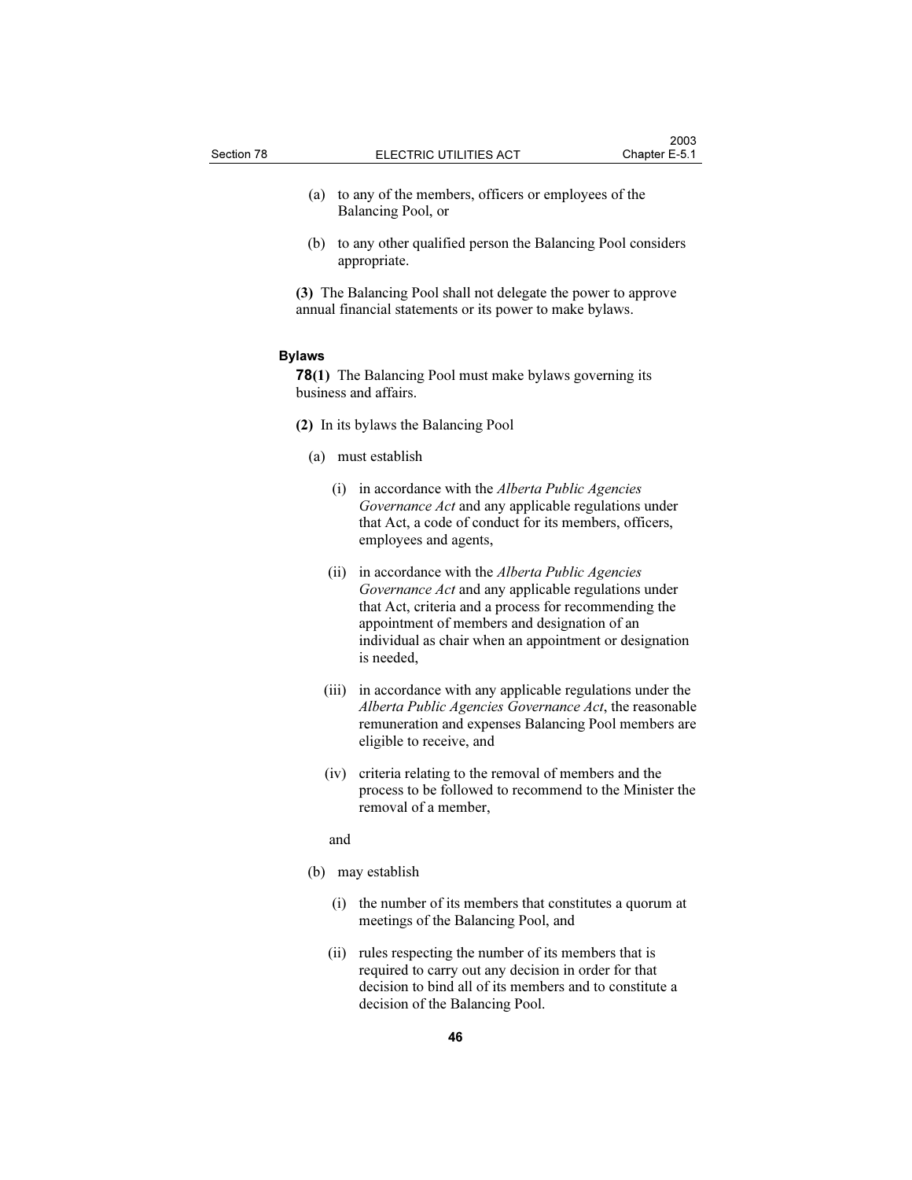(a) to any of the members, officers or employees of the Balancing Pool, or

(b) to any other qualified person the Balancing Pool considers appropriate.

**(3)** The Balancing Pool shall not delegate the power to approve annual financial statements or its power to make bylaws.

### Bylaws

**78(1)** The Balancing Pool must make bylaws governing its business and affairs.

**(2)** In its bylaws the Balancing Pool

(a) must establish

(i) in accordance with the *Alberta Public Agencies Governance Act* and any applicable regulations under that Act, a code of conduct for its members, officers, employees and agents,

(ii) in accordance with the *Alberta Public Agencies Governance Act* and any applicable regulations under that Act, criteria and a process for recommending the appointment of members and designation of an individual as chair when an appointment or designation is needed,

(iii) in accordance with any applicable regulations under the *Alberta Public Agencies Governance Act*, the reasonable remuneration and expenses Balancing Pool members are eligible to receive, and

(iv) criteria relating to the removal of members and the process to be followed to recommend to the Minister the removal of a member,

and

(b) may establish

(i) the number of its members that constitutes a quorum at meetings of the Balancing Pool, and

(ii) rules respecting the number of its members that is required to carry out any decision in order for that decision to bind all of its members and to constitute a decision of the Balancing Pool.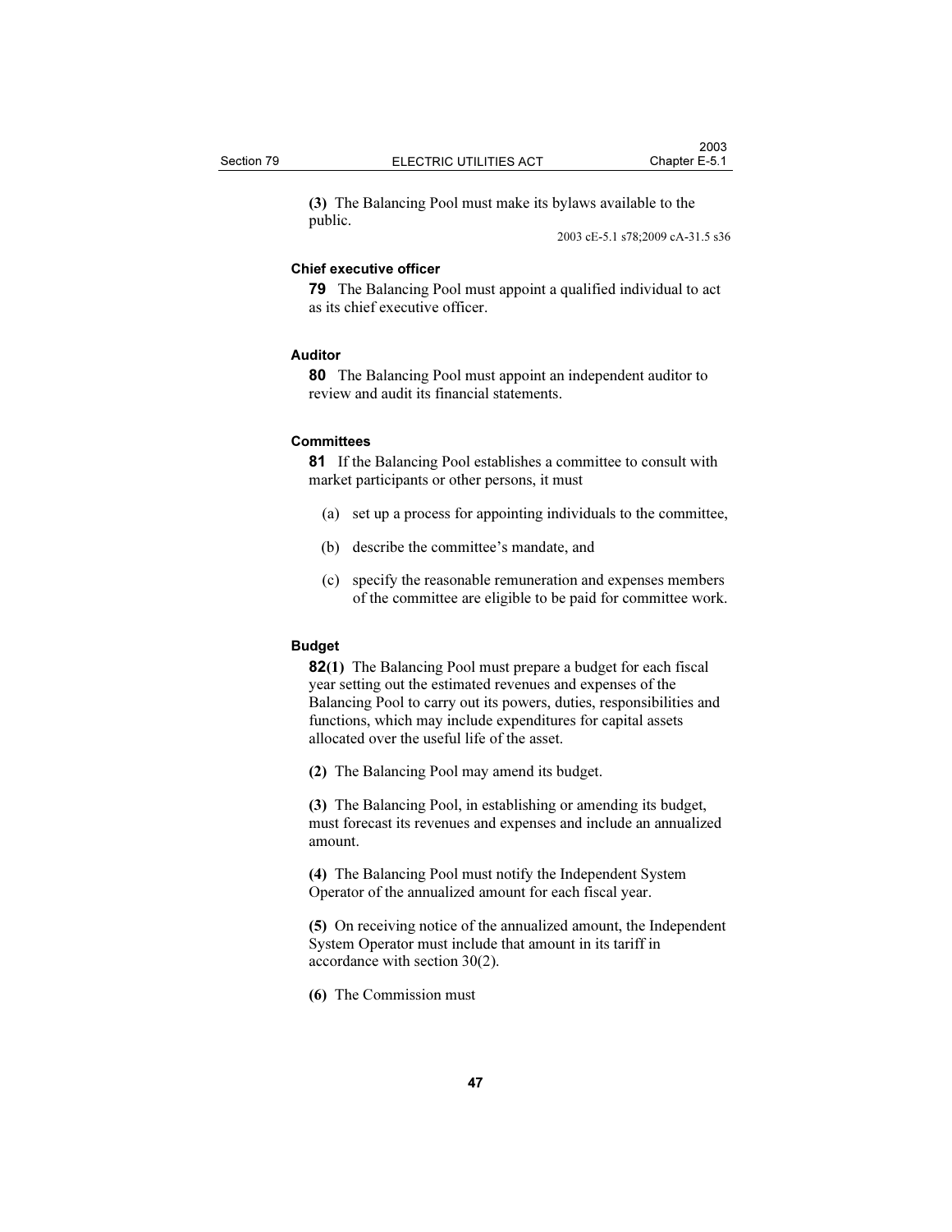**(3)** The Balancing Pool must make its bylaws available to the public.

2003 cE-5.1 s78;2009 cA-31.5 s36

### Chief executive officer

**79** The Balancing Pool must appoint a qualified individual to act as its chief executive officer.

### Auditor

**80** The Balancing Pool must appoint an independent auditor to review and audit its financial statements.

### Committees

**81** If the Balancing Pool establishes a committee to consult with market participants or other persons, it must

(a) set up a process for appointing individuals to the committee,

(b) describe the committee's mandate, and

(c) specify the reasonable remuneration and expenses members of the committee are eligible to be paid for committee work.

### Budget

**82(1)** The Balancing Pool must prepare a budget for each fiscal year setting out the estimated revenues and expenses of the Balancing Pool to carry out its powers, duties, responsibilities and functions, which may include expenditures for capital assets allocated over the useful life of the asset.

**(2)** The Balancing Pool may amend its budget.

**(3)** The Balancing Pool, in establishing or amending its budget, must forecast its revenues and expenses and include an annualized amount.

**(4)** The Balancing Pool must notify the Independent System Operator of the annualized amount for each fiscal year.

**(5)** On receiving notice of the annualized amount, the Independent System Operator must include that amount in its tariff in accordance with section 30(2).

**(6)** The Commission must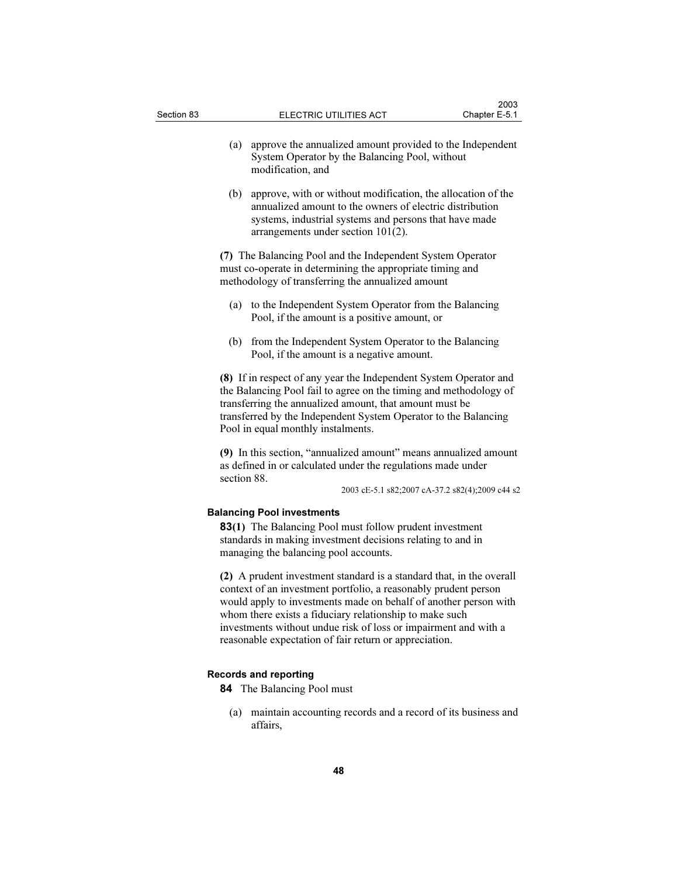(a) approve the annualized amount provided to the Independent System Operator by the Balancing Pool, without modification, and

(b) approve, with or without modification, the allocation of the annualized amount to the owners of electric distribution systems, industrial systems and persons that have made arrangements under section 101(2).

**(7)** The Balancing Pool and the Independent System Operator must co-operate in determining the appropriate timing and methodology of transferring the annualized amount

(a) to the Independent System Operator from the Balancing Pool, if the amount is a positive amount, or

(b) from the Independent System Operator to the Balancing Pool, if the amount is a negative amount.

**(8)** If in respect of any year the Independent System Operator and the Balancing Pool fail to agree on the timing and methodology of transferring the annualized amount, that amount must be transferred by the Independent System Operator to the Balancing Pool in equal monthly instalments.

**(9)** In this section, "annualized amount" means annualized amount as defined in or calculated under the regulations made under section 88.

2003 cE-5.1 s82;2007 cA-37.2 s82(4);2009 c44 s2

### Balancing Pool investments

**83(1)** The Balancing Pool must follow prudent investment standards in making investment decisions relating to and in managing the balancing pool accounts.

**(2)** A prudent investment standard is a standard that, in the overall context of an investment portfolio, a reasonably prudent person would apply to investments made on behalf of another person with whom there exists a fiduciary relationship to make such investments without undue risk of loss or impairment and with a reasonable expectation of fair return or appreciation.

### Records and reporting

**84** The Balancing Pool must

(a) maintain accounting records and a record of its business and affairs,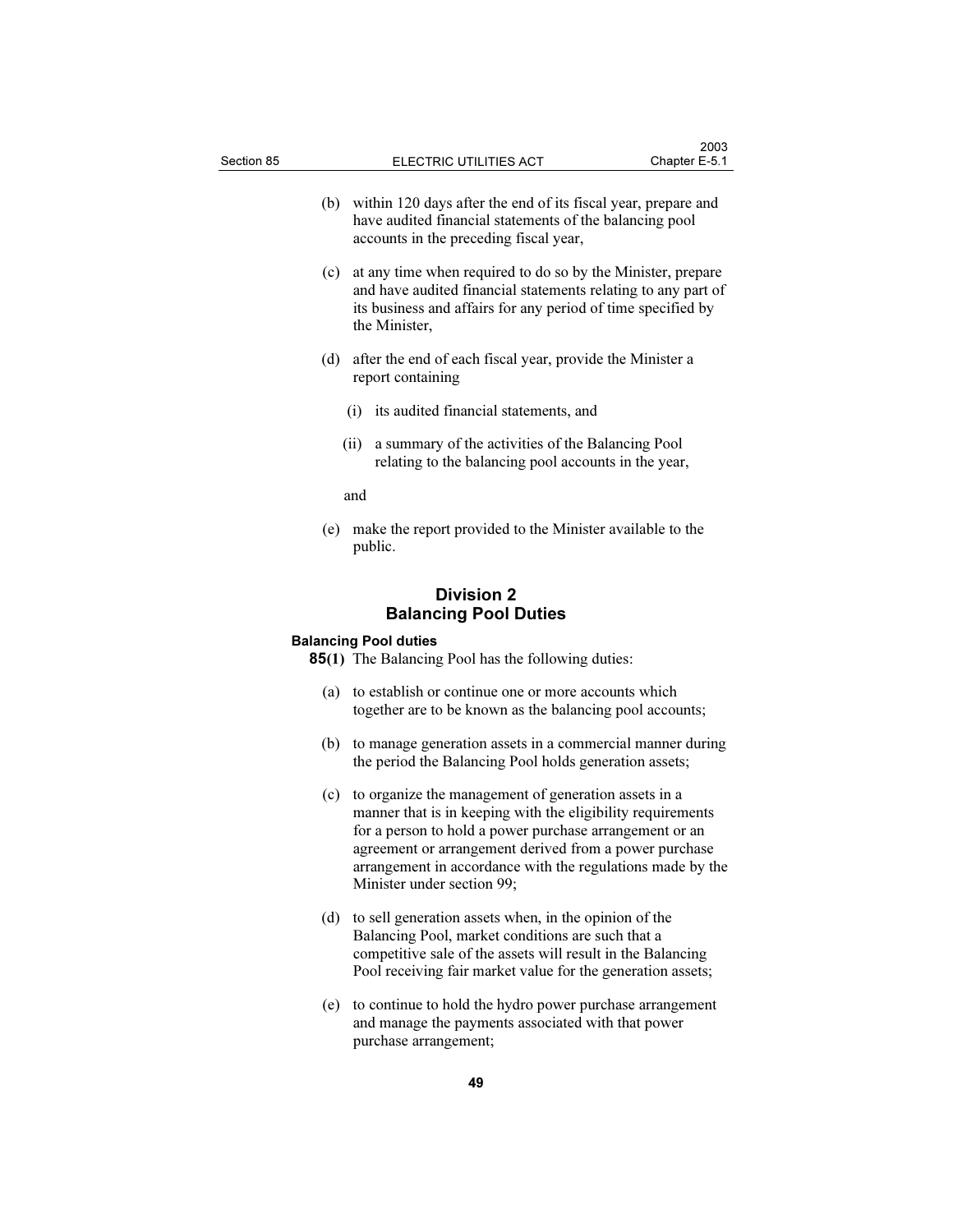(b) within 120 days after the end of its fiscal year, prepare and have audited financial statements of the balancing pool accounts in the preceding fiscal year,

(c) at any time when required to do so by the Minister, prepare and have audited financial statements relating to any part of its business and affairs for any period of time specified by the Minister,

(d) after the end of each fiscal year, provide the Minister a report containing

(i) its audited financial statements, and

(ii) a summary of the activities of the Balancing Pool relating to the balancing pool accounts in the year,

and

(e) make the report provided to the Minister available to the public.

## Division 2
## Balancing Pool Duties

**Balancing Pool duties**

**85(1)** The Balancing Pool has the following duties:

(a) to establish or continue one or more accounts which together are to be known as the balancing pool accounts;

(b) to manage generation assets in a commercial manner during the period the Balancing Pool holds generation assets;

(c) to organize the management of generation assets in a manner that is in keeping with the eligibility requirements for a person to hold a power purchase arrangement or an agreement or arrangement derived from a power purchase arrangement in accordance with the regulations made by the Minister under section 99;

(d) to sell generation assets when, in the opinion of the Balancing Pool, market conditions are such that a competitive sale of the assets will result in the Balancing Pool receiving fair market value for the generation assets;

(e) to continue to hold the hydro power purchase arrangement and manage the payments associated with that power purchase arrangement;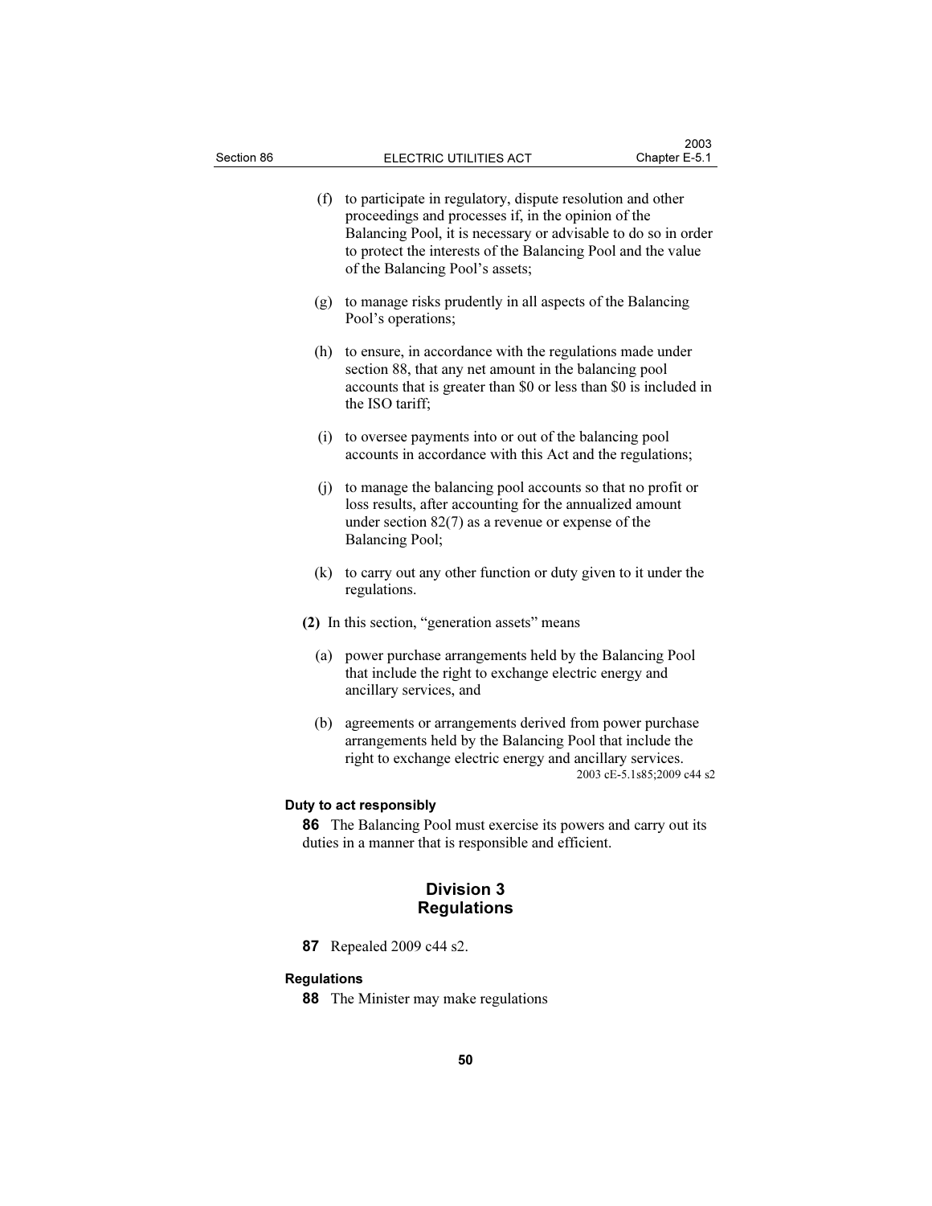(f) to participate in regulatory, dispute resolution and other proceedings and processes if, in the opinion of the Balancing Pool, it is necessary or advisable to do so in order to protect the interests of the Balancing Pool and the value of the Balancing Pool's assets;

(g) to manage risks prudently in all aspects of the Balancing Pool's operations;

(h) to ensure, in accordance with the regulations made under section 88, that any net amount in the balancing pool accounts that is greater than $0 or less than $0 is included in the ISO tariff;

(i) to oversee payments into or out of the balancing pool accounts in accordance with this Act and the regulations;

(j) to manage the balancing pool accounts so that no profit or loss results, after accounting for the annualized amount under section 82(7) as a revenue or expense of the Balancing Pool;

(k) to carry out any other function or duty given to it under the regulations.

**(2)** In this section, "generation assets" means

(a) power purchase arrangements held by the Balancing Pool that include the right to exchange electric energy and ancillary services, and

(b) agreements or arrangements derived from power purchase arrangements held by the Balancing Pool that include the right to exchange electric energy and ancillary services.

2003 cE-5.1s85;2009 c44 s2

**Duty to act responsibly**

**86** The Balancing Pool must exercise its powers and carry out its duties in a manner that is responsible and efficient.

## Division 3
## Regulations

**87** Repealed 2009 c44 s2.

**Regulations**

**88** The Minister may make regulations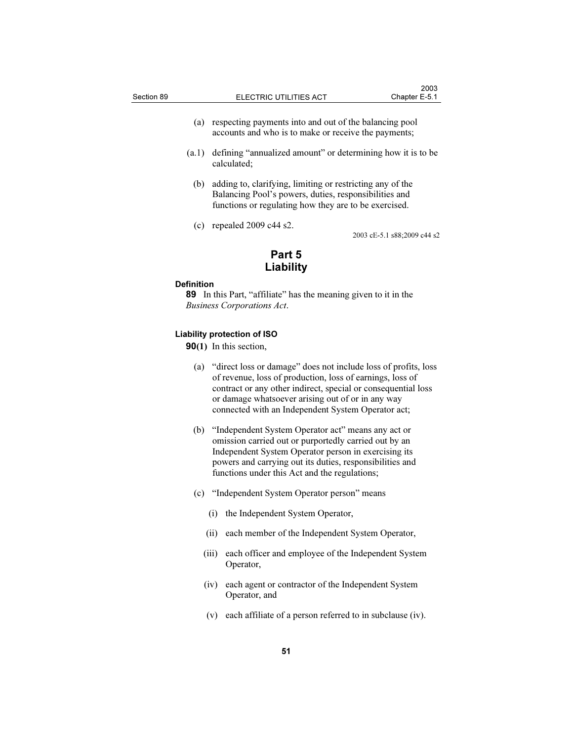(a) respecting payments into and out of the balancing pool accounts and who is to make or receive the payments;

(a.1) defining "annualized amount" or determining how it is to be calculated;

(b) adding to, clarifying, limiting or restricting any of the Balancing Pool's powers, duties, responsibilities and functions or regulating how they are to be exercised.

(c) repealed 2009 c44 s2.

2003 cE-5.1 s88;2009 c44 s2

# Part 5
# Liability

**Definition**

**89** In this Part, "affiliate" has the meaning given to it in the *Business Corporations Act*.

**Liability protection of ISO**

**90(1)** In this section,

(a) "direct loss or damage" does not include loss of profits, loss of revenue, loss of production, loss of earnings, loss of contract or any other indirect, special or consequential loss or damage whatsoever arising out of or in any way connected with an Independent System Operator act;

(b) "Independent System Operator act" means any act or omission carried out or purportedly carried out by an Independent System Operator person in exercising its powers and carrying out its duties, responsibilities and functions under this Act and the regulations;

(c) "Independent System Operator person" means

(i) the Independent System Operator,

(ii) each member of the Independent System Operator,

(iii) each officer and employee of the Independent System Operator,

(iv) each agent or contractor of the Independent System Operator, and

(v) each affiliate of a person referred to in subclause (iv).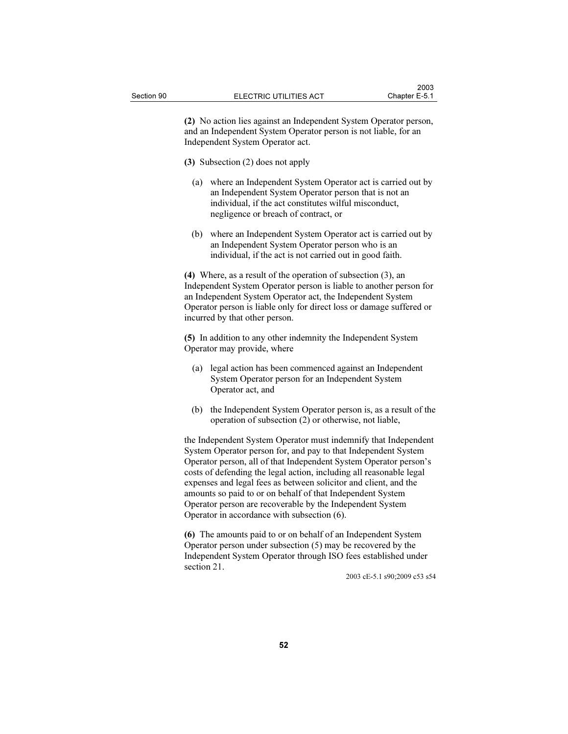**(2)** No action lies against an Independent System Operator person, and an Independent System Operator person is not liable, for an Independent System Operator act.

**(3)** Subsection (2) does not apply

(a) where an Independent System Operator act is carried out by an Independent System Operator person that is not an individual, if the act constitutes wilful misconduct, negligence or breach of contract, or

(b) where an Independent System Operator act is carried out by an Independent System Operator person who is an individual, if the act is not carried out in good faith.

**(4)** Where, as a result of the operation of subsection (3), an Independent System Operator person is liable to another person for an Independent System Operator act, the Independent System Operator person is liable only for direct loss or damage suffered or incurred by that other person.

**(5)** In addition to any other indemnity the Independent System Operator may provide, where

(a) legal action has been commenced against an Independent System Operator person for an Independent System Operator act, and

(b) the Independent System Operator person is, as a result of the operation of subsection (2) or otherwise, not liable,

the Independent System Operator must indemnify that Independent System Operator person for, and pay to that Independent System Operator person, all of that Independent System Operator person's costs of defending the legal action, including all reasonable legal expenses and legal fees as between solicitor and client, and the amounts so paid to or on behalf of that Independent System Operator person are recoverable by the Independent System Operator in accordance with subsection (6).

**(6)** The amounts paid to or on behalf of an Independent System Operator person under subsection (5) may be recovered by the Independent System Operator through ISO fees established under section 21.

2003 cE-5.1 s90;2009 c53 s54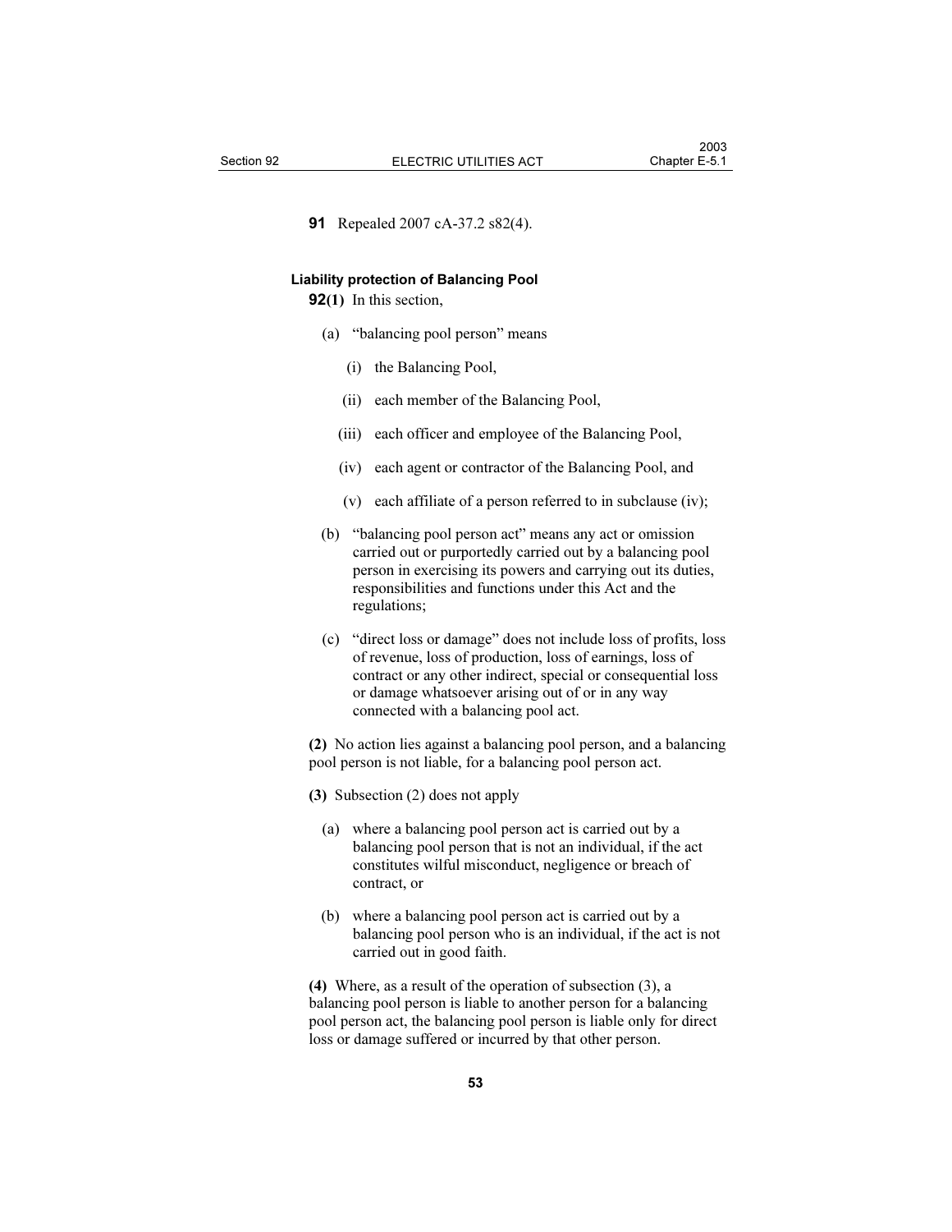**91** Repealed 2007 cA-37.2 s82(4).

**Liability protection of Balancing Pool**

**92(1)** In this section,

(a) "balancing pool person" means

(i) the Balancing Pool,

(ii) each member of the Balancing Pool,

(iii) each officer and employee of the Balancing Pool,

(iv) each agent or contractor of the Balancing Pool, and

(v) each affiliate of a person referred to in subclause (iv);

(b) "balancing pool person act" means any act or omission carried out or purportedly carried out by a balancing pool person in exercising its powers and carrying out its duties, responsibilities and functions under this Act and the regulations;

(c) "direct loss or damage" does not include loss of profits, loss of revenue, loss of production, loss of earnings, loss of contract or any other indirect, special or consequential loss or damage whatsoever arising out of or in any way connected with a balancing pool act.

**(2)** No action lies against a balancing pool person, and a balancing pool person is not liable, for a balancing pool person act.

**(3)** Subsection (2) does not apply

(a) where a balancing pool person act is carried out by a balancing pool person that is not an individual, if the act constitutes wilful misconduct, negligence or breach of contract, or

(b) where a balancing pool person act is carried out by a balancing pool person who is an individual, if the act is not carried out in good faith.

**(4)** Where, as a result of the operation of subsection (3), a balancing pool person is liable to another person for a balancing pool person act, the balancing pool person is liable only for direct loss or damage suffered or incurred by that other person.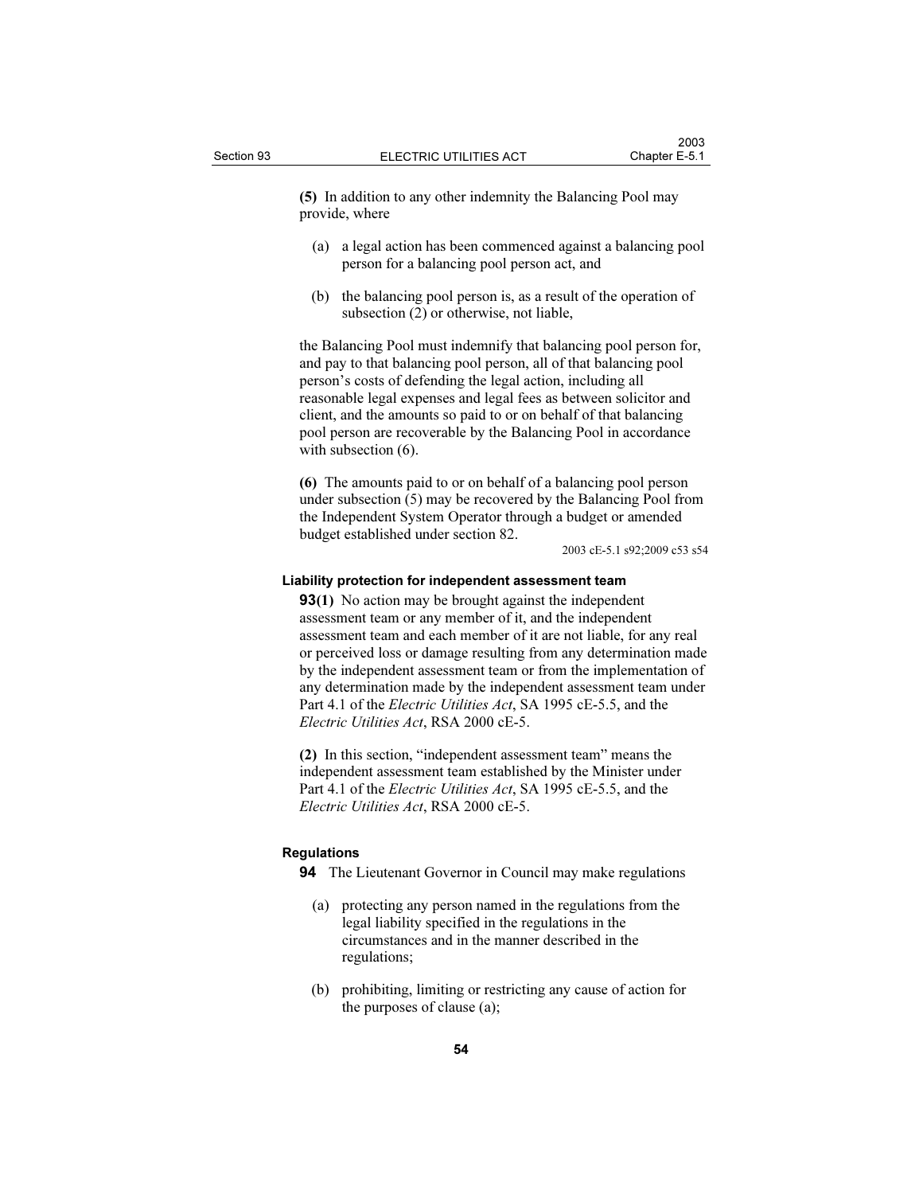**(5)** In addition to any other indemnity the Balancing Pool may provide, where

(a) a legal action has been commenced against a balancing pool person for a balancing pool person act, and

(b) the balancing pool person is, as a result of the operation of subsection (2) or otherwise, not liable,

the Balancing Pool must indemnify that balancing pool person for, and pay to that balancing pool person, all of that balancing pool person's costs of defending the legal action, including all reasonable legal expenses and legal fees as between solicitor and client, and the amounts so paid to or on behalf of that balancing pool person are recoverable by the Balancing Pool in accordance with subsection (6).

**(6)** The amounts paid to or on behalf of a balancing pool person under subsection (5) may be recovered by the Balancing Pool from the Independent System Operator through a budget or amended budget established under section 82.

2003 cE-5.1 s92;2009 c53 s54

#### Liability protection for independent assessment team

**93(1)** No action may be brought against the independent assessment team or any member of it, and the independent assessment team and each member of it are not liable, for any real or perceived loss or damage resulting from any determination made by the independent assessment team or from the implementation of any determination made by the independent assessment team under Part 4.1 of the *Electric Utilities Act*, SA 1995 cE-5.5, and the *Electric Utilities Act*, RSA 2000 cE-5.

**(2)** In this section, "independent assessment team" means the independent assessment team established by the Minister under Part 4.1 of the *Electric Utilities Act*, SA 1995 cE-5.5, and the *Electric Utilities Act*, RSA 2000 cE-5.

#### Regulations

**94** The Lieutenant Governor in Council may make regulations

(a) protecting any person named in the regulations from the legal liability specified in the regulations in the circumstances and in the manner described in the regulations;

(b) prohibiting, limiting or restricting any cause of action for the purposes of clause (a);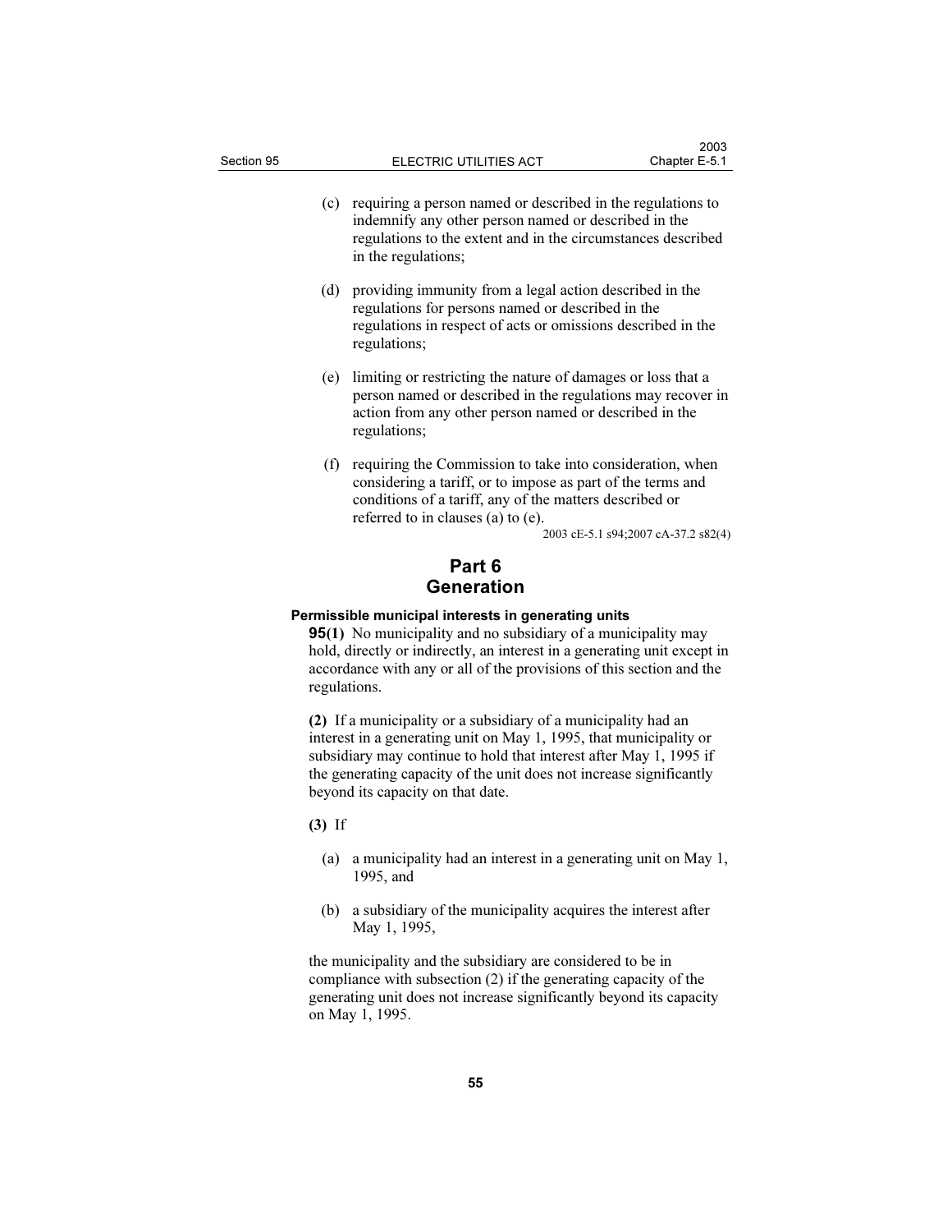(c) requiring a person named or described in the regulations to indemnify any other person named or described in the regulations to the extent and in the circumstances described in the regulations;

(d) providing immunity from a legal action described in the regulations for persons named or described in the regulations in respect of acts or omissions described in the regulations;

(e) limiting or restricting the nature of damages or loss that a person named or described in the regulations may recover in action from any other person named or described in the regulations;

(f) requiring the Commission to take into consideration, when considering a tariff, or to impose as part of the terms and conditions of a tariff, any of the matters described or referred to in clauses (a) to (e).

2003 cE-5.1 s94;2007 cA-37.2 s82(4)

# Part 6
# Generation

### Permissible municipal interests in generating units

**95(1)** No municipality and no subsidiary of a municipality may hold, directly or indirectly, an interest in a generating unit except in accordance with any or all of the provisions of this section and the regulations.

**(2)** If a municipality or a subsidiary of a municipality had an interest in a generating unit on May 1, 1995, that municipality or subsidiary may continue to hold that interest after May 1, 1995 if the generating capacity of the unit does not increase significantly beyond its capacity on that date.

**(3)** If

(a) a municipality had an interest in a generating unit on May 1, 1995, and

(b) a subsidiary of the municipality acquires the interest after May 1, 1995,

the municipality and the subsidiary are considered to be in compliance with subsection (2) if the generating capacity of the generating unit does not increase significantly beyond its capacity on May 1, 1995.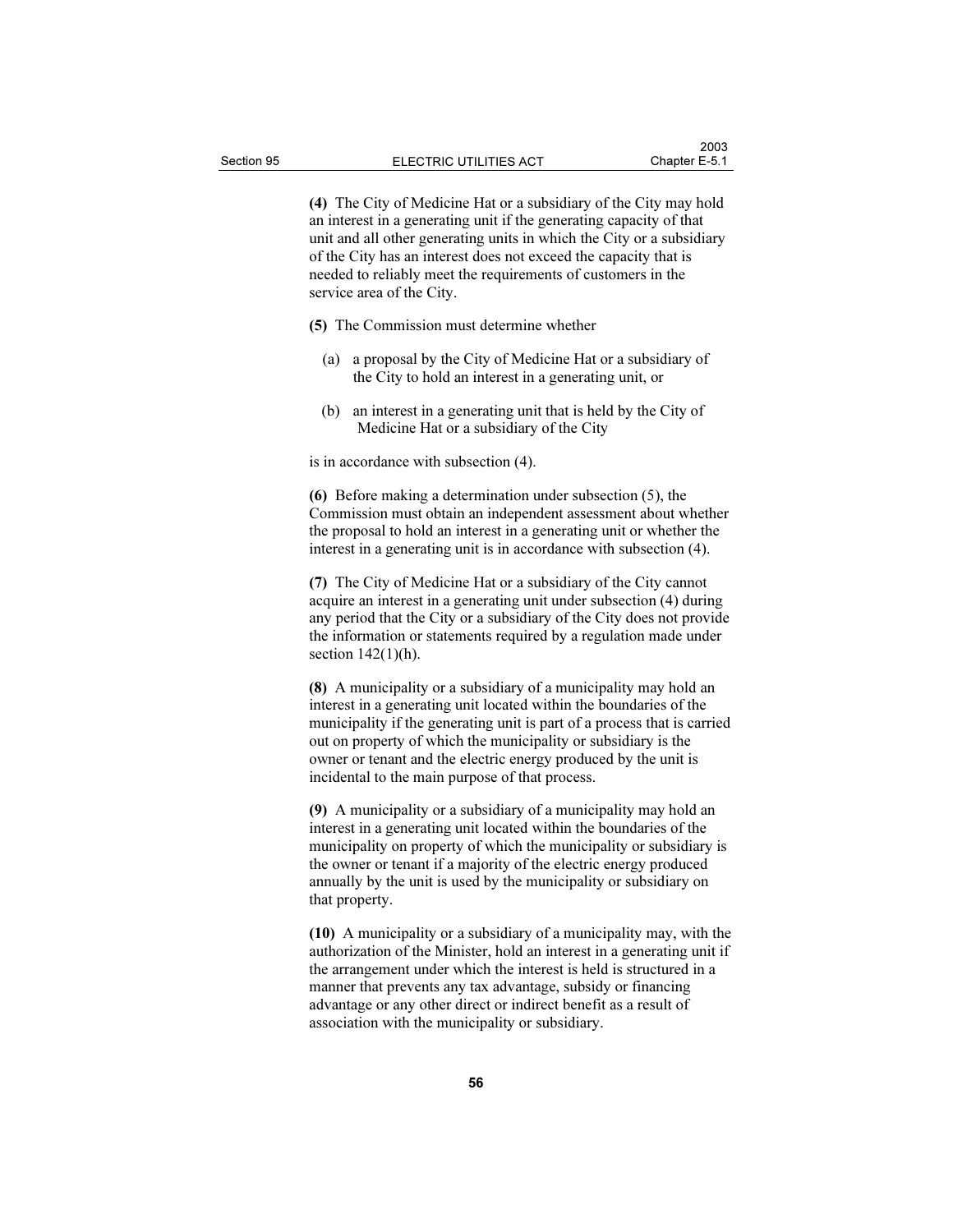**(4)** The City of Medicine Hat or a subsidiary of the City may hold an interest in a generating unit if the generating capacity of that unit and all other generating units in which the City or a subsidiary of the City has an interest does not exceed the capacity that is needed to reliably meet the requirements of customers in the service area of the City.

**(5)** The Commission must determine whether

(a) a proposal by the City of Medicine Hat or a subsidiary of the City to hold an interest in a generating unit, or

(b) an interest in a generating unit that is held by the City of Medicine Hat or a subsidiary of the City

is in accordance with subsection (4).

**(6)** Before making a determination under subsection (5), the Commission must obtain an independent assessment about whether the proposal to hold an interest in a generating unit or whether the interest in a generating unit is in accordance with subsection (4).

**(7)** The City of Medicine Hat or a subsidiary of the City cannot acquire an interest in a generating unit under subsection (4) during any period that the City or a subsidiary of the City does not provide the information or statements required by a regulation made under section 142(1)(h).

**(8)** A municipality or a subsidiary of a municipality may hold an interest in a generating unit located within the boundaries of the municipality if the generating unit is part of a process that is carried out on property of which the municipality or subsidiary is the owner or tenant and the electric energy produced by the unit is incidental to the main purpose of that process.

**(9)** A municipality or a subsidiary of a municipality may hold an interest in a generating unit located within the boundaries of the municipality on property of which the municipality or subsidiary is the owner or tenant if a majority of the electric energy produced annually by the unit is used by the municipality or subsidiary on that property.

**(10)** A municipality or a subsidiary of a municipality may, with the authorization of the Minister, hold an interest in a generating unit if the arrangement under which the interest is held is structured in a manner that prevents any tax advantage, subsidy or financing advantage or any other direct or indirect benefit as a result of association with the municipality or subsidiary.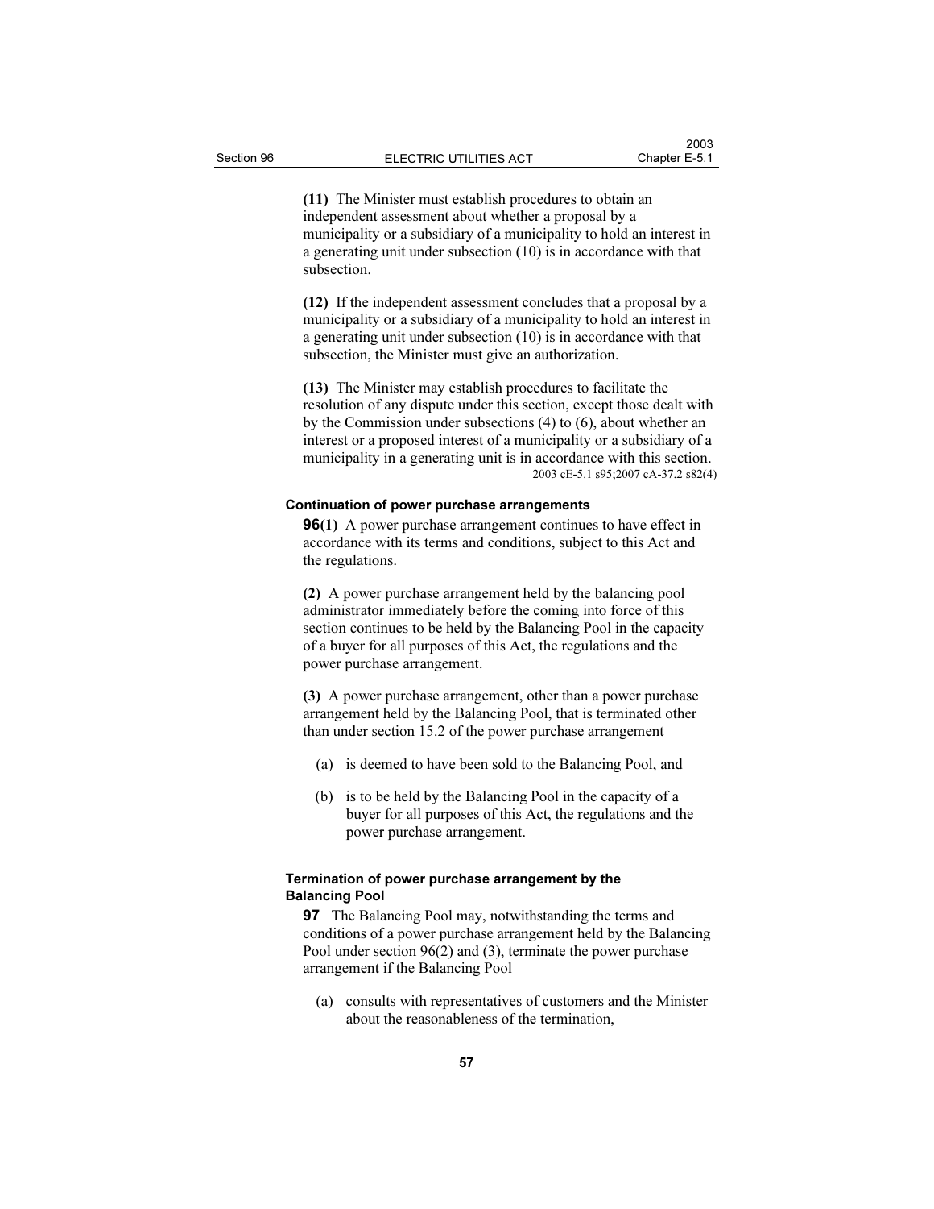**(11)** The Minister must establish procedures to obtain an independent assessment about whether a proposal by a municipality or a subsidiary of a municipality to hold an interest in a generating unit under subsection (10) is in accordance with that subsection.

**(12)** If the independent assessment concludes that a proposal by a municipality or a subsidiary of a municipality to hold an interest in a generating unit under subsection (10) is in accordance with that subsection, the Minister must give an authorization.

**(13)** The Minister may establish procedures to facilitate the resolution of any dispute under this section, except those dealt with by the Commission under subsections (4) to (6), about whether an interest or a proposed interest of a municipality or a subsidiary of a municipality in a generating unit is in accordance with this section.

2003 cE-5.1 s95;2007 cA-37.2 s82(4)

#### Continuation of power purchase arrangements

**96(1)** A power purchase arrangement continues to have effect in accordance with its terms and conditions, subject to this Act and the regulations.

**(2)** A power purchase arrangement held by the balancing pool administrator immediately before the coming into force of this section continues to be held by the Balancing Pool in the capacity of a buyer for all purposes of this Act, the regulations and the power purchase arrangement.

**(3)** A power purchase arrangement, other than a power purchase arrangement held by the Balancing Pool, that is terminated other than under section 15.2 of the power purchase arrangement

- (a) is deemed to have been sold to the Balancing Pool, and
- (b) is to be held by the Balancing Pool in the capacity of a buyer for all purposes of this Act, the regulations and the power purchase arrangement.

#### Termination of power purchase arrangement by the Balancing Pool

**97** The Balancing Pool may, notwithstanding the terms and conditions of a power purchase arrangement held by the Balancing Pool under section 96(2) and (3), terminate the power purchase arrangement if the Balancing Pool

- (a) consults with representatives of customers and the Minister about the reasonableness of the termination,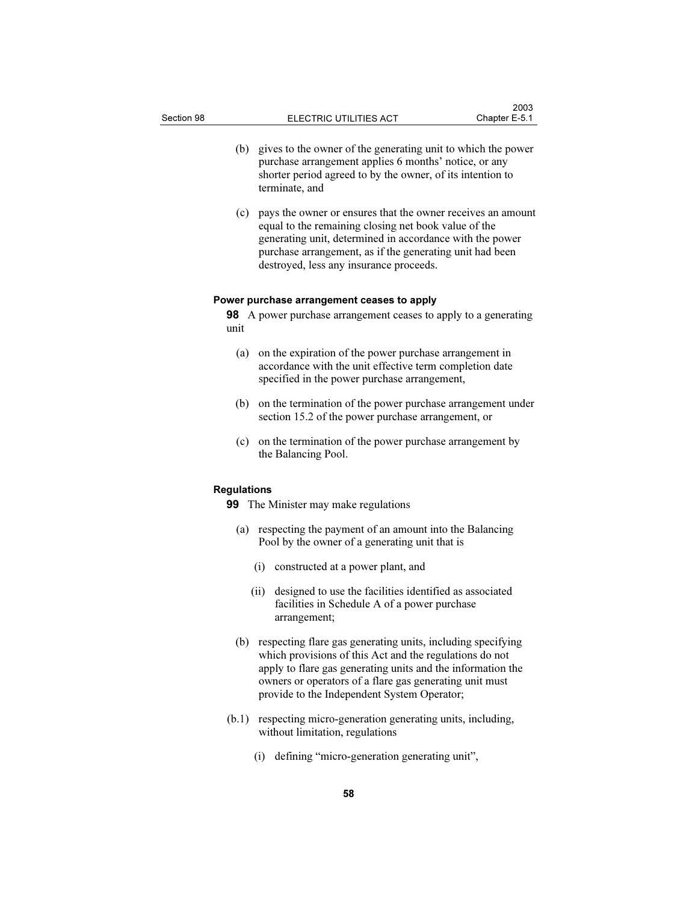(b) gives to the owner of the generating unit to which the power purchase arrangement applies 6 months' notice, or any shorter period agreed to by the owner, of its intention to terminate, and

(c) pays the owner or ensures that the owner receives an amount equal to the remaining closing net book value of the generating unit, determined in accordance with the power purchase arrangement, as if the generating unit had been destroyed, less any insurance proceeds.

**Power purchase arrangement ceases to apply**

**98** A power purchase arrangement ceases to apply to a generating unit

(a) on the expiration of the power purchase arrangement in accordance with the unit effective term completion date specified in the power purchase arrangement,

(b) on the termination of the power purchase arrangement under section 15.2 of the power purchase arrangement, or

(c) on the termination of the power purchase arrangement by the Balancing Pool.

**Regulations**

**99** The Minister may make regulations

(a) respecting the payment of an amount into the Balancing Pool by the owner of a generating unit that is

(i) constructed at a power plant, and

(ii) designed to use the facilities identified as associated facilities in Schedule A of a power purchase arrangement;

(b) respecting flare gas generating units, including specifying which provisions of this Act and the regulations do not apply to flare gas generating units and the information the owners or operators of a flare gas generating unit must provide to the Independent System Operator;

(b.1) respecting micro-generation generating units, including, without limitation, regulations

(i) defining "micro-generation generating unit",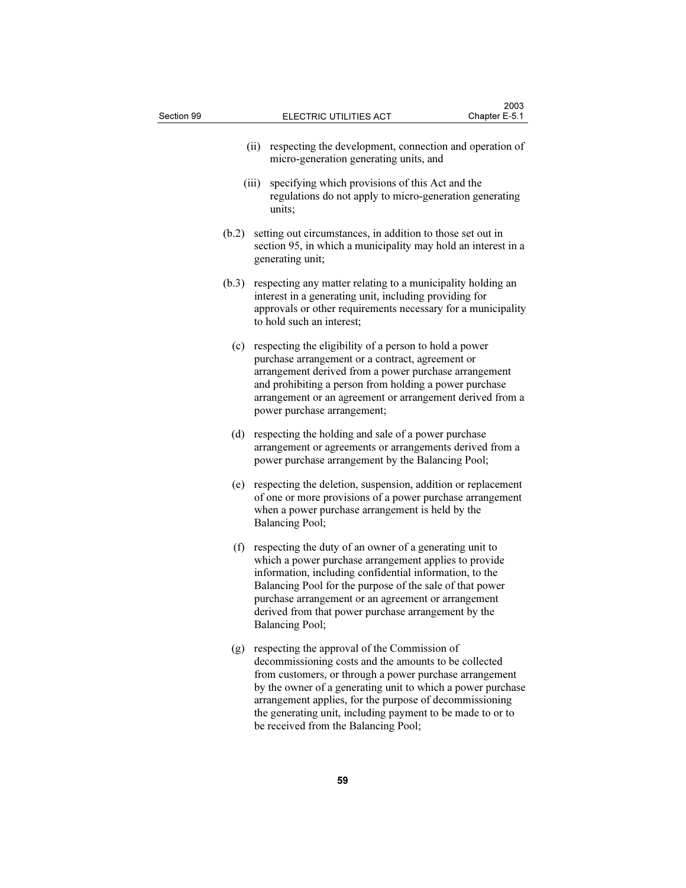(ii) respecting the development, connection and operation of micro-generation generating units, and

(iii) specifying which provisions of this Act and the regulations do not apply to micro-generation generating units;

(b.2) setting out circumstances, in addition to those set out in section 95, in which a municipality may hold an interest in a generating unit;

(b.3) respecting any matter relating to a municipality holding an interest in a generating unit, including providing for approvals or other requirements necessary for a municipality to hold such an interest;

(c) respecting the eligibility of a person to hold a power purchase arrangement or a contract, agreement or arrangement derived from a power purchase arrangement and prohibiting a person from holding a power purchase arrangement or an agreement or arrangement derived from a power purchase arrangement;

(d) respecting the holding and sale of a power purchase arrangement or agreements or arrangements derived from a power purchase arrangement by the Balancing Pool;

(e) respecting the deletion, suspension, addition or replacement of one or more provisions of a power purchase arrangement when a power purchase arrangement is held by the Balancing Pool;

(f) respecting the duty of an owner of a generating unit to which a power purchase arrangement applies to provide information, including confidential information, to the Balancing Pool for the purpose of the sale of that power purchase arrangement or an agreement or arrangement derived from that power purchase arrangement by the Balancing Pool;

(g) respecting the approval of the Commission of decommissioning costs and the amounts to be collected from customers, or through a power purchase arrangement by the owner of a generating unit to which a power purchase arrangement applies, for the purpose of decommissioning the generating unit, including payment to be made to or to be received from the Balancing Pool;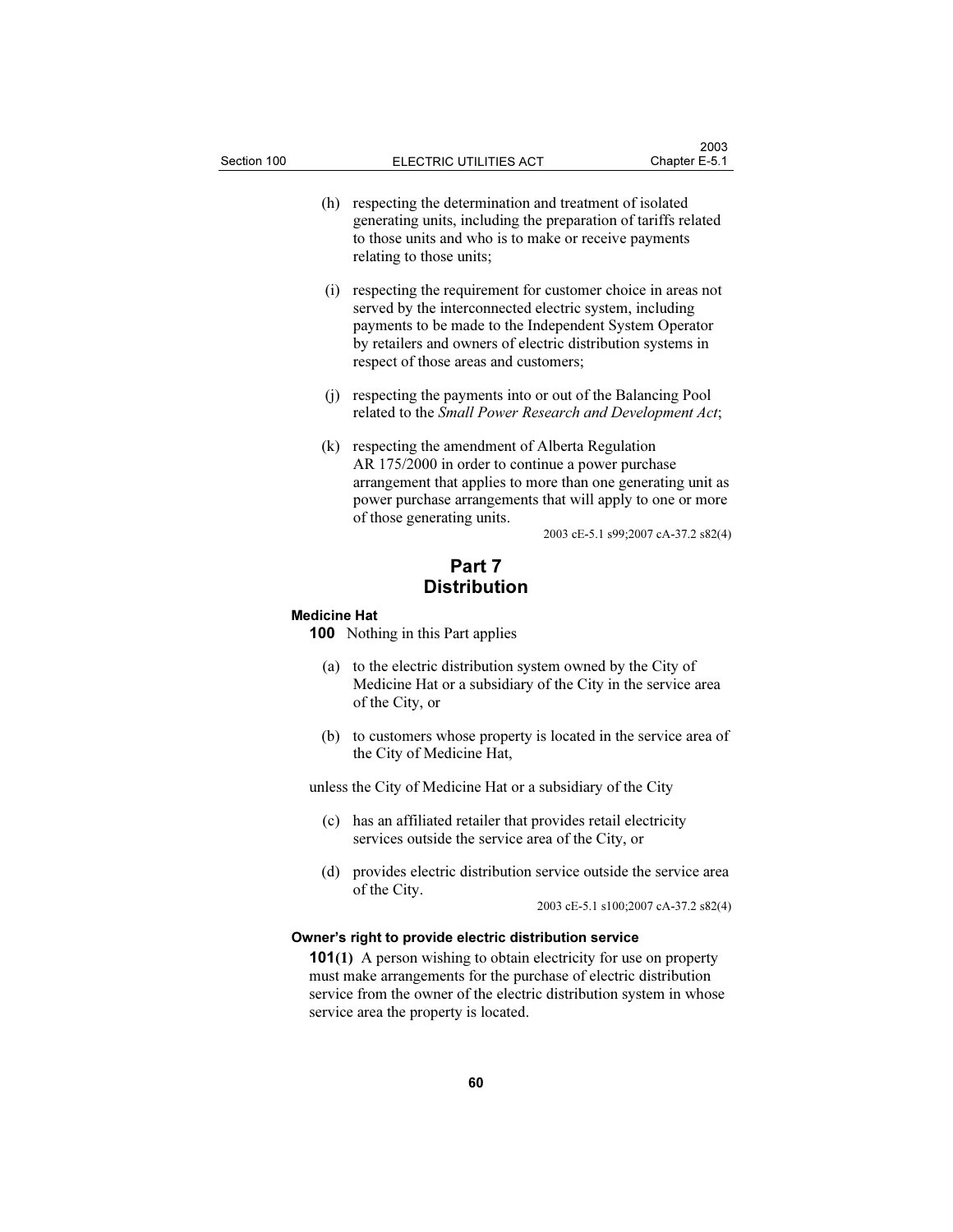(h) respecting the determination and treatment of isolated generating units, including the preparation of tariffs related to those units and who is to make or receive payments relating to those units;

(i) respecting the requirement for customer choice in areas not served by the interconnected electric system, including payments to be made to the Independent System Operator by retailers and owners of electric distribution systems in respect of those areas and customers;

(j) respecting the payments into or out of the Balancing Pool related to the *Small Power Research and Development Act*;

(k) respecting the amendment of Alberta Regulation AR 175/2000 in order to continue a power purchase arrangement that applies to more than one generating unit as power purchase arrangements that will apply to one or more of those generating units.

2003 cE-5.1 s99;2007 cA-37.2 s82(4)

# Part 7 Distribution

### Medicine Hat

**100** Nothing in this Part applies

(a) to the electric distribution system owned by the City of Medicine Hat or a subsidiary of the City in the service area of the City, or

(b) to customers whose property is located in the service area of the City of Medicine Hat,

unless the City of Medicine Hat or a subsidiary of the City

(c) has an affiliated retailer that provides retail electricity services outside the service area of the City, or

(d) provides electric distribution service outside the service area of the City.

2003 cE-5.1 s100;2007 cA-37.2 s82(4)

### Owner's right to provide electric distribution service

**101(1)** A person wishing to obtain electricity for use on property must make arrangements for the purchase of electric distribution service from the owner of the electric distribution system in whose service area the property is located.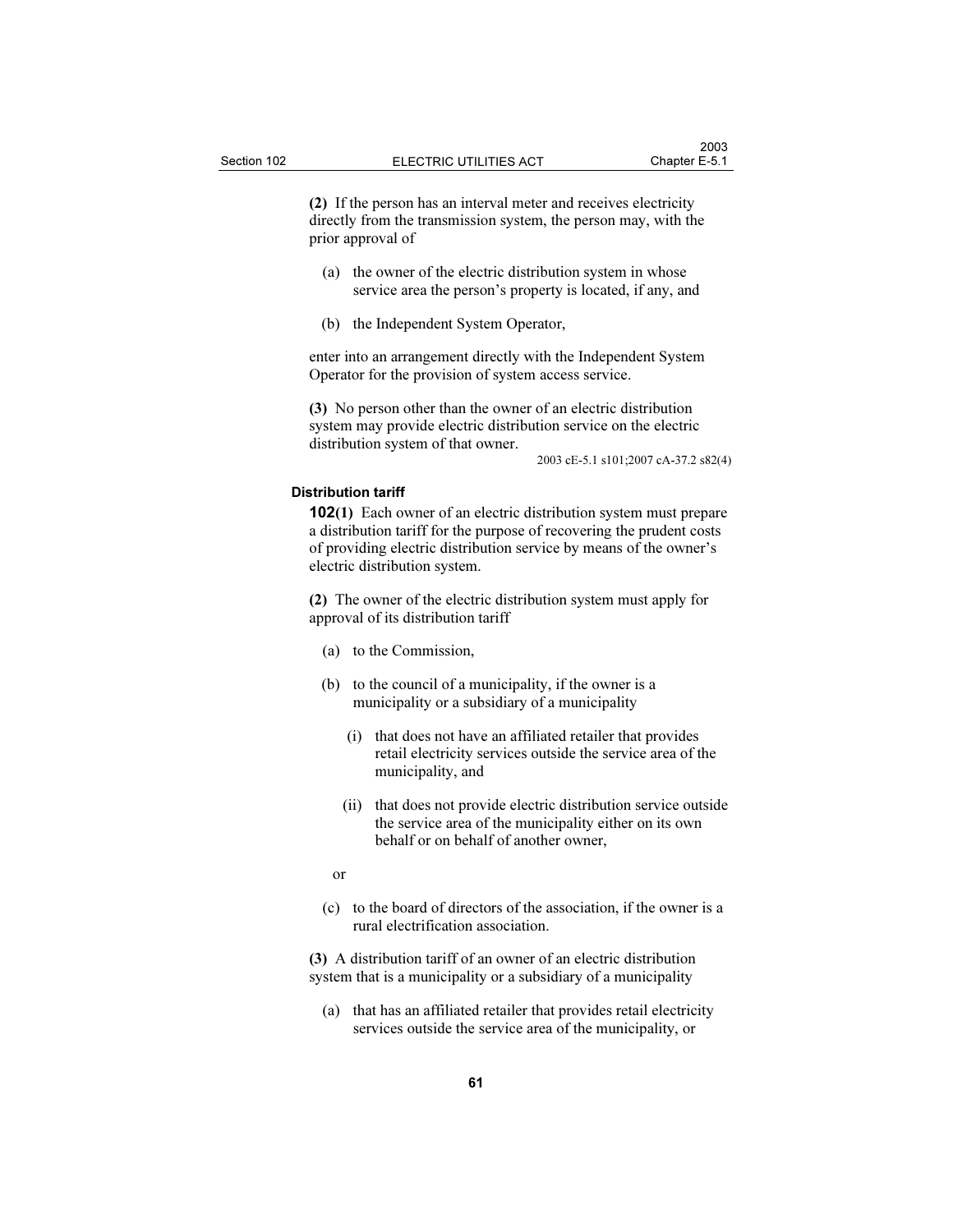**(2)** If the person has an interval meter and receives electricity directly from the transmission system, the person may, with the prior approval of

(a) the owner of the electric distribution system in whose service area the person's property is located, if any, and

(b) the Independent System Operator,

enter into an arrangement directly with the Independent System Operator for the provision of system access service.

**(3)** No person other than the owner of an electric distribution system may provide electric distribution service on the electric distribution system of that owner.

2003 cE-5.1 s101;2007 cA-37.2 s82(4)

#### Distribution tariff

**102(1)** Each owner of an electric distribution system must prepare a distribution tariff for the purpose of recovering the prudent costs of providing electric distribution service by means of the owner's electric distribution system.

**(2)** The owner of the electric distribution system must apply for approval of its distribution tariff

(a) to the Commission,

(b) to the council of a municipality, if the owner is a municipality or a subsidiary of a municipality

(i) that does not have an affiliated retailer that provides retail electricity services outside the service area of the municipality, and

(ii) that does not provide electric distribution service outside the service area of the municipality either on its own behalf or on behalf of another owner,

or

(c) to the board of directors of the association, if the owner is a rural electrification association.

**(3)** A distribution tariff of an owner of an electric distribution system that is a municipality or a subsidiary of a municipality

(a) that has an affiliated retailer that provides retail electricity services outside the service area of the municipality, or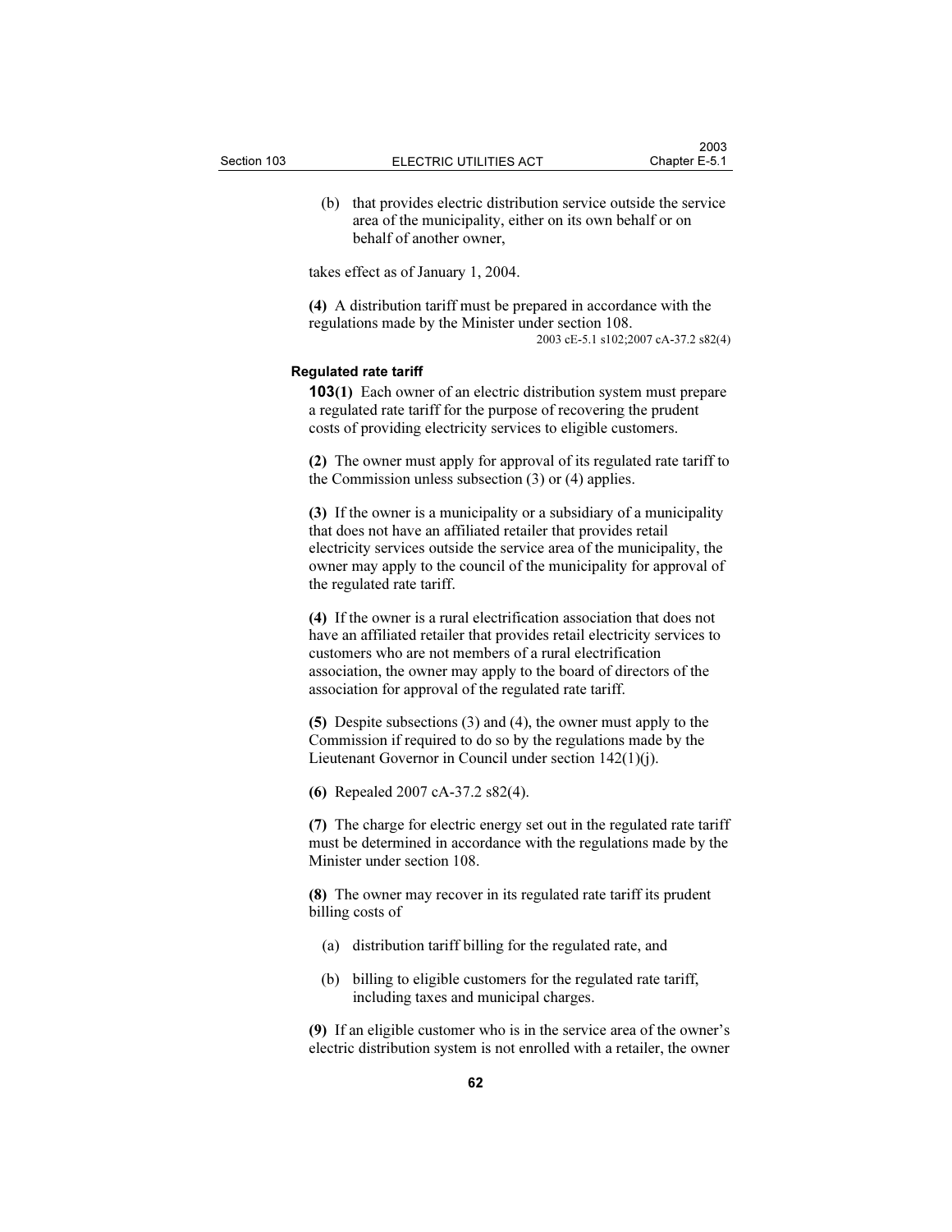(b) that provides electric distribution service outside the service area of the municipality, either on its own behalf or on behalf of another owner,

takes effect as of January 1, 2004.

**(4)** A distribution tariff must be prepared in accordance with the regulations made by the Minister under section 108.

2003 cE-5.1 s102;2007 cA-37.2 s82(4)

### Regulated rate tariff

**103(1)** Each owner of an electric distribution system must prepare a regulated rate tariff for the purpose of recovering the prudent costs of providing electricity services to eligible customers.

**(2)** The owner must apply for approval of its regulated rate tariff to the Commission unless subsection (3) or (4) applies.

**(3)** If the owner is a municipality or a subsidiary of a municipality that does not have an affiliated retailer that provides retail electricity services outside the service area of the municipality, the owner may apply to the council of the municipality for approval of the regulated rate tariff.

**(4)** If the owner is a rural electrification association that does not have an affiliated retailer that provides retail electricity services to customers who are not members of a rural electrification association, the owner may apply to the board of directors of the association for approval of the regulated rate tariff.

**(5)** Despite subsections (3) and (4), the owner must apply to the Commission if required to do so by the regulations made by the Lieutenant Governor in Council under section 142(1)(j).

**(6)** Repealed 2007 cA-37.2 s82(4).

**(7)** The charge for electric energy set out in the regulated rate tariff must be determined in accordance with the regulations made by the Minister under section 108.

**(8)** The owner may recover in its regulated rate tariff its prudent billing costs of

(a) distribution tariff billing for the regulated rate, and

(b) billing to eligible customers for the regulated rate tariff, including taxes and municipal charges.

**(9)** If an eligible customer who is in the service area of the owner's electric distribution system is not enrolled with a retailer, the owner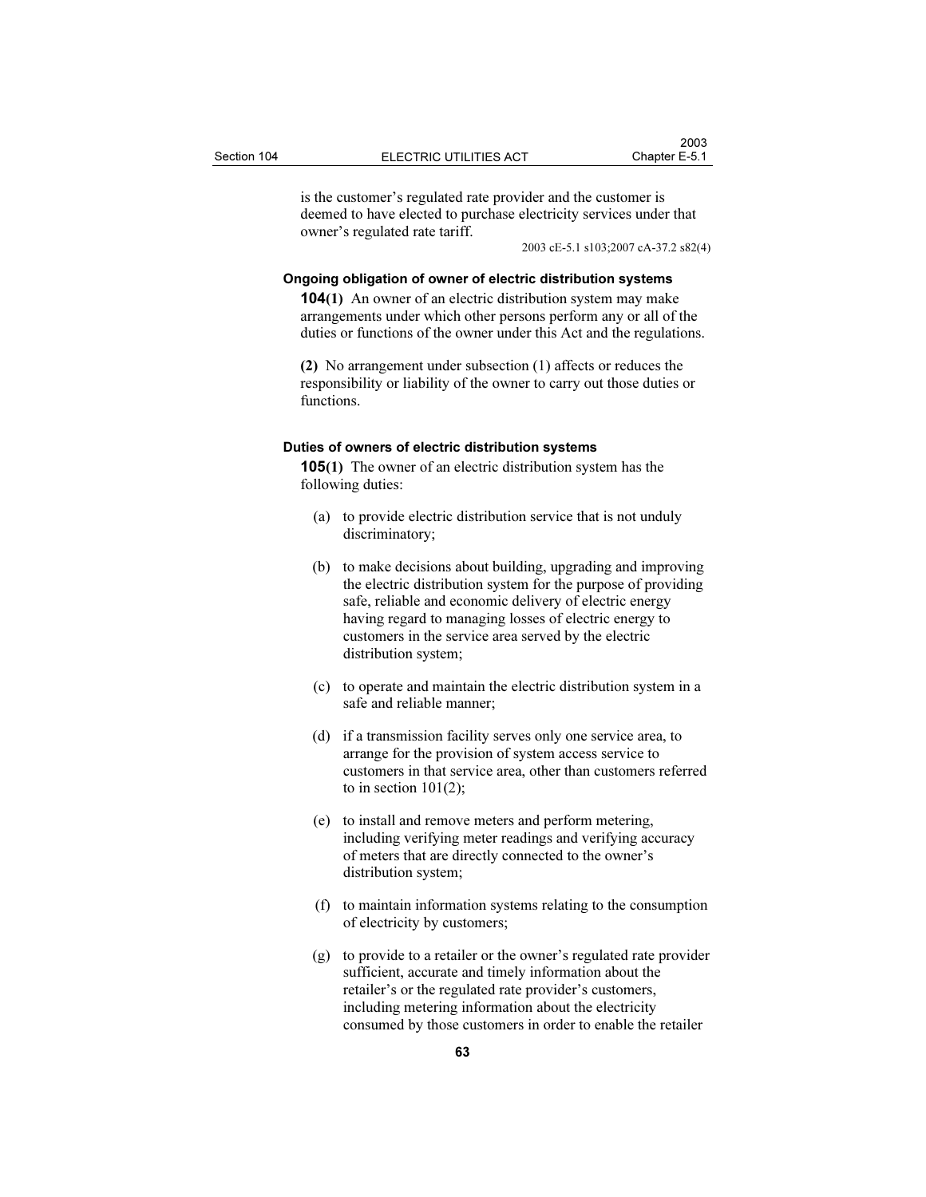is the customer's regulated rate provider and the customer is deemed to have elected to purchase electricity services under that owner's regulated rate tariff.

2003 cE-5.1 s103;2007 cA-37.2 s82(4)

#### Ongoing obligation of owner of electric distribution systems

**104(1)** An owner of an electric distribution system may make arrangements under which other persons perform any or all of the duties or functions of the owner under this Act and the regulations.

**(2)** No arrangement under subsection (1) affects or reduces the responsibility or liability of the owner to carry out those duties or functions.

#### Duties of owners of electric distribution systems

**105(1)** The owner of an electric distribution system has the following duties:

(a) to provide electric distribution service that is not unduly discriminatory;

(b) to make decisions about building, upgrading and improving the electric distribution system for the purpose of providing safe, reliable and economic delivery of electric energy having regard to managing losses of electric energy to customers in the service area served by the electric distribution system;

(c) to operate and maintain the electric distribution system in a safe and reliable manner;

(d) if a transmission facility serves only one service area, to arrange for the provision of system access service to customers in that service area, other than customers referred to in section 101(2);

(e) to install and remove meters and perform metering, including verifying meter readings and verifying accuracy of meters that are directly connected to the owner's distribution system;

(f) to maintain information systems relating to the consumption of electricity by customers;

(g) to provide to a retailer or the owner's regulated rate provider sufficient, accurate and timely information about the retailer's or the regulated rate provider's customers, including metering information about the electricity consumed by those customers in order to enable the retailer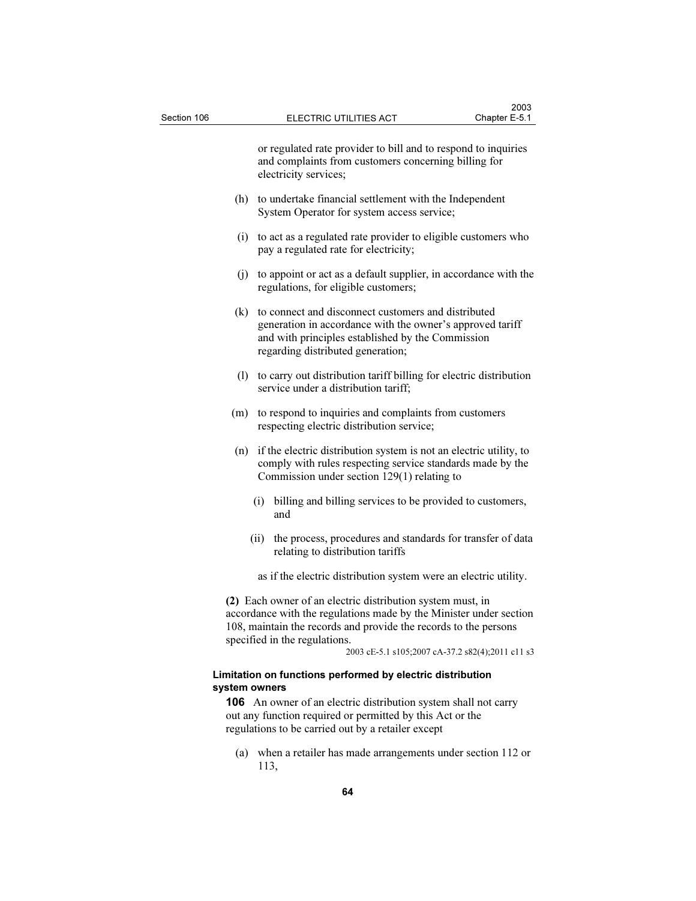or regulated rate provider to bill and to respond to inquiries and complaints from customers concerning billing for electricity services;

(h) to undertake financial settlement with the Independent System Operator for system access service;

(i) to act as a regulated rate provider to eligible customers who pay a regulated rate for electricity;

(j) to appoint or act as a default supplier, in accordance with the regulations, for eligible customers;

(k) to connect and disconnect customers and distributed generation in accordance with the owner's approved tariff and with principles established by the Commission regarding distributed generation;

(l) to carry out distribution tariff billing for electric distribution service under a distribution tariff;

(m) to respond to inquiries and complaints from customers respecting electric distribution service;

(n) if the electric distribution system is not an electric utility, to comply with rules respecting service standards made by the Commission under section 129(1) relating to

(i) billing and billing services to be provided to customers, and

(ii) the process, procedures and standards for transfer of data relating to distribution tariffs

as if the electric distribution system were an electric utility.

**(2)** Each owner of an electric distribution system must, in accordance with the regulations made by the Minister under section 108, maintain the records and provide the records to the persons specified in the regulations.

2003 cE-5.1 s105;2007 cA-37.2 s82(4);2011 c11 s3

**Limitation on functions performed by electric distribution system owners**

**106** An owner of an electric distribution system shall not carry out any function required or permitted by this Act or the regulations to be carried out by a retailer except

(a) when a retailer has made arrangements under section 112 or 113,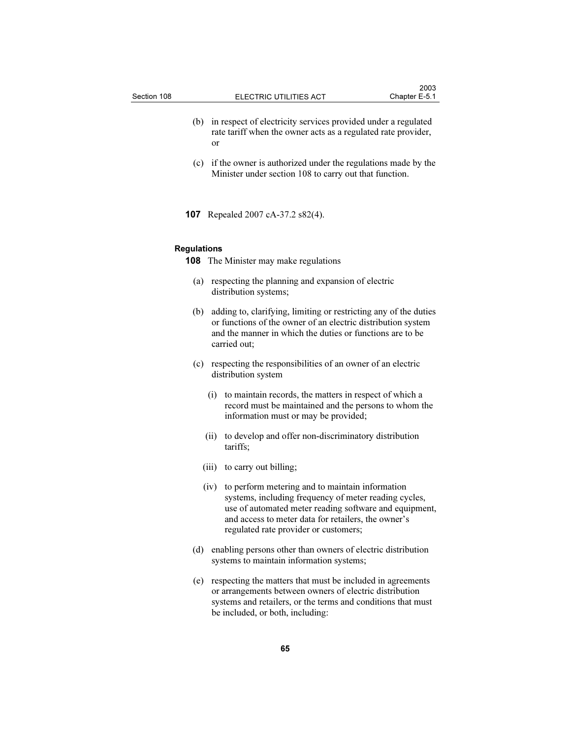(b) in respect of electricity services provided under a regulated rate tariff when the owner acts as a regulated rate provider, or

(c) if the owner is authorized under the regulations made by the Minister under section 108 to carry out that function.

**107** Repealed 2007 cA-37.2 s82(4).

### Regulations

**108** The Minister may make regulations

(a) respecting the planning and expansion of electric distribution systems;

(b) adding to, clarifying, limiting or restricting any of the duties or functions of the owner of an electric distribution system and the manner in which the duties or functions are to be carried out;

(c) respecting the responsibilities of an owner of an electric distribution system

(i) to maintain records, the matters in respect of which a record must be maintained and the persons to whom the information must or may be provided;

(ii) to develop and offer non-discriminatory distribution tariffs;

(iii) to carry out billing;

(iv) to perform metering and to maintain information systems, including frequency of meter reading cycles, use of automated meter reading software and equipment, and access to meter data for retailers, the owner's regulated rate provider or customers;

(d) enabling persons other than owners of electric distribution systems to maintain information systems;

(e) respecting the matters that must be included in agreements or arrangements between owners of electric distribution systems and retailers, or the terms and conditions that must be included, or both, including: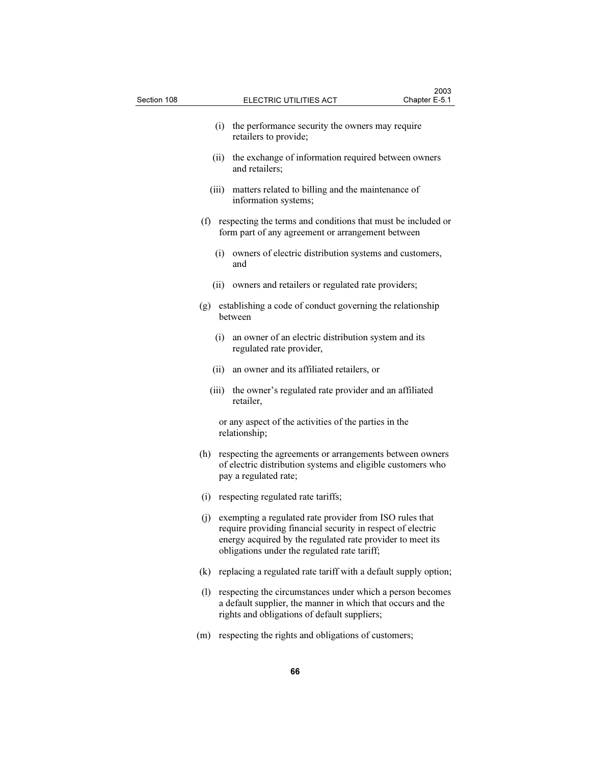(i) the performance security the owners may require retailers to provide;

(ii) the exchange of information required between owners and retailers;

(iii) matters related to billing and the maintenance of information systems;

(f) respecting the terms and conditions that must be included or form part of any agreement or arrangement between

(i) owners of electric distribution systems and customers, and

(ii) owners and retailers or regulated rate providers;

(g) establishing a code of conduct governing the relationship between

(i) an owner of an electric distribution system and its regulated rate provider,

(ii) an owner and its affiliated retailers, or

(iii) the owner's regulated rate provider and an affiliated retailer,

or any aspect of the activities of the parties in the relationship;

(h) respecting the agreements or arrangements between owners of electric distribution systems and eligible customers who pay a regulated rate;

(i) respecting regulated rate tariffs;

(j) exempting a regulated rate provider from ISO rules that require providing financial security in respect of electric energy acquired by the regulated rate provider to meet its obligations under the regulated rate tariff;

(k) replacing a regulated rate tariff with a default supply option;

(l) respecting the circumstances under which a person becomes a default supplier, the manner in which that occurs and the rights and obligations of default suppliers;

(m) respecting the rights and obligations of customers;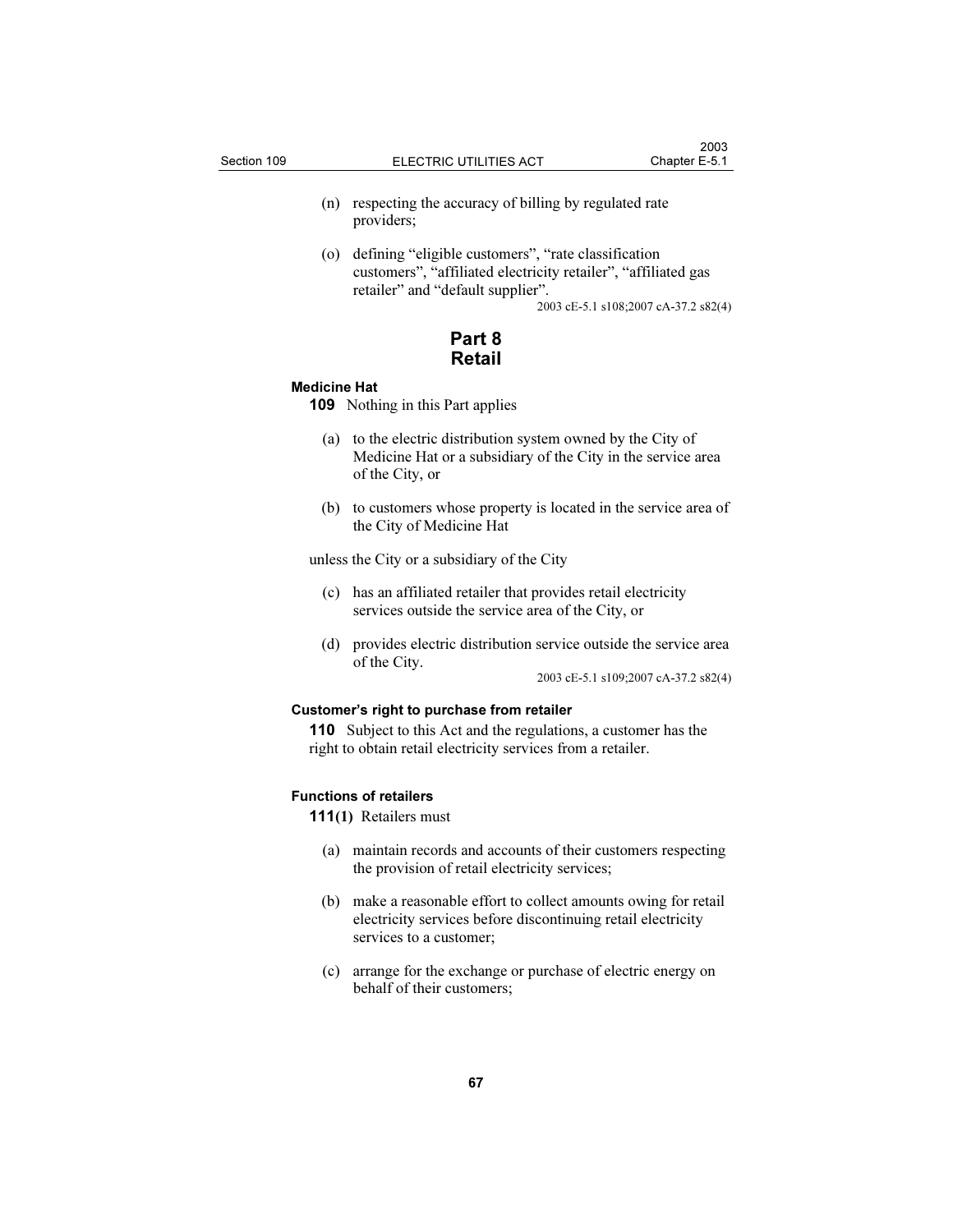(n) respecting the accuracy of billing by regulated rate providers;

(o) defining "eligible customers", "rate classification customers", "affiliated electricity retailer", "affiliated gas retailer" and "default supplier".

2003 cE-5.1 s108;2007 cA-37.2 s82(4)

## Part 8
## Retail

**Medicine Hat**

**109** Nothing in this Part applies

(a) to the electric distribution system owned by the City of Medicine Hat or a subsidiary of the City in the service area of the City, or

(b) to customers whose property is located in the service area of the City of Medicine Hat

unless the City or a subsidiary of the City

(c) has an affiliated retailer that provides retail electricity services outside the service area of the City, or

(d) provides electric distribution service outside the service area of the City.

2003 cE-5.1 s109;2007 cA-37.2 s82(4)

**Customer's right to purchase from retailer**

**110** Subject to this Act and the regulations, a customer has the right to obtain retail electricity services from a retailer.

**Functions of retailers**

**111(1)** Retailers must

(a) maintain records and accounts of their customers respecting the provision of retail electricity services;

(b) make a reasonable effort to collect amounts owing for retail electricity services before discontinuing retail electricity services to a customer;

(c) arrange for the exchange or purchase of electric energy on behalf of their customers;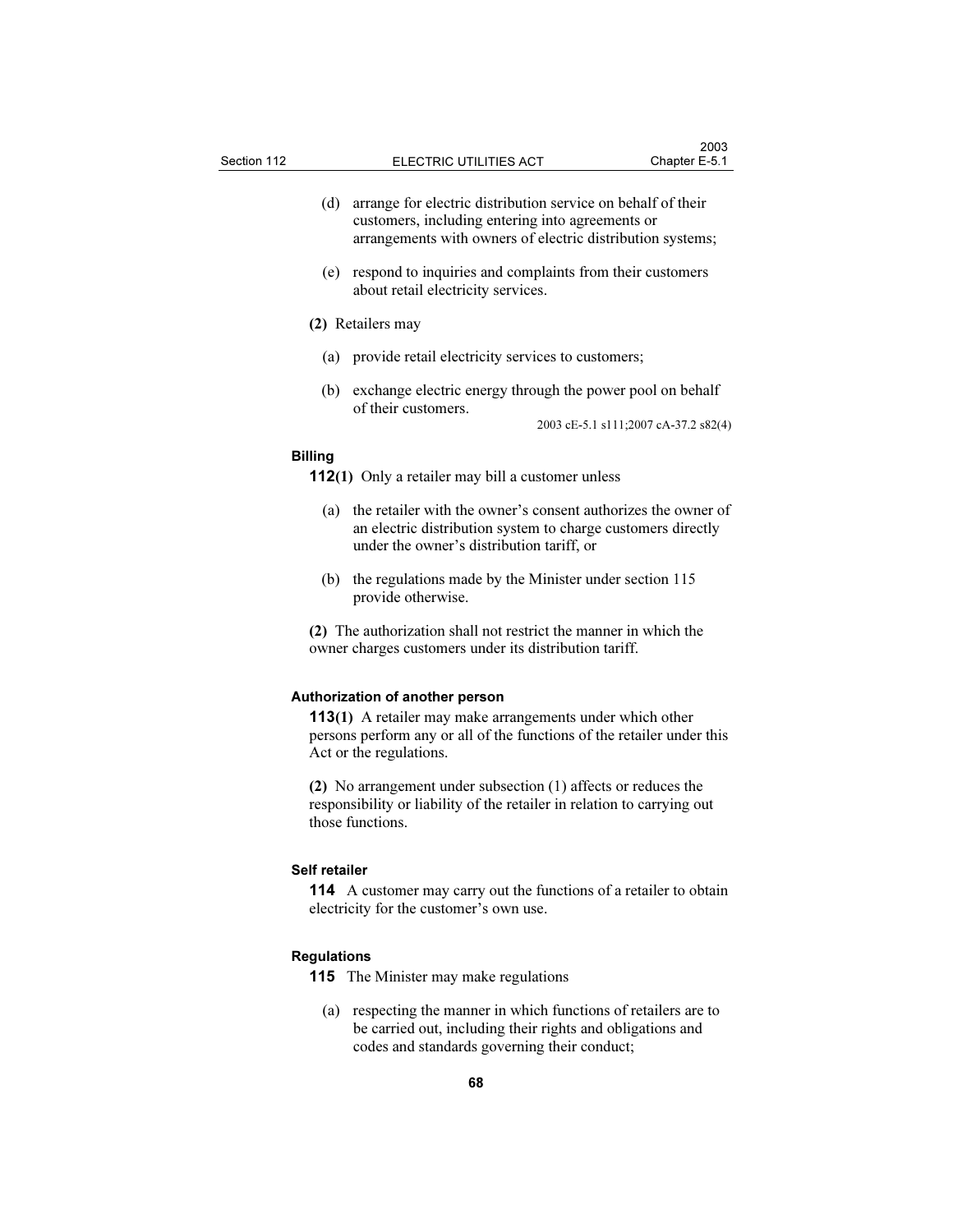(d) arrange for electric distribution service on behalf of their customers, including entering into agreements or arrangements with owners of electric distribution systems;

(e) respond to inquiries and complaints from their customers about retail electricity services.

**(2)** Retailers may

(a) provide retail electricity services to customers;

(b) exchange electric energy through the power pool on behalf of their customers.

2003 cE-5.1 s111;2007 cA-37.2 s82(4)

### Billing

**112(1)** Only a retailer may bill a customer unless

(a) the retailer with the owner's consent authorizes the owner of an electric distribution system to charge customers directly under the owner's distribution tariff, or

(b) the regulations made by the Minister under section 115 provide otherwise.

**(2)** The authorization shall not restrict the manner in which the owner charges customers under its distribution tariff.

### Authorization of another person

**113(1)** A retailer may make arrangements under which other persons perform any or all of the functions of the retailer under this Act or the regulations.

**(2)** No arrangement under subsection (1) affects or reduces the responsibility or liability of the retailer in relation to carrying out those functions.

### Self retailer

**114** A customer may carry out the functions of a retailer to obtain electricity for the customer's own use.

### Regulations

**115** The Minister may make regulations

(a) respecting the manner in which functions of retailers are to be carried out, including their rights and obligations and codes and standards governing their conduct;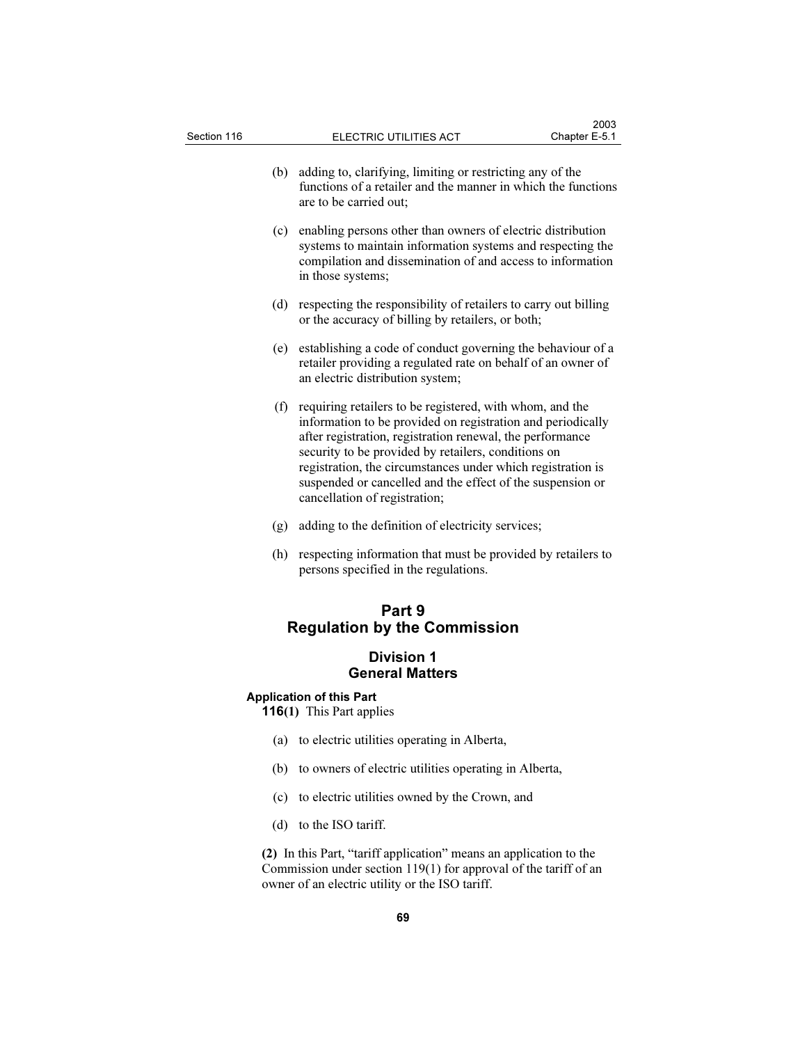(b) adding to, clarifying, limiting or restricting any of the functions of a retailer and the manner in which the functions are to be carried out;

(c) enabling persons other than owners of electric distribution systems to maintain information systems and respecting the compilation and dissemination of and access to information in those systems;

(d) respecting the responsibility of retailers to carry out billing or the accuracy of billing by retailers, or both;

(e) establishing a code of conduct governing the behaviour of a retailer providing a regulated rate on behalf of an owner of an electric distribution system;

(f) requiring retailers to be registered, with whom, and the information to be provided on registration and periodically after registration, registration renewal, the performance security to be provided by retailers, conditions on registration, the circumstances under which registration is suspended or cancelled and the effect of the suspension or cancellation of registration;

(g) adding to the definition of electricity services;

(h) respecting information that must be provided by retailers to persons specified in the regulations.

# Part 9
# Regulation by the Commission

## Division 1
## General Matters

### Application of this Part

**116(1)** This Part applies

(a) to electric utilities operating in Alberta,

(b) to owners of electric utilities operating in Alberta,

(c) to electric utilities owned by the Crown, and

(d) to the ISO tariff.

**(2)** In this Part, "tariff application" means an application to the Commission under section 119(1) for approval of the tariff of an owner of an electric utility or the ISO tariff.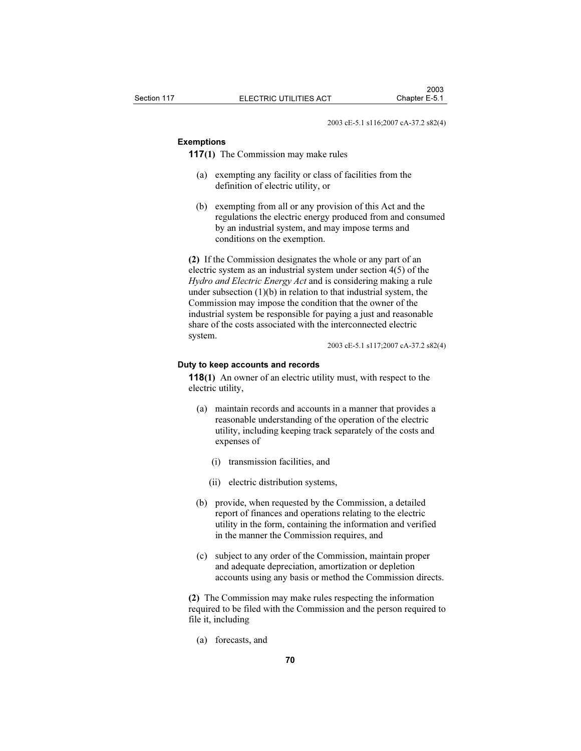2003 cE-5.1 s116;2007 cA-37.2 s82(4)

### Exemptions

**117(1)** The Commission may make rules

(a) exempting any facility or class of facilities from the definition of electric utility, or

(b) exempting from all or any provision of this Act and the regulations the electric energy produced from and consumed by an industrial system, and may impose terms and conditions on the exemption.

**(2)** If the Commission designates the whole or any part of an electric system as an industrial system under section 4(5) of the *Hydro and Electric Energy Act* and is considering making a rule under subsection (1)(b) in relation to that industrial system, the Commission may impose the condition that the owner of the industrial system be responsible for paying a just and reasonable share of the costs associated with the interconnected electric system.

2003 cE-5.1 s117;2007 cA-37.2 s82(4)

### Duty to keep accounts and records

**118(1)** An owner of an electric utility must, with respect to the electric utility,

(a) maintain records and accounts in a manner that provides a reasonable understanding of the operation of the electric utility, including keeping track separately of the costs and expenses of

(i) transmission facilities, and

(ii) electric distribution systems,

(b) provide, when requested by the Commission, a detailed report of finances and operations relating to the electric utility in the form, containing the information and verified in the manner the Commission requires, and

(c) subject to any order of the Commission, maintain proper and adequate depreciation, amortization or depletion accounts using any basis or method the Commission directs.

**(2)** The Commission may make rules respecting the information required to be filed with the Commission and the person required to file it, including

(a) forecasts, and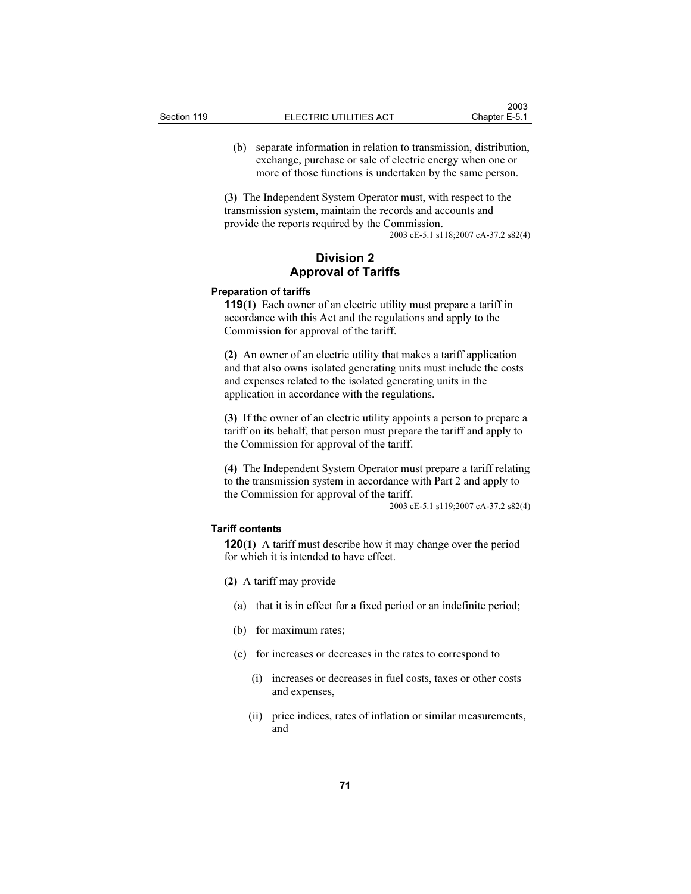(b) separate information in relation to transmission, distribution, exchange, purchase or sale of electric energy when one or more of those functions is undertaken by the same person.

**(3)** The Independent System Operator must, with respect to the transmission system, maintain the records and accounts and provide the reports required by the Commission.

2003 cE-5.1 s118;2007 cA-37.2 s82(4)

## Division 2
## Approval of Tariffs

**Preparation of tariffs**

**119(1)** Each owner of an electric utility must prepare a tariff in accordance with this Act and the regulations and apply to the Commission for approval of the tariff.

**(2)** An owner of an electric utility that makes a tariff application and that also owns isolated generating units must include the costs and expenses related to the isolated generating units in the application in accordance with the regulations.

**(3)** If the owner of an electric utility appoints a person to prepare a tariff on its behalf, that person must prepare the tariff and apply to the Commission for approval of the tariff.

**(4)** The Independent System Operator must prepare a tariff relating to the transmission system in accordance with Part 2 and apply to the Commission for approval of the tariff.

2003 cE-5.1 s119;2007 cA-37.2 s82(4)

**Tariff contents**

**120(1)** A tariff must describe how it may change over the period for which it is intended to have effect.

**(2)** A tariff may provide

(a) that it is in effect for a fixed period or an indefinite period;

(b) for maximum rates;

(c) for increases or decreases in the rates to correspond to

(i) increases or decreases in fuel costs, taxes or other costs and expenses,

(ii) price indices, rates of inflation or similar measurements, and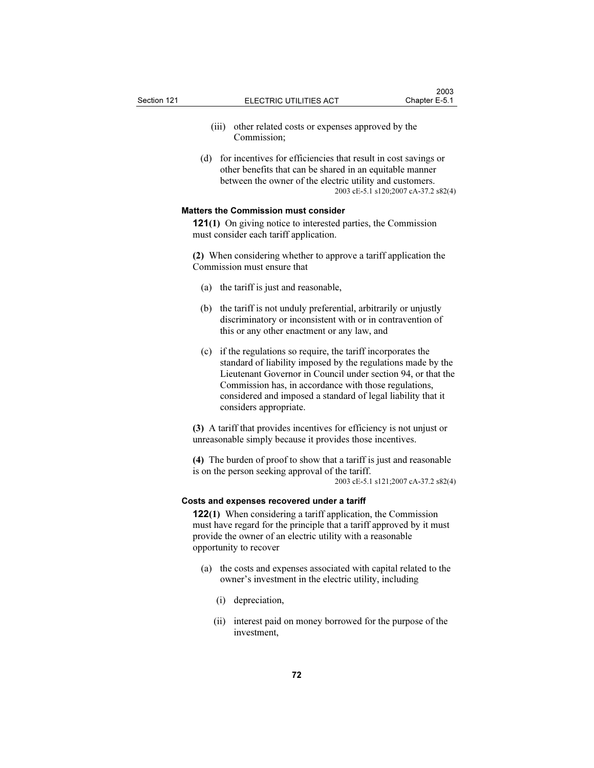(iii) other related costs or expenses approved by the Commission;

(d) for incentives for efficiencies that result in cost savings or other benefits that can be shared in an equitable manner between the owner of the electric utility and customers.

2003 cE-5.1 s120;2007 cA-37.2 s82(4)

**Matters the Commission must consider**

**121(1)** On giving notice to interested parties, the Commission must consider each tariff application.

**(2)** When considering whether to approve a tariff application the Commission must ensure that

(a) the tariff is just and reasonable,

(b) the tariff is not unduly preferential, arbitrarily or unjustly discriminatory or inconsistent with or in contravention of this or any other enactment or any law, and

(c) if the regulations so require, the tariff incorporates the standard of liability imposed by the regulations made by the Lieutenant Governor in Council under section 94, or that the Commission has, in accordance with those regulations, considered and imposed a standard of legal liability that it considers appropriate.

**(3)** A tariff that provides incentives for efficiency is not unjust or unreasonable simply because it provides those incentives.

**(4)** The burden of proof to show that a tariff is just and reasonable is on the person seeking approval of the tariff.

2003 cE-5.1 s121;2007 cA-37.2 s82(4)

**Costs and expenses recovered under a tariff**

**122(1)** When considering a tariff application, the Commission must have regard for the principle that a tariff approved by it must provide the owner of an electric utility with a reasonable opportunity to recover

(a) the costs and expenses associated with capital related to the owner's investment in the electric utility, including

(i) depreciation,

(ii) interest paid on money borrowed for the purpose of the investment,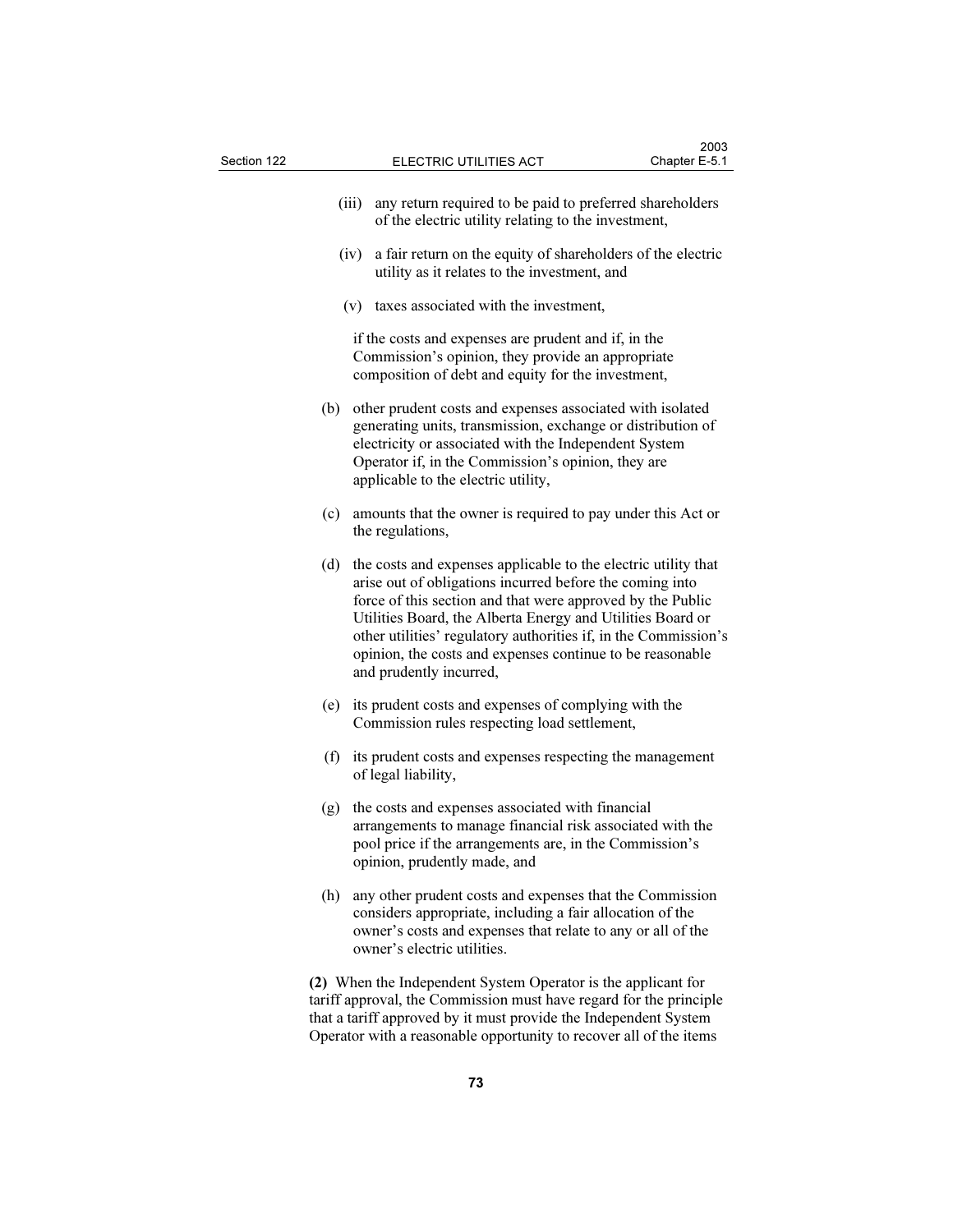(iii) any return required to be paid to preferred shareholders of the electric utility relating to the investment,

(iv) a fair return on the equity of shareholders of the electric utility as it relates to the investment, and

(v) taxes associated with the investment,

if the costs and expenses are prudent and if, in the Commission's opinion, they provide an appropriate composition of debt and equity for the investment,

(b) other prudent costs and expenses associated with isolated generating units, transmission, exchange or distribution of electricity or associated with the Independent System Operator if, in the Commission's opinion, they are applicable to the electric utility,

(c) amounts that the owner is required to pay under this Act or the regulations,

(d) the costs and expenses applicable to the electric utility that arise out of obligations incurred before the coming into force of this section and that were approved by the Public Utilities Board, the Alberta Energy and Utilities Board or other utilities' regulatory authorities if, in the Commission's opinion, the costs and expenses continue to be reasonable and prudently incurred,

(e) its prudent costs and expenses of complying with the Commission rules respecting load settlement,

(f) its prudent costs and expenses respecting the management of legal liability,

(g) the costs and expenses associated with financial arrangements to manage financial risk associated with the pool price if the arrangements are, in the Commission's opinion, prudently made, and

(h) any other prudent costs and expenses that the Commission considers appropriate, including a fair allocation of the owner's costs and expenses that relate to any or all of the owner's electric utilities.

**(2)** When the Independent System Operator is the applicant for tariff approval, the Commission must have regard for the principle that a tariff approved by it must provide the Independent System Operator with a reasonable opportunity to recover all of the items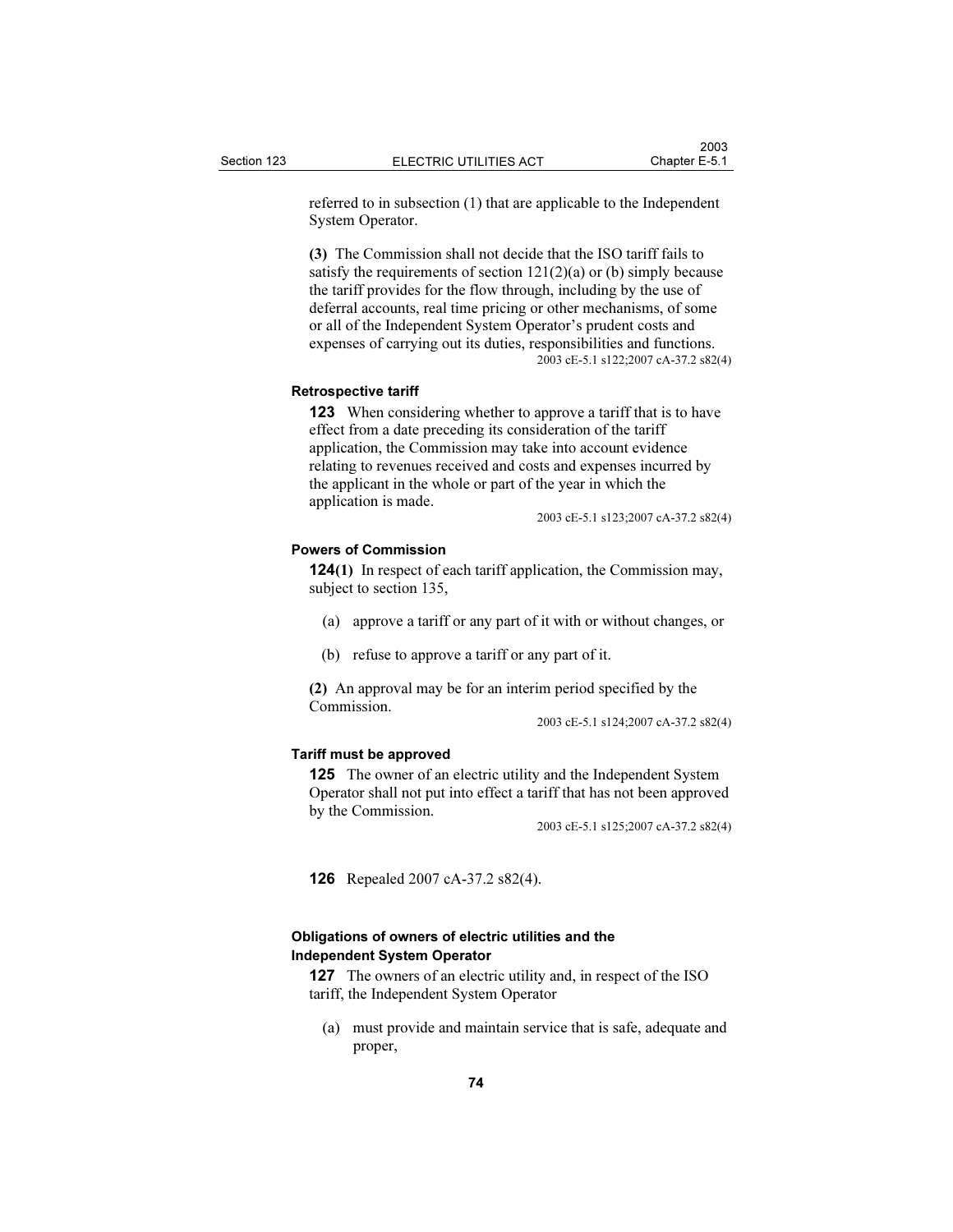referred to in subsection (1) that are applicable to the Independent System Operator.

**(3)** The Commission shall not decide that the ISO tariff fails to satisfy the requirements of section 121(2)(a) or (b) simply because the tariff provides for the flow through, including by the use of deferral accounts, real time pricing or other mechanisms, of some or all of the Independent System Operator's prudent costs and expenses of carrying out its duties, responsibilities and functions.

2003 cE-5.1 s122;2007 cA-37.2 s82(4)

#### Retrospective tariff

**123** When considering whether to approve a tariff that is to have effect from a date preceding its consideration of the tariff application, the Commission may take into account evidence relating to revenues received and costs and expenses incurred by the applicant in the whole or part of the year in which the application is made.

2003 cE-5.1 s123;2007 cA-37.2 s82(4)

#### Powers of Commission

**124(1)** In respect of each tariff application, the Commission may, subject to section 135,

(a) approve a tariff or any part of it with or without changes, or

(b) refuse to approve a tariff or any part of it.

**(2)** An approval may be for an interim period specified by the Commission.

2003 cE-5.1 s124;2007 cA-37.2 s82(4)

#### Tariff must be approved

**125** The owner of an electric utility and the Independent System Operator shall not put into effect a tariff that has not been approved by the Commission.

2003 cE-5.1 s125;2007 cA-37.2 s82(4)

**126** Repealed 2007 cA-37.2 s82(4).

#### Obligations of owners of electric utilities and the Independent System Operator

**127** The owners of an electric utility and, in respect of the ISO tariff, the Independent System Operator

(a) must provide and maintain service that is safe, adequate and proper,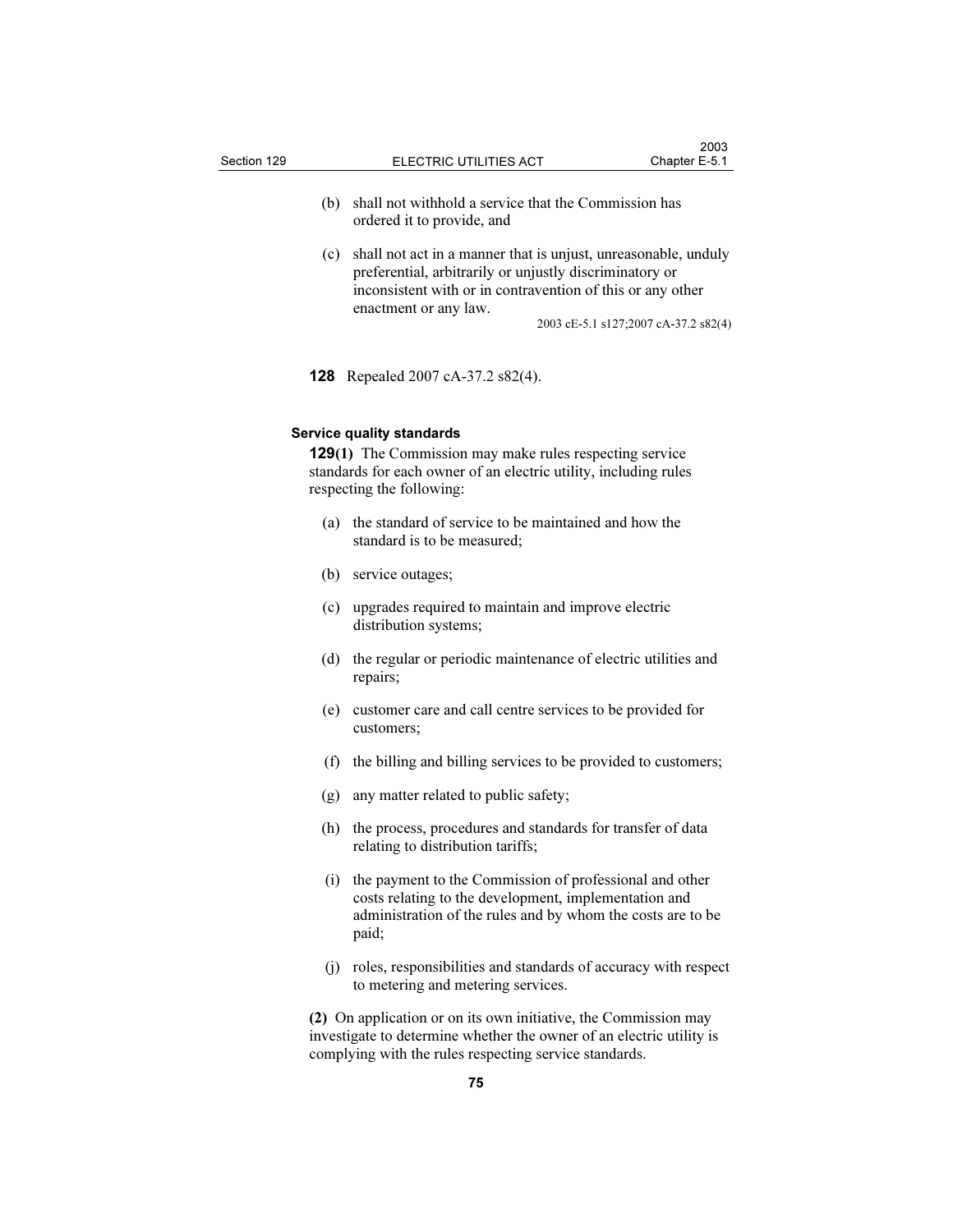(b) shall not withhold a service that the Commission has ordered it to provide, and

(c) shall not act in a manner that is unjust, unreasonable, unduly preferential, arbitrarily or unjustly discriminatory or inconsistent with or in contravention of this or any other enactment or any law.

2003 cE-5.1 s127;2007 cA-37.2 s82(4)

**128** Repealed 2007 cA-37.2 s82(4).

**Service quality standards**

**129(1)** The Commission may make rules respecting service standards for each owner of an electric utility, including rules respecting the following:

(a) the standard of service to be maintained and how the standard is to be measured;

(b) service outages;

(c) upgrades required to maintain and improve electric distribution systems;

(d) the regular or periodic maintenance of electric utilities and repairs;

(e) customer care and call centre services to be provided for customers;

(f) the billing and billing services to be provided to customers;

(g) any matter related to public safety;

(h) the process, procedures and standards for transfer of data relating to distribution tariffs;

(i) the payment to the Commission of professional and other costs relating to the development, implementation and administration of the rules and by whom the costs are to be paid;

(j) roles, responsibilities and standards of accuracy with respect to metering and metering services.

**(2)** On application or on its own initiative, the Commission may investigate to determine whether the owner of an electric utility is complying with the rules respecting service standards.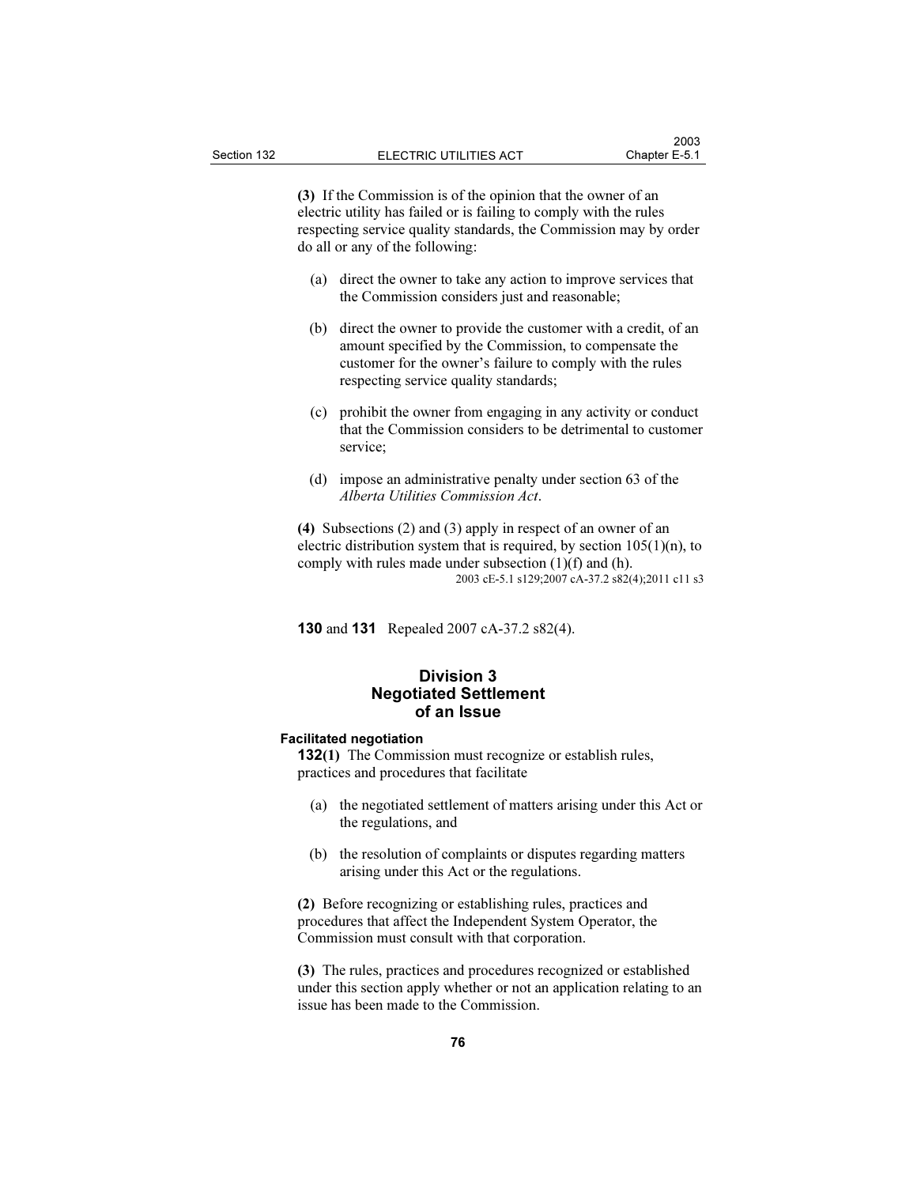**(3)** If the Commission is of the opinion that the owner of an electric utility has failed or is failing to comply with the rules respecting service quality standards, the Commission may by order do all or any of the following:

(a) direct the owner to take any action to improve services that the Commission considers just and reasonable;

(b) direct the owner to provide the customer with a credit, of an amount specified by the Commission, to compensate the customer for the owner's failure to comply with the rules respecting service quality standards;

(c) prohibit the owner from engaging in any activity or conduct that the Commission considers to be detrimental to customer service;

(d) impose an administrative penalty under section 63 of the *Alberta Utilities Commission Act*.

**(4)** Subsections (2) and (3) apply in respect of an owner of an electric distribution system that is required, by section 105(1)(n), to comply with rules made under subsection (1)(f) and (h).

2003 cE-5.1 s129;2007 cA-37.2 s82(4);2011 c11 s3

**130** and **131** Repealed 2007 cA-37.2 s82(4).

## Division 3 Negotiated Settlement of an Issue

#### Facilitated negotiation

**132(1)** The Commission must recognize or establish rules, practices and procedures that facilitate

(a) the negotiated settlement of matters arising under this Act or the regulations, and

(b) the resolution of complaints or disputes regarding matters arising under this Act or the regulations.

**(2)** Before recognizing or establishing rules, practices and procedures that affect the Independent System Operator, the Commission must consult with that corporation.

**(3)** The rules, practices and procedures recognized or established under this section apply whether or not an application relating to an issue has been made to the Commission.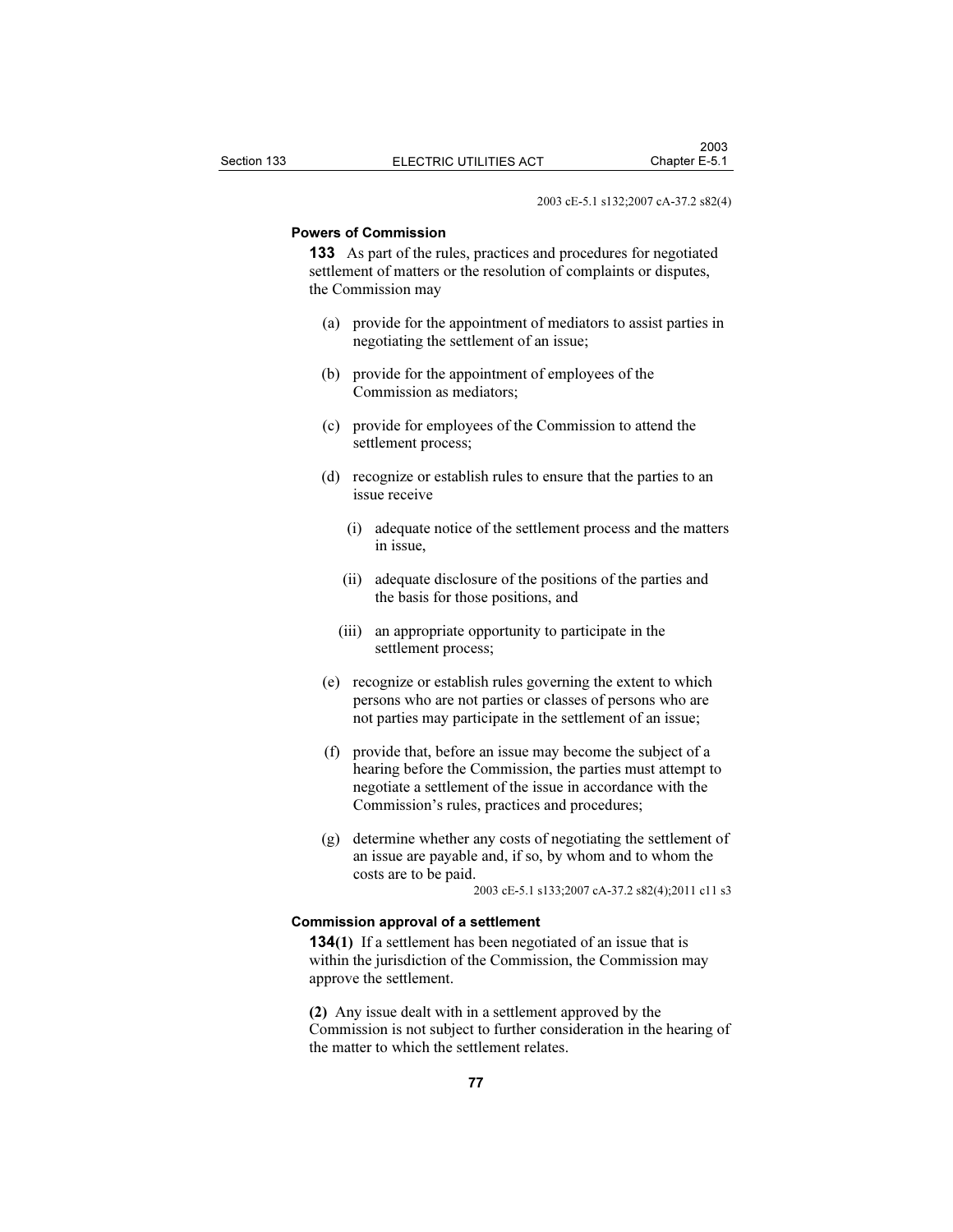2003 cE-5.1 s132;2007 cA-37.2 s82(4)

**Powers of Commission**

**133** As part of the rules, practices and procedures for negotiated settlement of matters or the resolution of complaints or disputes, the Commission may

(a) provide for the appointment of mediators to assist parties in negotiating the settlement of an issue;

(b) provide for the appointment of employees of the Commission as mediators;

(c) provide for employees of the Commission to attend the settlement process;

(d) recognize or establish rules to ensure that the parties to an issue receive

(i) adequate notice of the settlement process and the matters in issue,

(ii) adequate disclosure of the positions of the parties and the basis for those positions, and

(iii) an appropriate opportunity to participate in the settlement process;

(e) recognize or establish rules governing the extent to which persons who are not parties or classes of persons who are not parties may participate in the settlement of an issue;

(f) provide that, before an issue may become the subject of a hearing before the Commission, the parties must attempt to negotiate a settlement of the issue in accordance with the Commission's rules, practices and procedures;

(g) determine whether any costs of negotiating the settlement of an issue are payable and, if so, by whom and to whom the costs are to be paid.

2003 cE-5.1 s133;2007 cA-37.2 s82(4);2011 c11 s3

**Commission approval of a settlement**

**134(1)** If a settlement has been negotiated of an issue that is within the jurisdiction of the Commission, the Commission may approve the settlement.

**(2)** Any issue dealt with in a settlement approved by the Commission is not subject to further consideration in the hearing of the matter to which the settlement relates.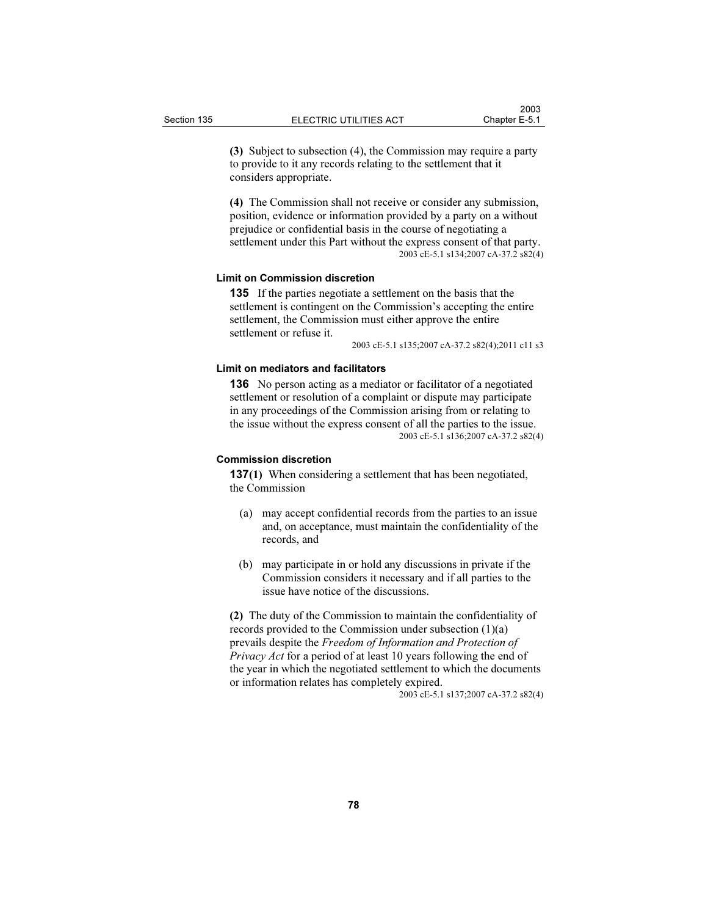**(3)** Subject to subsection (4), the Commission may require a party to provide to it any records relating to the settlement that it considers appropriate.

**(4)** The Commission shall not receive or consider any submission, position, evidence or information provided by a party on a without prejudice or confidential basis in the course of negotiating a settlement under this Part without the express consent of that party.

2003 cE-5.1 s134;2007 cA-37.2 s82(4)

#### Limit on Commission discretion

**135** If the parties negotiate a settlement on the basis that the settlement is contingent on the Commission's accepting the entire settlement, the Commission must either approve the entire settlement or refuse it.

2003 cE-5.1 s135;2007 cA-37.2 s82(4);2011 c11 s3

#### Limit on mediators and facilitators

**136** No person acting as a mediator or facilitator of a negotiated settlement or resolution of a complaint or dispute may participate in any proceedings of the Commission arising from or relating to the issue without the express consent of all the parties to the issue.

2003 cE-5.1 s136;2007 cA-37.2 s82(4)

#### Commission discretion

**137(1)** When considering a settlement that has been negotiated, the Commission

(a) may accept confidential records from the parties to an issue and, on acceptance, must maintain the confidentiality of the records, and

(b) may participate in or hold any discussions in private if the Commission considers it necessary and if all parties to the issue have notice of the discussions.

**(2)** The duty of the Commission to maintain the confidentiality of records provided to the Commission under subsection (1)(a) prevails despite the *Freedom of Information and Protection of Privacy Act* for a period of at least 10 years following the end of the year in which the negotiated settlement to which the documents or information relates has completely expired.

2003 cE-5.1 s137;2007 cA-37.2 s82(4)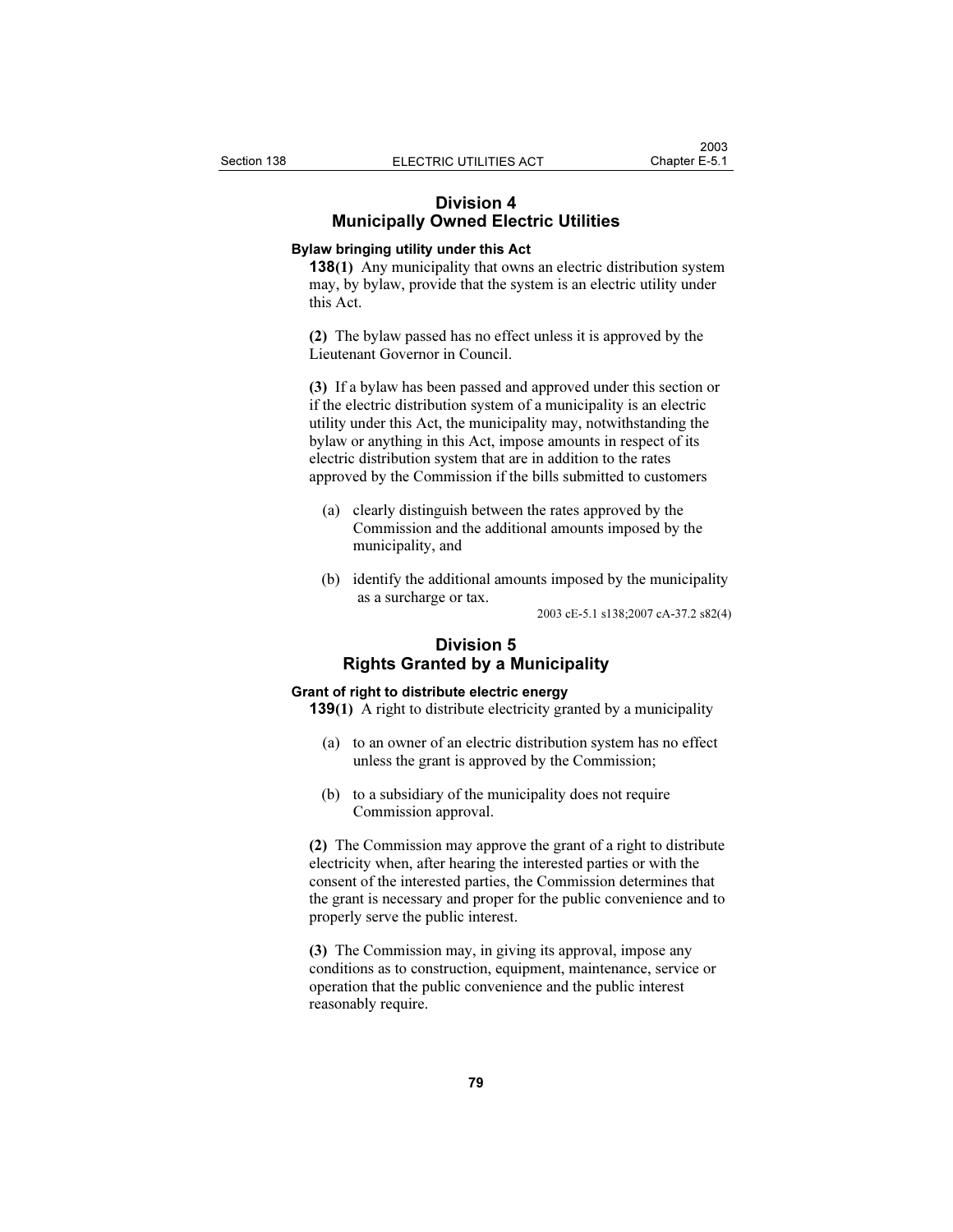## Division 4
## Municipally Owned Electric Utilities

**Bylaw bringing utility under this Act**

**138(1)** Any municipality that owns an electric distribution system may, by bylaw, provide that the system is an electric utility under this Act.

**(2)** The bylaw passed has no effect unless it is approved by the Lieutenant Governor in Council.

**(3)** If a bylaw has been passed and approved under this section or if the electric distribution system of a municipality is an electric utility under this Act, the municipality may, notwithstanding the bylaw or anything in this Act, impose amounts in respect of its electric distribution system that are in addition to the rates approved by the Commission if the bills submitted to customers

(a) clearly distinguish between the rates approved by the Commission and the additional amounts imposed by the municipality, and

(b) identify the additional amounts imposed by the municipality as a surcharge or tax.

2003 cE-5.1 s138;2007 cA-37.2 s82(4)

## Division 5
## Rights Granted by a Municipality

**Grant of right to distribute electric energy**

**139(1)** A right to distribute electricity granted by a municipality

(a) to an owner of an electric distribution system has no effect unless the grant is approved by the Commission;

(b) to a subsidiary of the municipality does not require Commission approval.

**(2)** The Commission may approve the grant of a right to distribute electricity when, after hearing the interested parties or with the consent of the interested parties, the Commission determines that the grant is necessary and proper for the public convenience and to properly serve the public interest.

**(3)** The Commission may, in giving its approval, impose any conditions as to construction, equipment, maintenance, service or operation that the public convenience and the public interest reasonably require.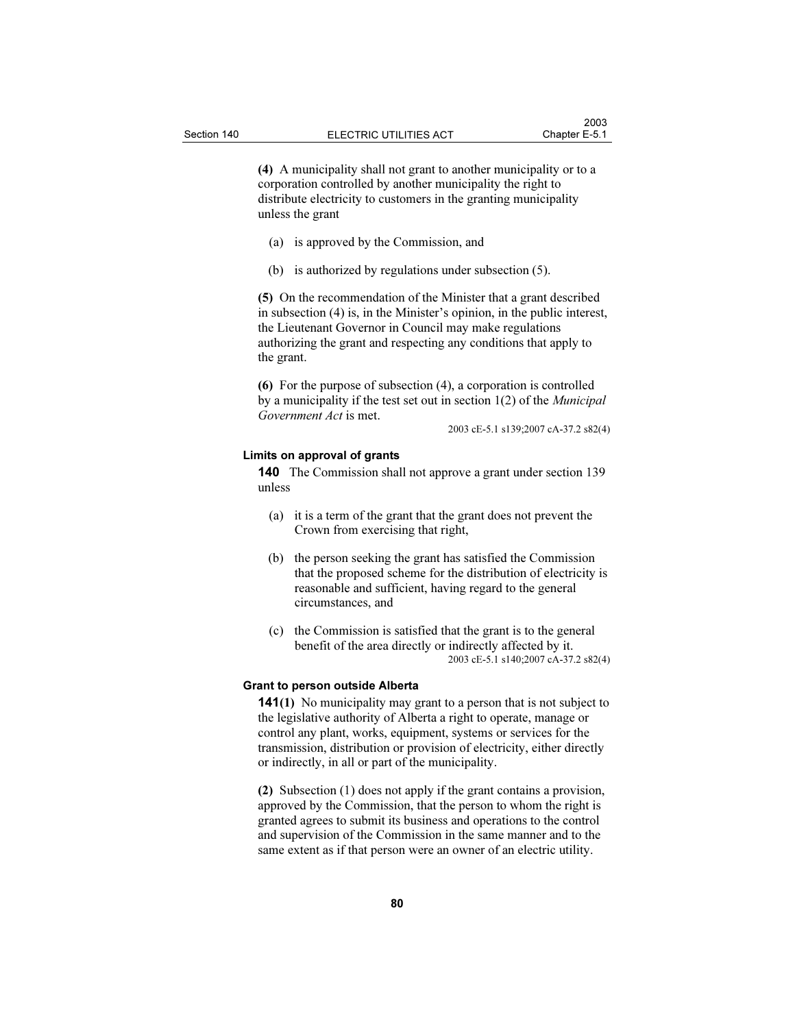**(4)** A municipality shall not grant to another municipality or to a corporation controlled by another municipality the right to distribute electricity to customers in the granting municipality unless the grant

(a) is approved by the Commission, and

(b) is authorized by regulations under subsection (5).

**(5)** On the recommendation of the Minister that a grant described in subsection (4) is, in the Minister's opinion, in the public interest, the Lieutenant Governor in Council may make regulations authorizing the grant and respecting any conditions that apply to the grant.

**(6)** For the purpose of subsection (4), a corporation is controlled by a municipality if the test set out in section 1(2) of the *Municipal Government Act* is met.

2003 cE-5.1 s139;2007 cA-37.2 s82(4)

#### Limits on approval of grants

**140** The Commission shall not approve a grant under section 139 unless

(a) it is a term of the grant that the grant does not prevent the Crown from exercising that right,

(b) the person seeking the grant has satisfied the Commission that the proposed scheme for the distribution of electricity is reasonable and sufficient, having regard to the general circumstances, and

(c) the Commission is satisfied that the grant is to the general benefit of the area directly or indirectly affected by it.

2003 cE-5.1 s140;2007 cA-37.2 s82(4)

#### Grant to person outside Alberta

**141(1)** No municipality may grant to a person that is not subject to the legislative authority of Alberta a right to operate, manage or control any plant, works, equipment, systems or services for the transmission, distribution or provision of electricity, either directly or indirectly, in all or part of the municipality.

**(2)** Subsection (1) does not apply if the grant contains a provision, approved by the Commission, that the person to whom the right is granted agrees to submit its business and operations to the control and supervision of the Commission in the same manner and to the same extent as if that person were an owner of an electric utility.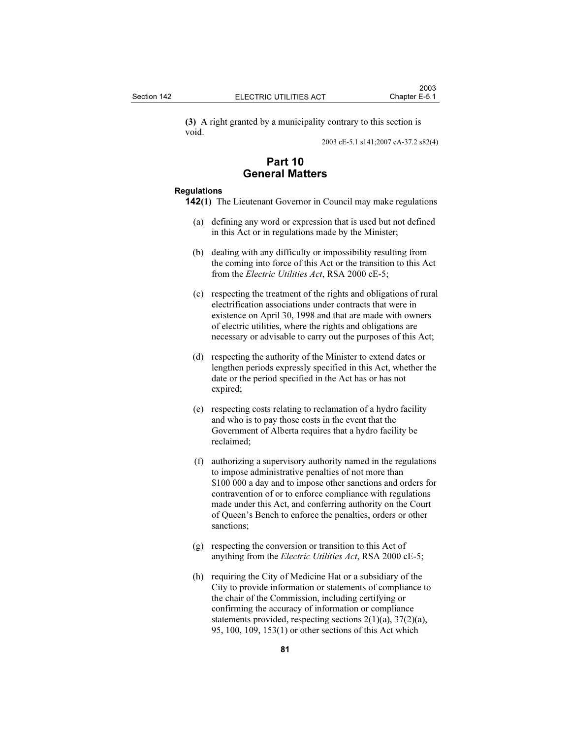**(3)** A right granted by a municipality contrary to this section is void.

2003 cE-5.1 s141;2007 cA-37.2 s82(4)

## Part 10
## General Matters

**Regulations**

**142(1)** The Lieutenant Governor in Council may make regulations

(a) defining any word or expression that is used but not defined in this Act or in regulations made by the Minister;

(b) dealing with any difficulty or impossibility resulting from the coming into force of this Act or the transition to this Act from the *Electric Utilities Act*, RSA 2000 cE-5;

(c) respecting the treatment of the rights and obligations of rural electrification associations under contracts that were in existence on April 30, 1998 and that are made with owners of electric utilities, where the rights and obligations are necessary or advisable to carry out the purposes of this Act;

(d) respecting the authority of the Minister to extend dates or lengthen periods expressly specified in this Act, whether the date or the period specified in the Act has or has not expired;

(e) respecting costs relating to reclamation of a hydro facility and who is to pay those costs in the event that the Government of Alberta requires that a hydro facility be reclaimed;

(f) authorizing a supervisory authority named in the regulations to impose administrative penalties of not more than $100 000 a day and to impose other sanctions and orders for contravention of or to enforce compliance with regulations made under this Act, and conferring authority on the Court of Queen's Bench to enforce the penalties, orders or other sanctions;

(g) respecting the conversion or transition to this Act of anything from the *Electric Utilities Act*, RSA 2000 cE-5;

(h) requiring the City of Medicine Hat or a subsidiary of the City to provide information or statements of compliance to the chair of the Commission, including certifying or confirming the accuracy of information or compliance statements provided, respecting sections 2(1)(a), 37(2)(a), 95, 100, 109, 153(1) or other sections of this Act which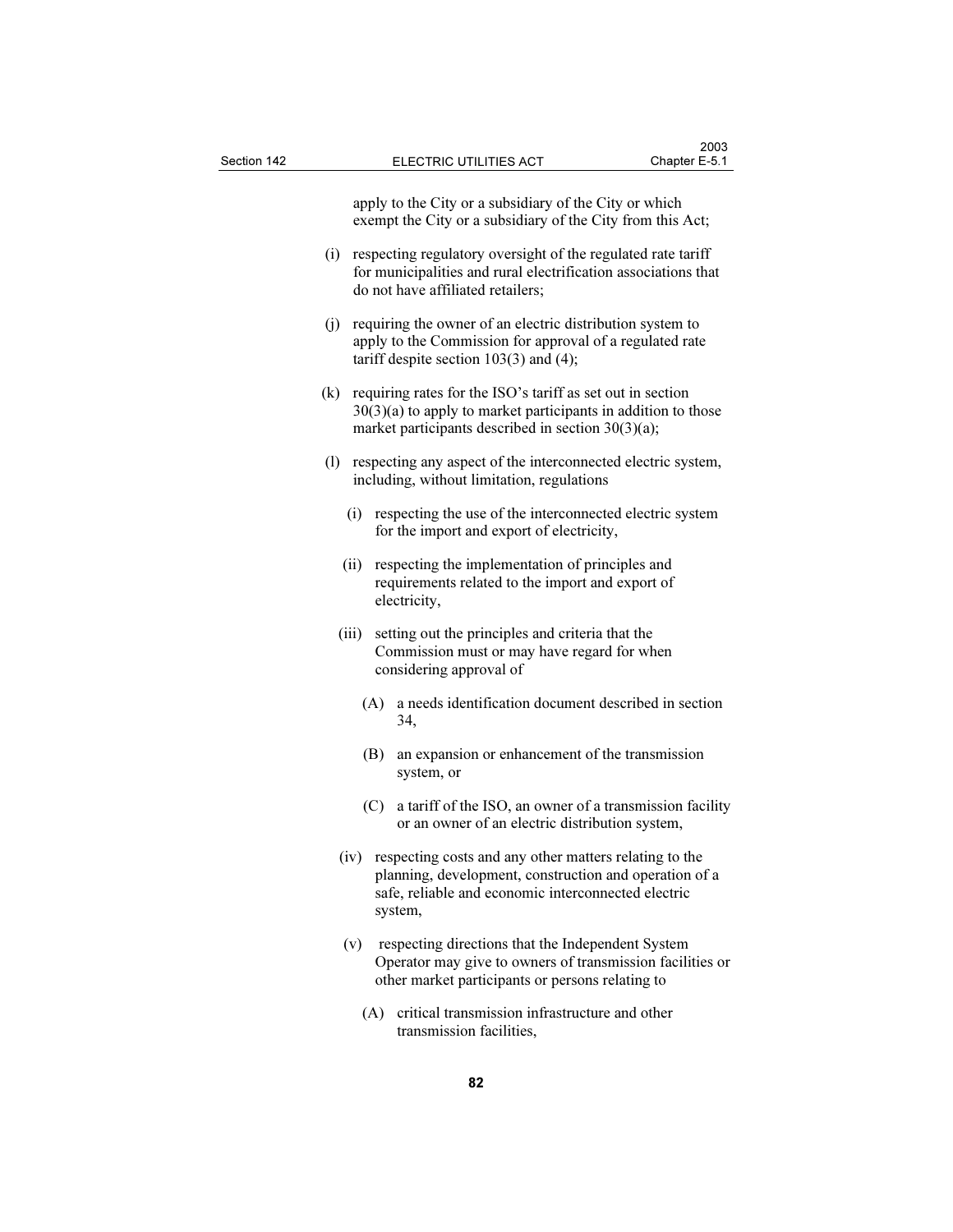apply to the City or a subsidiary of the City or which exempt the City or a subsidiary of the City from this Act;

(i) respecting regulatory oversight of the regulated rate tariff for municipalities and rural electrification associations that do not have affiliated retailers;

(j) requiring the owner of an electric distribution system to apply to the Commission for approval of a regulated rate tariff despite section 103(3) and (4);

(k) requiring rates for the ISO's tariff as set out in section 30(3)(a) to apply to market participants in addition to those market participants described in section 30(3)(a);

(l) respecting any aspect of the interconnected electric system, including, without limitation, regulations

   (i) respecting the use of the interconnected electric system for the import and export of electricity,

   (ii) respecting the implementation of principles and requirements related to the import and export of electricity,

   (iii) setting out the principles and criteria that the Commission must or may have regard for when considering approval of

      (A) a needs identification document described in section 34,

      (B) an expansion or enhancement of the transmission system, or

      (C) a tariff of the ISO, an owner of a transmission facility or an owner of an electric distribution system,

   (iv) respecting costs and any other matters relating to the planning, development, construction and operation of a safe, reliable and economic interconnected electric system,

   (v) respecting directions that the Independent System Operator may give to owners of transmission facilities or other market participants or persons relating to

      (A) critical transmission infrastructure and other transmission facilities,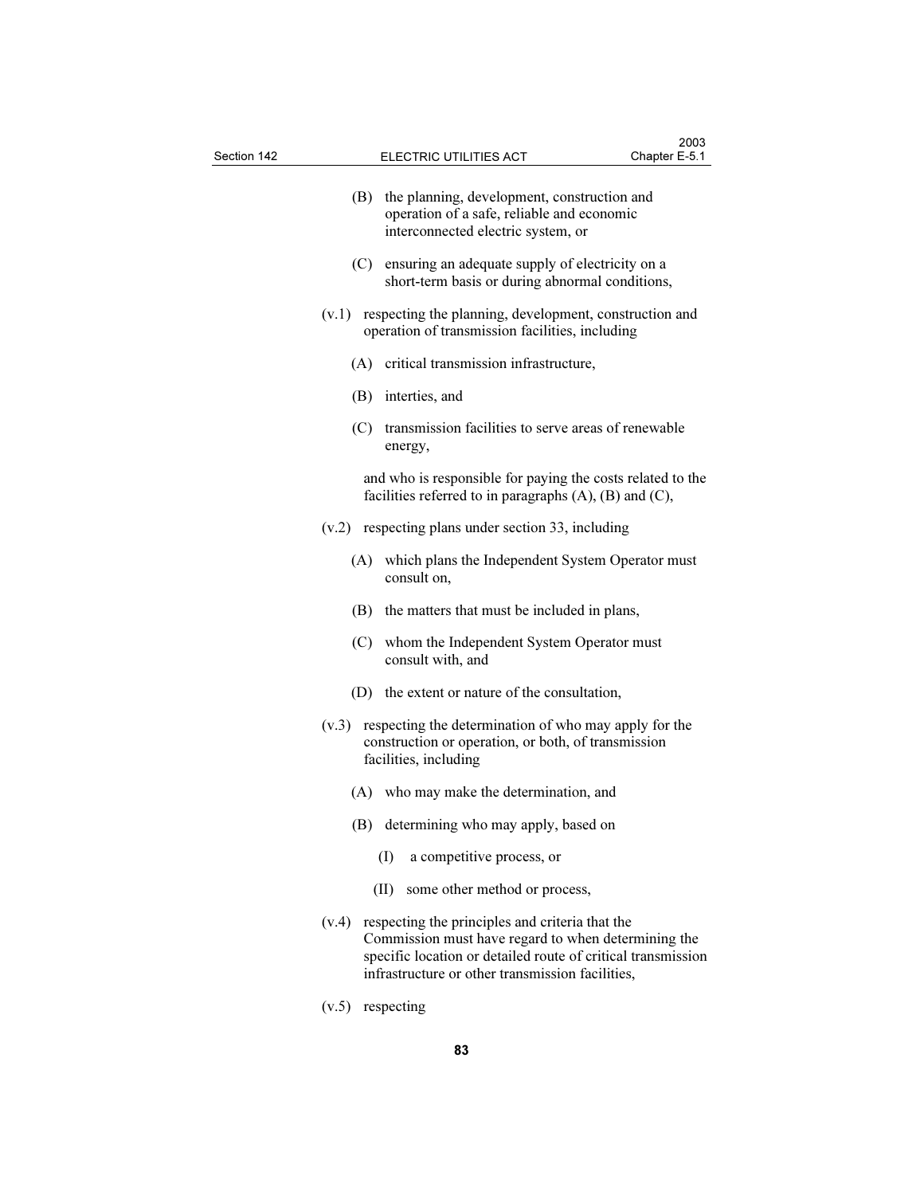(B) the planning, development, construction and operation of a safe, reliable and economic interconnected electric system, or

(C) ensuring an adequate supply of electricity on a short-term basis or during abnormal conditions,

(v.1) respecting the planning, development, construction and operation of transmission facilities, including

(A) critical transmission infrastructure,

(B) interties, and

(C) transmission facilities to serve areas of renewable energy,

and who is responsible for paying the costs related to the facilities referred to in paragraphs (A), (B) and (C),

(v.2) respecting plans under section 33, including

(A) which plans the Independent System Operator must consult on,

(B) the matters that must be included in plans,

(C) whom the Independent System Operator must consult with, and

(D) the extent or nature of the consultation,

(v.3) respecting the determination of who may apply for the construction or operation, or both, of transmission facilities, including

(A) who may make the determination, and

(B) determining who may apply, based on

(I) a competitive process, or

(II) some other method or process,

(v.4) respecting the principles and criteria that the Commission must have regard to when determining the specific location or detailed route of critical transmission infrastructure or other transmission facilities,

(v.5) respecting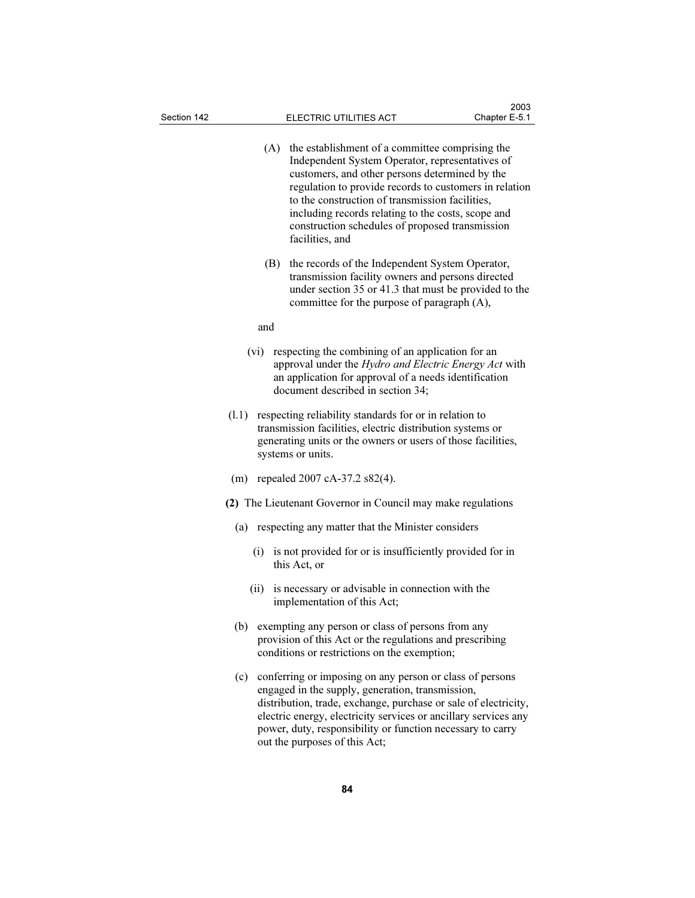(A) the establishment of a committee comprising the Independent System Operator, representatives of customers, and other persons determined by the regulation to provide records to customers in relation to the construction of transmission facilities, including records relating to the costs, scope and construction schedules of proposed transmission facilities, and

(B) the records of the Independent System Operator, transmission facility owners and persons directed under section 35 or 41.3 that must be provided to the committee for the purpose of paragraph (A),

and

(vi) respecting the combining of an application for an approval under the *Hydro and Electric Energy Act* with an application for approval of a needs identification document described in section 34;

(l.1) respecting reliability standards for or in relation to transmission facilities, electric distribution systems or generating units or the owners or users of those facilities, systems or units.

(m) repealed 2007 cA-37.2 s82(4).

**(2)** The Lieutenant Governor in Council may make regulations

(a) respecting any matter that the Minister considers

(i) is not provided for or is insufficiently provided for in this Act, or

(ii) is necessary or advisable in connection with the implementation of this Act;

(b) exempting any person or class of persons from any provision of this Act or the regulations and prescribing conditions or restrictions on the exemption;

(c) conferring or imposing on any person or class of persons engaged in the supply, generation, transmission, distribution, trade, exchange, purchase or sale of electricity, electric energy, electricity services or ancillary services any power, duty, responsibility or function necessary to carry out the purposes of this Act;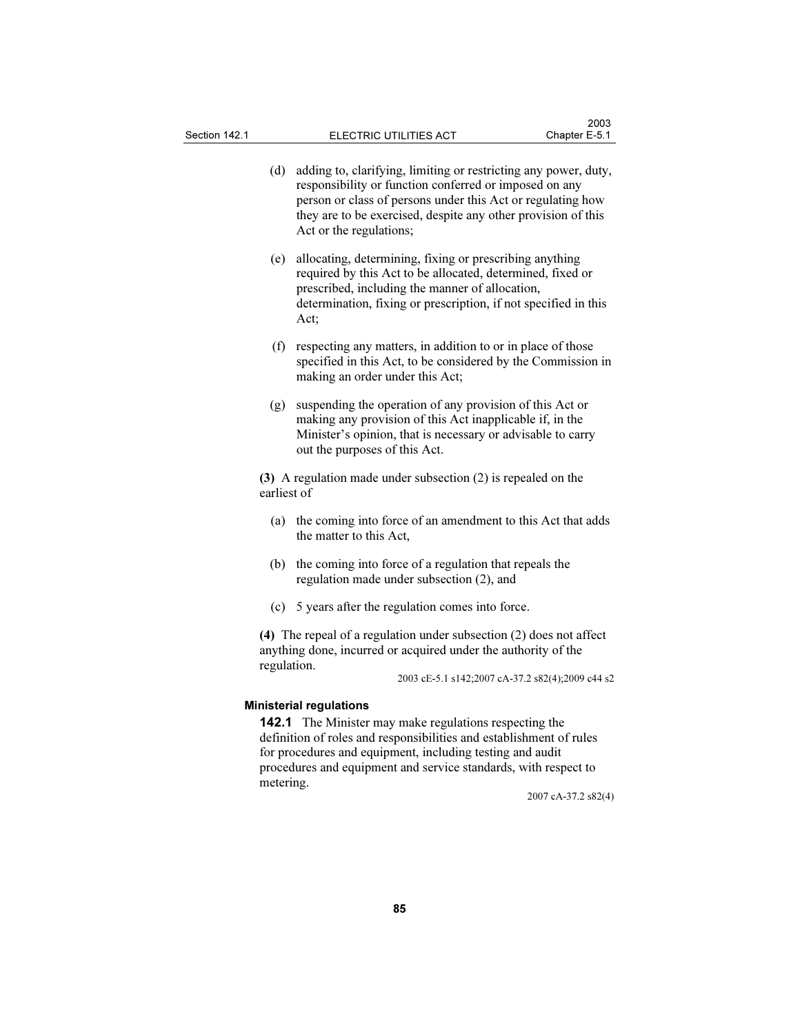(d) adding to, clarifying, limiting or restricting any power, duty, responsibility or function conferred or imposed on any person or class of persons under this Act or regulating how they are to be exercised, despite any other provision of this Act or the regulations;

(e) allocating, determining, fixing or prescribing anything required by this Act to be allocated, determined, fixed or prescribed, including the manner of allocation, determination, fixing or prescription, if not specified in this Act;

(f) respecting any matters, in addition to or in place of those specified in this Act, to be considered by the Commission in making an order under this Act;

(g) suspending the operation of any provision of this Act or making any provision of this Act inapplicable if, in the Minister's opinion, that is necessary or advisable to carry out the purposes of this Act.

**(3)** A regulation made under subsection (2) is repealed on the earliest of

(a) the coming into force of an amendment to this Act that adds the matter to this Act,

(b) the coming into force of a regulation that repeals the regulation made under subsection (2), and

(c) 5 years after the regulation comes into force.

**(4)** The repeal of a regulation under subsection (2) does not affect anything done, incurred or acquired under the authority of the regulation.

2003 cE-5.1 s142;2007 cA-37.2 s82(4);2009 c44 s2

**Ministerial regulations**

**142.1** The Minister may make regulations respecting the definition of roles and responsibilities and establishment of rules for procedures and equipment, including testing and audit procedures and equipment and service standards, with respect to metering.

2007 cA-37.2 s82(4)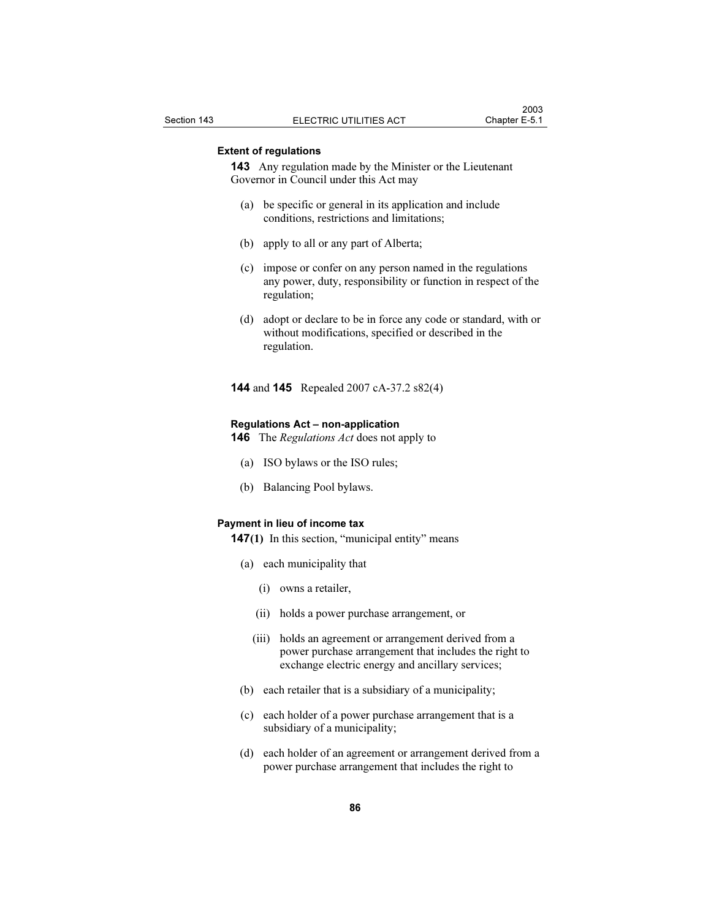**Extent of regulations**

**143** Any regulation made by the Minister or the Lieutenant Governor in Council under this Act may

(a) be specific or general in its application and include conditions, restrictions and limitations;

(b) apply to all or any part of Alberta;

(c) impose or confer on any person named in the regulations any power, duty, responsibility or function in respect of the regulation;

(d) adopt or declare to be in force any code or standard, with or without modifications, specified or described in the regulation.

**144** and **145** Repealed 2007 cA-37.2 s82(4)

**Regulations Act – non-application**

**146** The *Regulations Act* does not apply to

(a) ISO bylaws or the ISO rules;

(b) Balancing Pool bylaws.

**Payment in lieu of income tax**

**147(1)** In this section, “municipal entity” means

(a) each municipality that

(i) owns a retailer,

(ii) holds a power purchase arrangement, or

(iii) holds an agreement or arrangement derived from a power purchase arrangement that includes the right to exchange electric energy and ancillary services;

(b) each retailer that is a subsidiary of a municipality;

(c) each holder of a power purchase arrangement that is a subsidiary of a municipality;

(d) each holder of an agreement or arrangement derived from a power purchase arrangement that includes the right to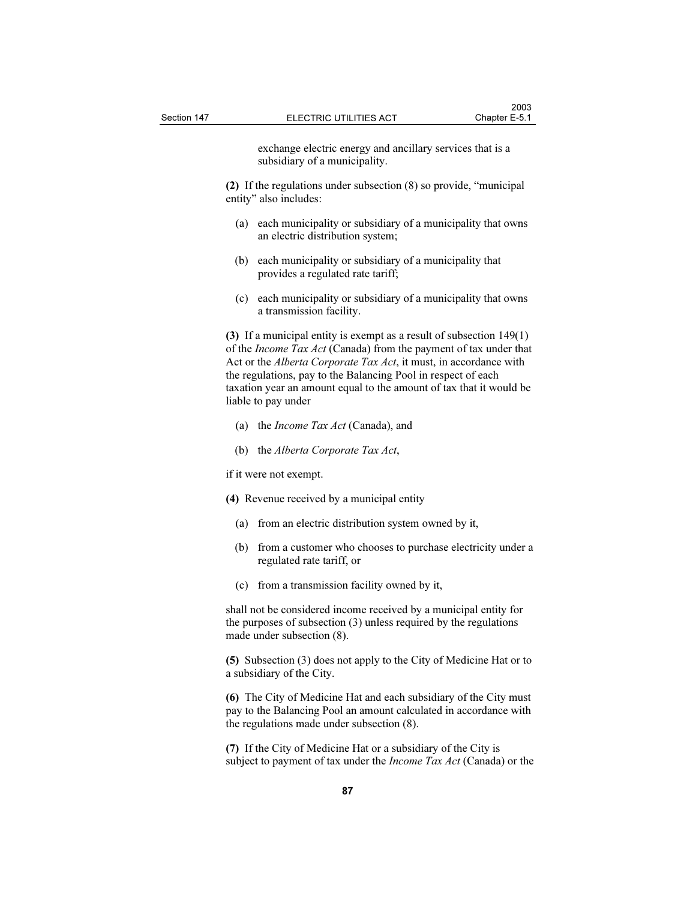exchange electric energy and ancillary services that is a subsidiary of a municipality.

**(2)** If the regulations under subsection (8) so provide, "municipal entity" also includes:

(a) each municipality or subsidiary of a municipality that owns an electric distribution system;

(b) each municipality or subsidiary of a municipality that provides a regulated rate tariff;

(c) each municipality or subsidiary of a municipality that owns a transmission facility.

**(3)** If a municipal entity is exempt as a result of subsection 149(1) of the *Income Tax Act* (Canada) from the payment of tax under that Act or the *Alberta Corporate Tax Act*, it must, in accordance with the regulations, pay to the Balancing Pool in respect of each taxation year an amount equal to the amount of tax that it would be liable to pay under

(a) the *Income Tax Act* (Canada), and

(b) the *Alberta Corporate Tax Act*,

if it were not exempt.

**(4)** Revenue received by a municipal entity

(a) from an electric distribution system owned by it,

(b) from a customer who chooses to purchase electricity under a regulated rate tariff, or

(c) from a transmission facility owned by it,

shall not be considered income received by a municipal entity for the purposes of subsection (3) unless required by the regulations made under subsection (8).

**(5)** Subsection (3) does not apply to the City of Medicine Hat or to a subsidiary of the City.

**(6)** The City of Medicine Hat and each subsidiary of the City must pay to the Balancing Pool an amount calculated in accordance with the regulations made under subsection (8).

**(7)** If the City of Medicine Hat or a subsidiary of the City is subject to payment of tax under the *Income Tax Act* (Canada) or the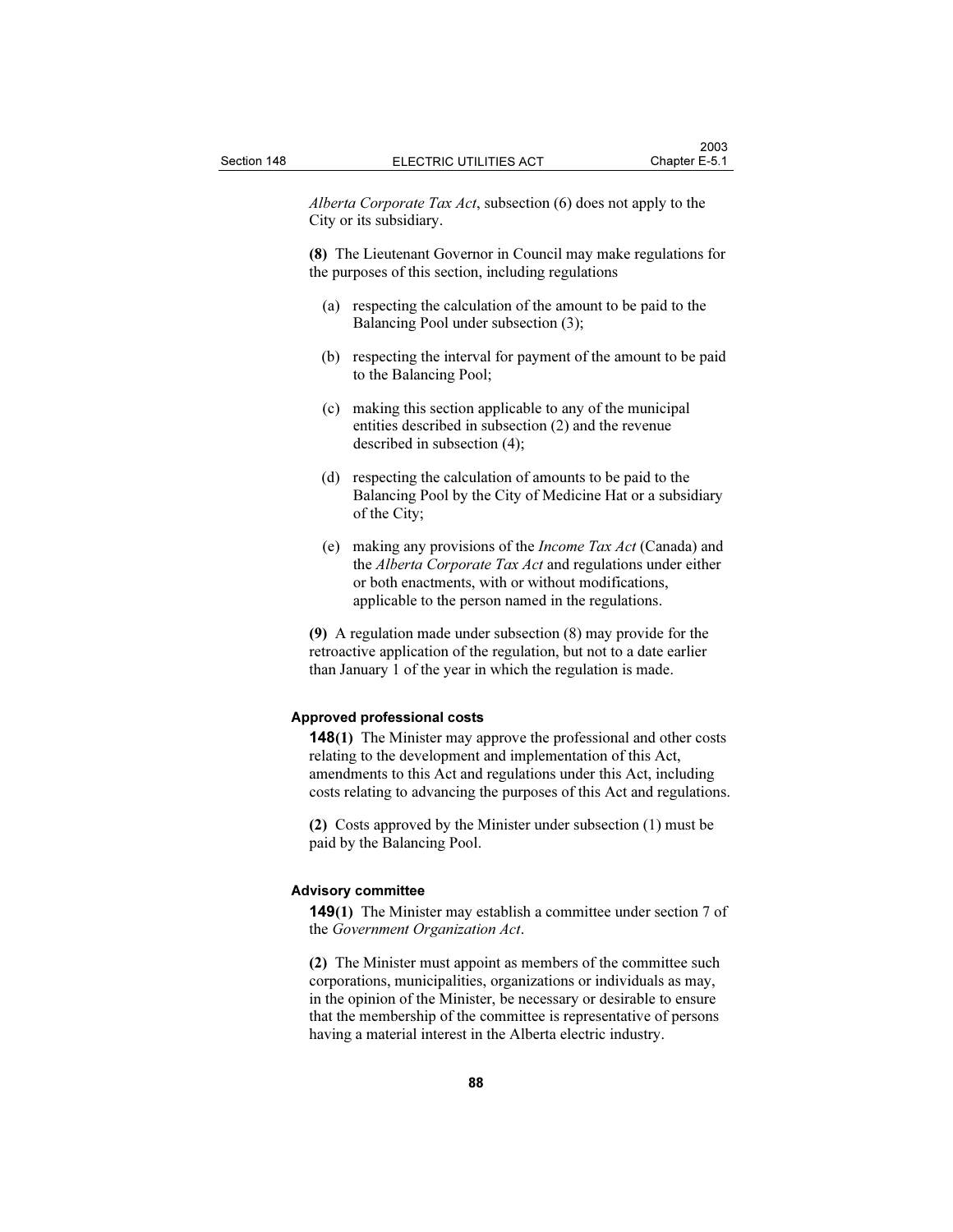*Alberta Corporate Tax Act*, subsection (6) does not apply to the City or its subsidiary.

**(8)** The Lieutenant Governor in Council may make regulations for the purposes of this section, including regulations

(a) respecting the calculation of the amount to be paid to the Balancing Pool under subsection (3);

(b) respecting the interval for payment of the amount to be paid to the Balancing Pool;

(c) making this section applicable to any of the municipal entities described in subsection (2) and the revenue described in subsection (4);

(d) respecting the calculation of amounts to be paid to the Balancing Pool by the City of Medicine Hat or a subsidiary of the City;

(e) making any provisions of the *Income Tax Act* (Canada) and the *Alberta Corporate Tax Act* and regulations under either or both enactments, with or without modifications, applicable to the person named in the regulations.

**(9)** A regulation made under subsection (8) may provide for the retroactive application of the regulation, but not to a date earlier than January 1 of the year in which the regulation is made.

**Approved professional costs**

**148(1)** The Minister may approve the professional and other costs relating to the development and implementation of this Act, amendments to this Act and regulations under this Act, including costs relating to advancing the purposes of this Act and regulations.

**(2)** Costs approved by the Minister under subsection (1) must be paid by the Balancing Pool.

**Advisory committee**

**149(1)** The Minister may establish a committee under section 7 of the *Government Organization Act*.

**(2)** The Minister must appoint as members of the committee such corporations, municipalities, organizations or individuals as may, in the opinion of the Minister, be necessary or desirable to ensure that the membership of the committee is representative of persons having a material interest in the Alberta electric industry.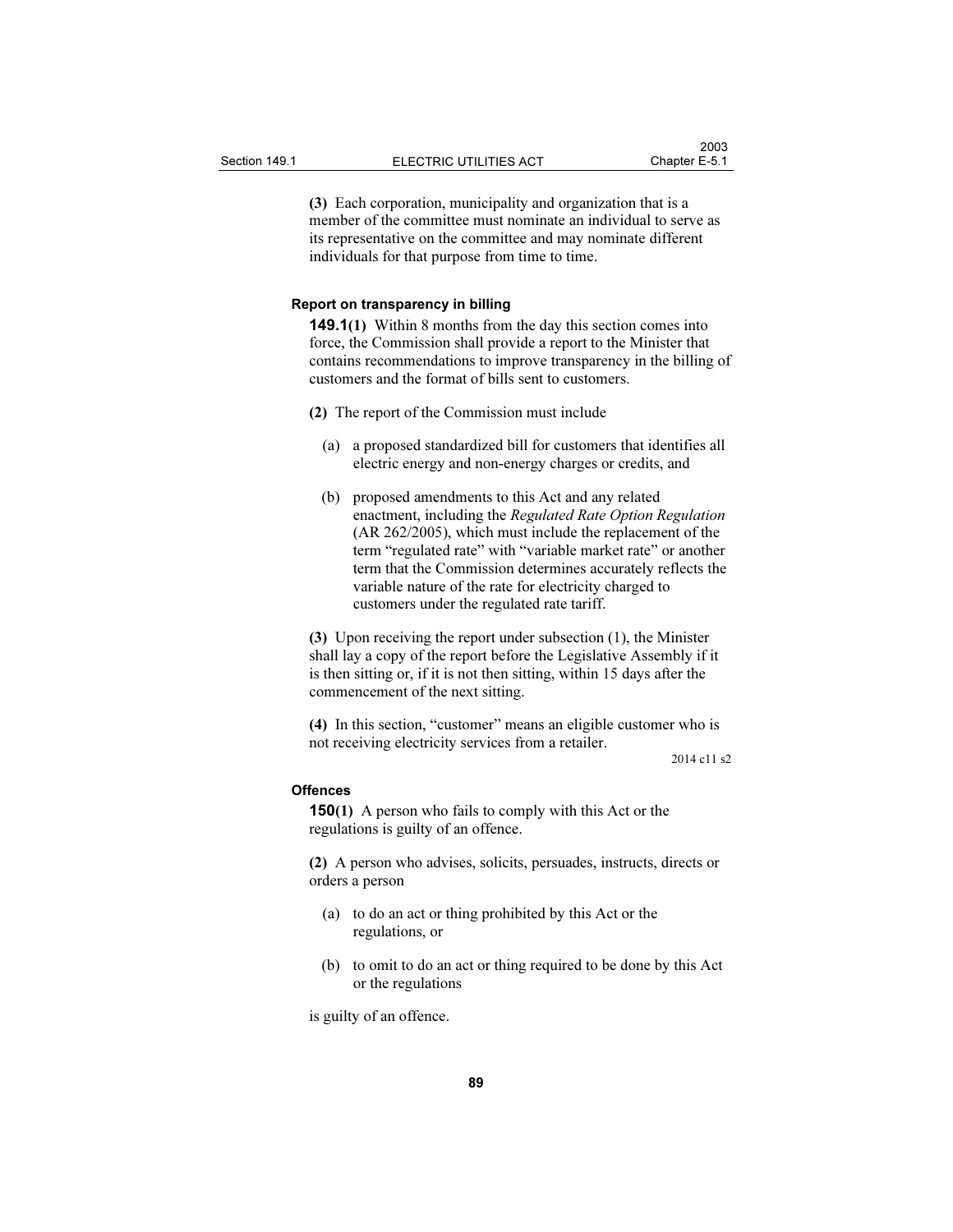**(3)** Each corporation, municipality and organization that is a member of the committee must nominate an individual to serve as its representative on the committee and may nominate different individuals for that purpose from time to time.

#### Report on transparency in billing

**149.1(1)** Within 8 months from the day this section comes into force, the Commission shall provide a report to the Minister that contains recommendations to improve transparency in the billing of customers and the format of bills sent to customers.

**(2)** The report of the Commission must include

(a) a proposed standardized bill for customers that identifies all electric energy and non-energy charges or credits, and

(b) proposed amendments to this Act and any related enactment, including the *Regulated Rate Option Regulation* (AR 262/2005), which must include the replacement of the term "regulated rate" with "variable market rate" or another term that the Commission determines accurately reflects the variable nature of the rate for electricity charged to customers under the regulated rate tariff.

**(3)** Upon receiving the report under subsection (1), the Minister shall lay a copy of the report before the Legislative Assembly if it is then sitting or, if it is not then sitting, within 15 days after the commencement of the next sitting.

**(4)** In this section, "customer" means an eligible customer who is not receiving electricity services from a retailer.

2014 c11 s2

#### Offences

**150(1)** A person who fails to comply with this Act or the regulations is guilty of an offence.

**(2)** A person who advises, solicits, persuades, instructs, directs or orders a person

(a) to do an act or thing prohibited by this Act or the regulations, or

(b) to omit to do an act or thing required to be done by this Act or the regulations

is guilty of an offence.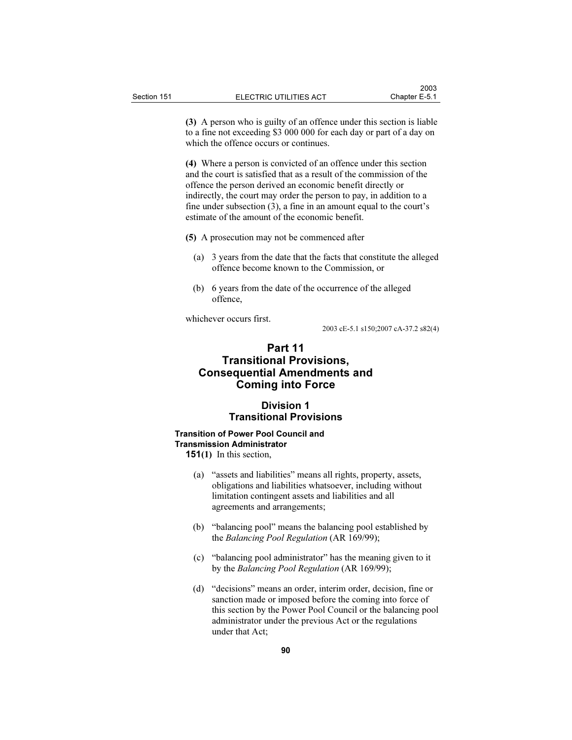**(3)** A person who is guilty of an offence under this section is liable to a fine not exceeding $3 000 000 for each day or part of a day on which the offence occurs or continues.

**(4)** Where a person is convicted of an offence under this section and the court is satisfied that as a result of the commission of the offence the person derived an economic benefit directly or indirectly, the court may order the person to pay, in addition to a fine under subsection (3), a fine in an amount equal to the court's estimate of the amount of the economic benefit.

**(5)** A prosecution may not be commenced after

(a) 3 years from the date that the facts that constitute the alleged offence become known to the Commission, or

(b) 6 years from the date of the occurrence of the alleged offence,

whichever occurs first.

2003 cE-5.1 s150;2007 cA-37.2 s82(4)

# Part 11 Transitional Provisions, Consequential Amendments and Coming into Force

## Division 1 Transitional Provisions

### Transition of Power Pool Council and Transmission Administrator

**151(1)** In this section,

(a) "assets and liabilities" means all rights, property, assets, obligations and liabilities whatsoever, including without limitation contingent assets and liabilities and all agreements and arrangements;

(b) "balancing pool" means the balancing pool established by the *Balancing Pool Regulation* (AR 169/99);

(c) "balancing pool administrator" has the meaning given to it by the *Balancing Pool Regulation* (AR 169/99);

(d) "decisions" means an order, interim order, decision, fine or sanction made or imposed before the coming into force of this section by the Power Pool Council or the balancing pool administrator under the previous Act or the regulations under that Act;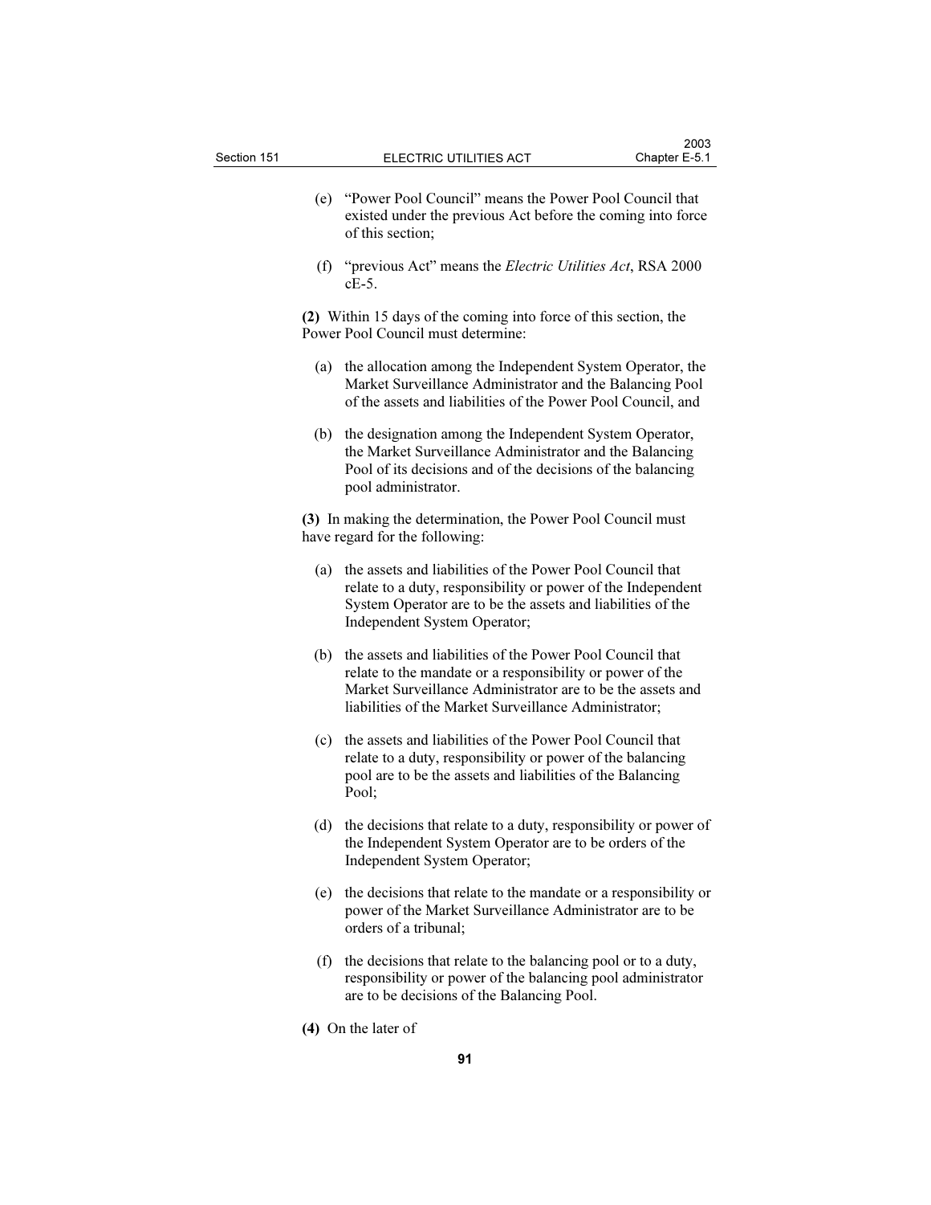(e) "Power Pool Council" means the Power Pool Council that existed under the previous Act before the coming into force of this section;

(f) "previous Act" means the *Electric Utilities Act*, RSA 2000 cE-5.

**(2)** Within 15 days of the coming into force of this section, the Power Pool Council must determine:

(a) the allocation among the Independent System Operator, the Market Surveillance Administrator and the Balancing Pool of the assets and liabilities of the Power Pool Council, and

(b) the designation among the Independent System Operator, the Market Surveillance Administrator and the Balancing Pool of its decisions and of the decisions of the balancing pool administrator.

**(3)** In making the determination, the Power Pool Council must have regard for the following:

(a) the assets and liabilities of the Power Pool Council that relate to a duty, responsibility or power of the Independent System Operator are to be the assets and liabilities of the Independent System Operator;

(b) the assets and liabilities of the Power Pool Council that relate to the mandate or a responsibility or power of the Market Surveillance Administrator are to be the assets and liabilities of the Market Surveillance Administrator;

(c) the assets and liabilities of the Power Pool Council that relate to a duty, responsibility or power of the balancing pool are to be the assets and liabilities of the Balancing Pool;

(d) the decisions that relate to a duty, responsibility or power of the Independent System Operator are to be orders of the Independent System Operator;

(e) the decisions that relate to the mandate or a responsibility or power of the Market Surveillance Administrator are to be orders of a tribunal;

(f) the decisions that relate to the balancing pool or to a duty, responsibility or power of the balancing pool administrator are to be decisions of the Balancing Pool.

**(4)** On the later of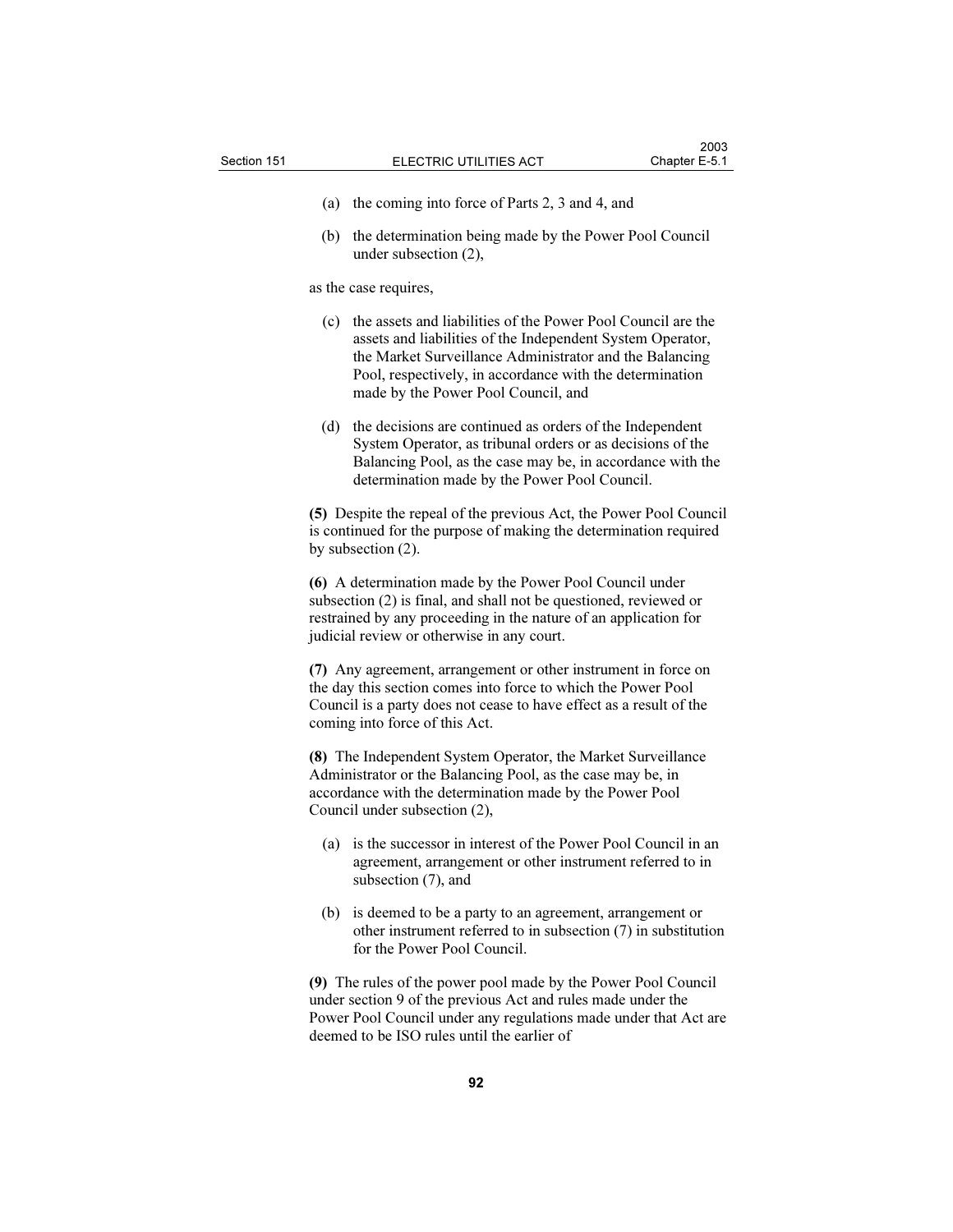(a) the coming into force of Parts 2, 3 and 4, and

(b) the determination being made by the Power Pool Council under subsection (2),

as the case requires,

(c) the assets and liabilities of the Power Pool Council are the assets and liabilities of the Independent System Operator, the Market Surveillance Administrator and the Balancing Pool, respectively, in accordance with the determination made by the Power Pool Council, and

(d) the decisions are continued as orders of the Independent System Operator, as tribunal orders or as decisions of the Balancing Pool, as the case may be, in accordance with the determination made by the Power Pool Council.

**(5)** Despite the repeal of the previous Act, the Power Pool Council is continued for the purpose of making the determination required by subsection (2).

**(6)** A determination made by the Power Pool Council under subsection (2) is final, and shall not be questioned, reviewed or restrained by any proceeding in the nature of an application for judicial review or otherwise in any court.

**(7)** Any agreement, arrangement or other instrument in force on the day this section comes into force to which the Power Pool Council is a party does not cease to have effect as a result of the coming into force of this Act.

**(8)** The Independent System Operator, the Market Surveillance Administrator or the Balancing Pool, as the case may be, in accordance with the determination made by the Power Pool Council under subsection (2),

(a) is the successor in interest of the Power Pool Council in an agreement, arrangement or other instrument referred to in subsection (7), and

(b) is deemed to be a party to an agreement, arrangement or other instrument referred to in subsection (7) in substitution for the Power Pool Council.

**(9)** The rules of the power pool made by the Power Pool Council under section 9 of the previous Act and rules made under the Power Pool Council under any regulations made under that Act are deemed to be ISO rules until the earlier of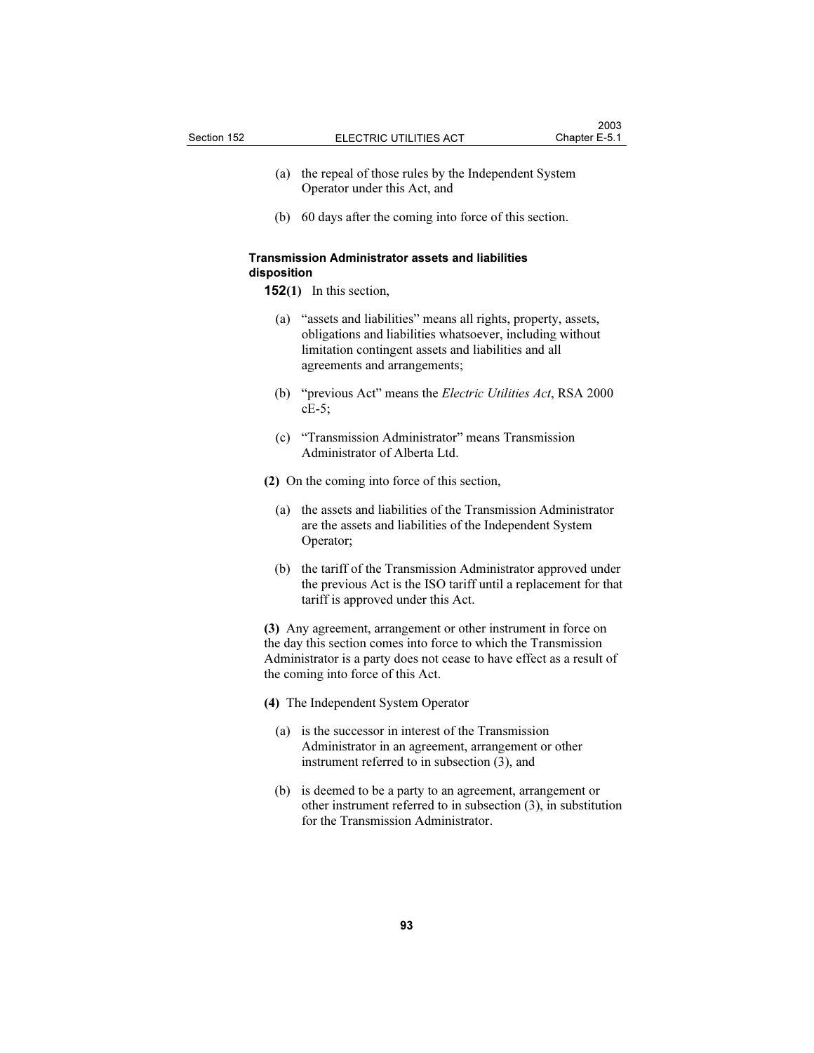(a) the repeal of those rules by the Independent System Operator under this Act, and

(b) 60 days after the coming into force of this section.

**Transmission Administrator assets and liabilities disposition**

**152(1)** In this section,

(a) "assets and liabilities" means all rights, property, assets, obligations and liabilities whatsoever, including without limitation contingent assets and liabilities and all agreements and arrangements;

(b) "previous Act" means the *Electric Utilities Act*, RSA 2000 cE-5;

(c) "Transmission Administrator" means Transmission Administrator of Alberta Ltd.

**(2)** On the coming into force of this section,

(a) the assets and liabilities of the Transmission Administrator are the assets and liabilities of the Independent System Operator;

(b) the tariff of the Transmission Administrator approved under the previous Act is the ISO tariff until a replacement for that tariff is approved under this Act.

**(3)** Any agreement, arrangement or other instrument in force on the day this section comes into force to which the Transmission Administrator is a party does not cease to have effect as a result of the coming into force of this Act.

**(4)** The Independent System Operator

(a) is the successor in interest of the Transmission Administrator in an agreement, arrangement or other instrument referred to in subsection (3), and

(b) is deemed to be a party to an agreement, arrangement or other instrument referred to in subsection (3), in substitution for the Transmission Administrator.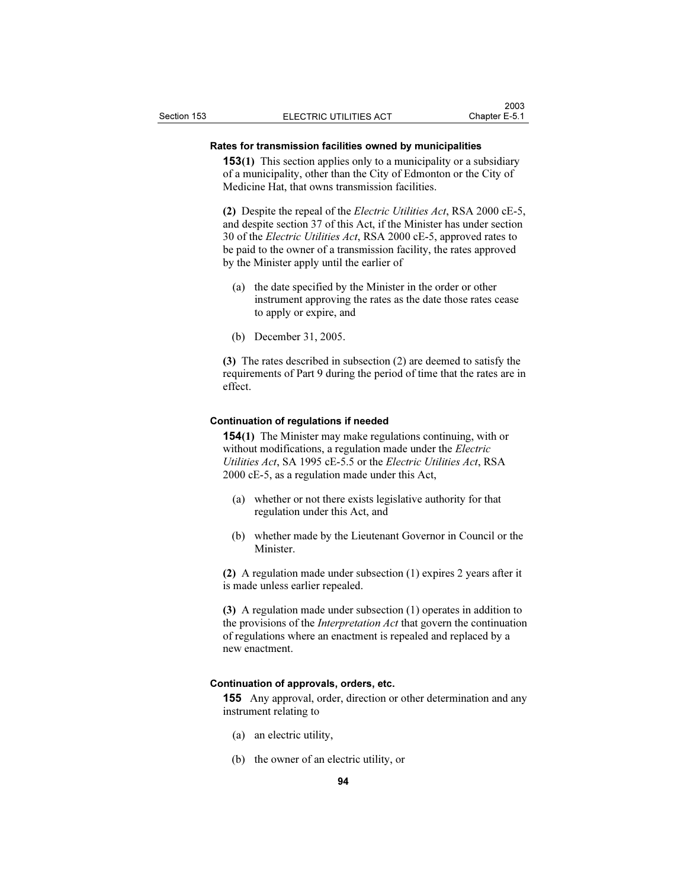**Rates for transmission facilities owned by municipalities**

**153(1)** This section applies only to a municipality or a subsidiary of a municipality, other than the City of Edmonton or the City of Medicine Hat, that owns transmission facilities.

**(2)** Despite the repeal of the *Electric Utilities Act*, RSA 2000 cE-5, and despite section 37 of this Act, if the Minister has under section 30 of the *Electric Utilities Act*, RSA 2000 cE-5, approved rates to be paid to the owner of a transmission facility, the rates approved by the Minister apply until the earlier of

- (a) the date specified by the Minister in the order or other instrument approving the rates as the date those rates cease to apply or expire, and
- (b) December 31, 2005.

**(3)** The rates described in subsection (2) are deemed to satisfy the requirements of Part 9 during the period of time that the rates are in effect.

**Continuation of regulations if needed**

**154(1)** The Minister may make regulations continuing, with or without modifications, a regulation made under the *Electric Utilities Act*, SA 1995 cE-5.5 or the *Electric Utilities Act*, RSA 2000 cE-5, as a regulation made under this Act,

- (a) whether or not there exists legislative authority for that regulation under this Act, and
- (b) whether made by the Lieutenant Governor in Council or the Minister.

**(2)** A regulation made under subsection (1) expires 2 years after it is made unless earlier repealed.

**(3)** A regulation made under subsection (1) operates in addition to the provisions of the *Interpretation Act* that govern the continuation of regulations where an enactment is repealed and replaced by a new enactment.

**Continuation of approvals, orders, etc.**

**155** Any approval, order, direction or other determination and any instrument relating to

- (a) an electric utility,
- (b) the owner of an electric utility, or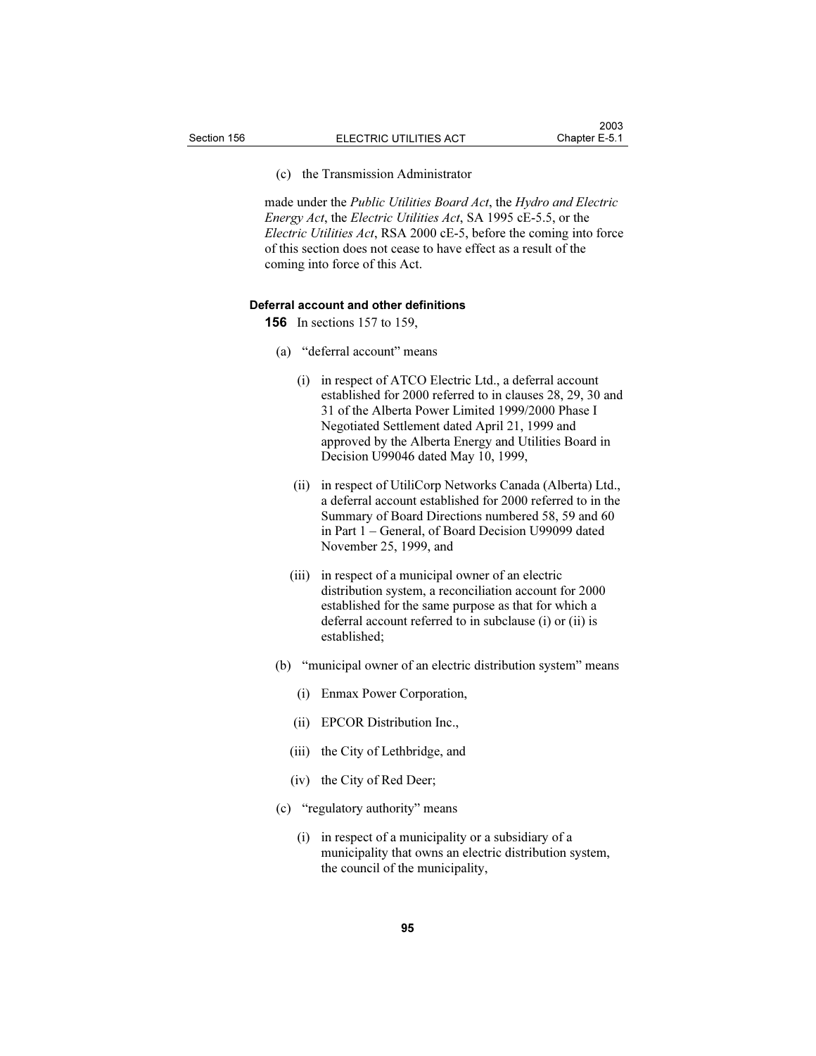(c) the Transmission Administrator

made under the *Public Utilities Board Act*, the *Hydro and Electric Energy Act*, the *Electric Utilities Act*, SA 1995 cE-5.5, or the *Electric Utilities Act*, RSA 2000 cE-5, before the coming into force of this section does not cease to have effect as a result of the coming into force of this Act.

**Deferral account and other definitions**

**156** In sections 157 to 159,

(a) "deferral account" means

(i) in respect of ATCO Electric Ltd., a deferral account established for 2000 referred to in clauses 28, 29, 30 and 31 of the Alberta Power Limited 1999/2000 Phase I Negotiated Settlement dated April 21, 1999 and approved by the Alberta Energy and Utilities Board in Decision U99046 dated May 10, 1999,

(ii) in respect of UtiliCorp Networks Canada (Alberta) Ltd., a deferral account established for 2000 referred to in the Summary of Board Directions numbered 58, 59 and 60 in Part 1 – General, of Board Decision U99099 dated November 25, 1999, and

(iii) in respect of a municipal owner of an electric distribution system, a reconciliation account for 2000 established for the same purpose as that for which a deferral account referred to in subclause (i) or (ii) is established;

(b) "municipal owner of an electric distribution system" means

(i) Enmax Power Corporation,

(ii) EPCOR Distribution Inc.,

(iii) the City of Lethbridge, and

(iv) the City of Red Deer;

(c) "regulatory authority" means

(i) in respect of a municipality or a subsidiary of a municipality that owns an electric distribution system, the council of the municipality,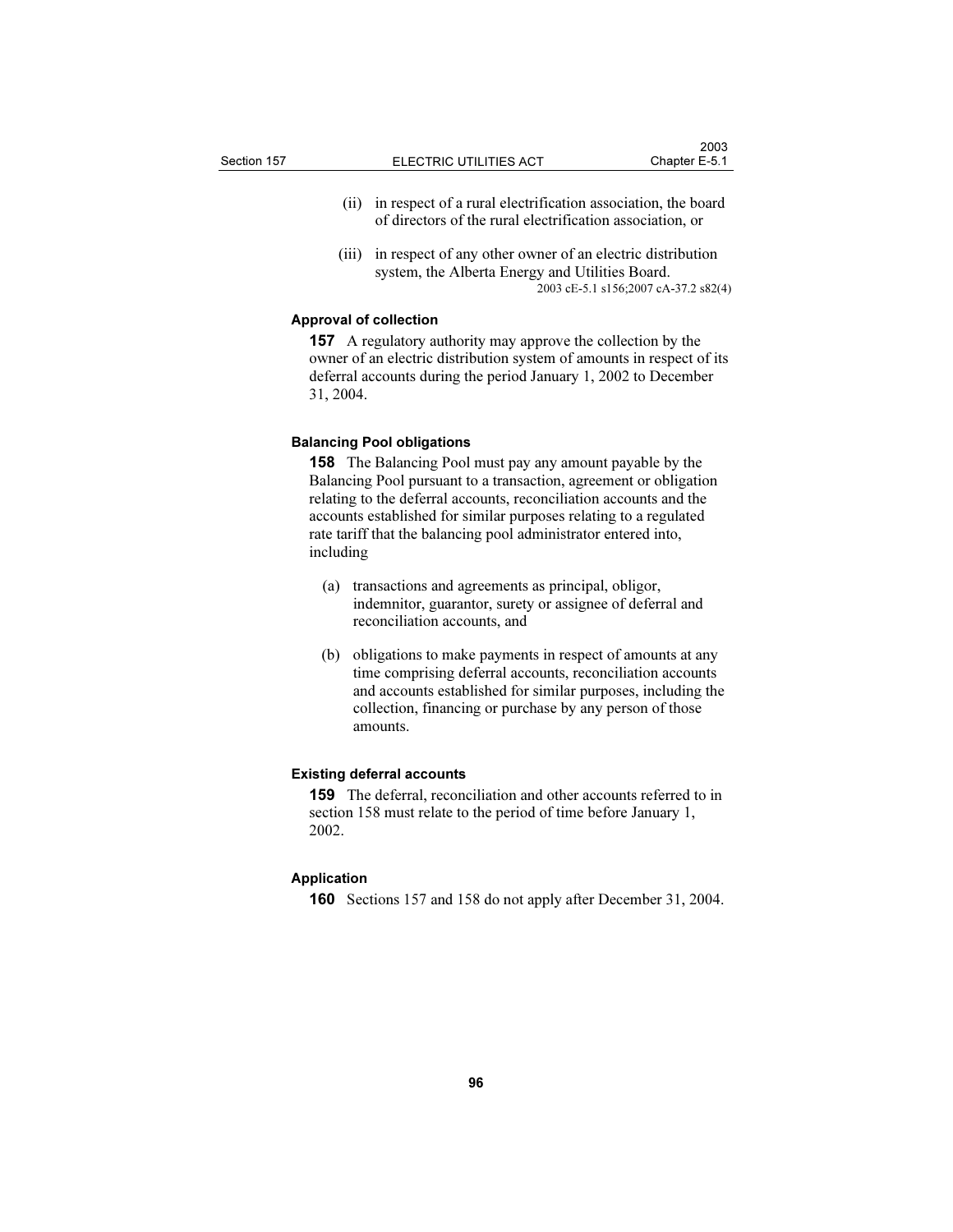(ii) in respect of a rural electrification association, the board of directors of the rural electrification association, or

(iii) in respect of any other owner of an electric distribution system, the Alberta Energy and Utilities Board.

2003 cE-5.1 s156;2007 cA-37.2 s82(4)

**Approval of collection**

**157** A regulatory authority may approve the collection by the owner of an electric distribution system of amounts in respect of its deferral accounts during the period January 1, 2002 to December 31, 2004.

**Balancing Pool obligations**

**158** The Balancing Pool must pay any amount payable by the Balancing Pool pursuant to a transaction, agreement or obligation relating to the deferral accounts, reconciliation accounts and the accounts established for similar purposes relating to a regulated rate tariff that the balancing pool administrator entered into, including

(a) transactions and agreements as principal, obligor, indemnitor, guarantor, surety or assignee of deferral and reconciliation accounts, and

(b) obligations to make payments in respect of amounts at any time comprising deferral accounts, reconciliation accounts and accounts established for similar purposes, including the collection, financing or purchase by any person of those amounts.

**Existing deferral accounts**

**159** The deferral, reconciliation and other accounts referred to in section 158 must relate to the period of time before January 1, 2002.

**Application**

**160** Sections 157 and 158 do not apply after December 31, 2004.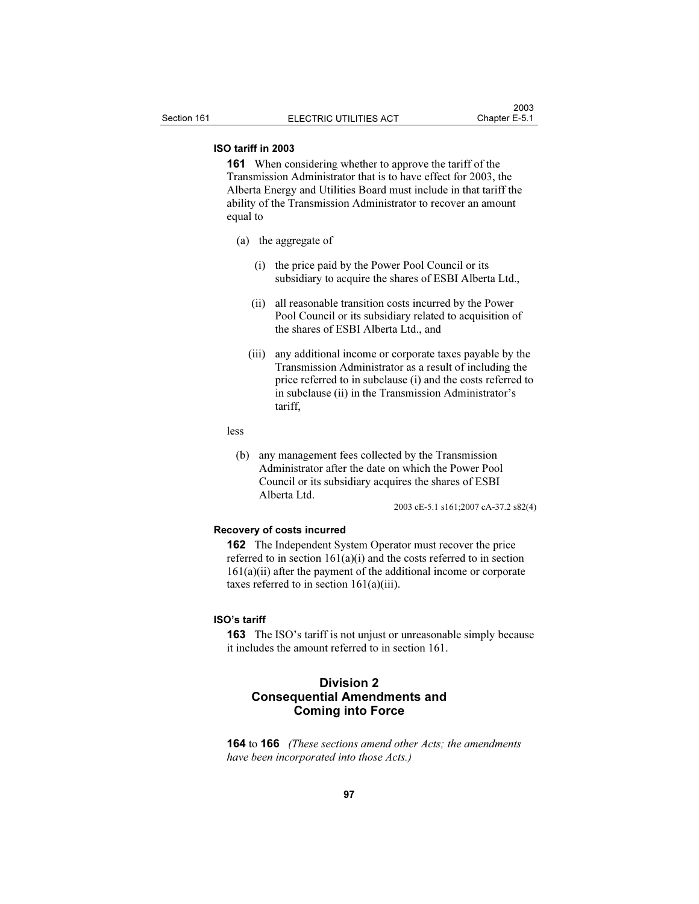**ISO tariff in 2003**

**161** When considering whether to approve the tariff of the Transmission Administrator that is to have effect for 2003, the Alberta Energy and Utilities Board must include in that tariff the ability of the Transmission Administrator to recover an amount equal to

(a) the aggregate of

(i) the price paid by the Power Pool Council or its subsidiary to acquire the shares of ESBI Alberta Ltd.,

(ii) all reasonable transition costs incurred by the Power Pool Council or its subsidiary related to acquisition of the shares of ESBI Alberta Ltd., and

(iii) any additional income or corporate taxes payable by the Transmission Administrator as a result of including the price referred to in subclause (i) and the costs referred to in subclause (ii) in the Transmission Administrator's tariff,

less

(b) any management fees collected by the Transmission Administrator after the date on which the Power Pool Council or its subsidiary acquires the shares of ESBI Alberta Ltd.

2003 cE-5.1 s161;2007 cA-37.2 s82(4)

**Recovery of costs incurred**

**162** The Independent System Operator must recover the price referred to in section 161(a)(i) and the costs referred to in section 161(a)(ii) after the payment of the additional income or corporate taxes referred to in section 161(a)(iii).

**ISO's tariff**

**163** The ISO's tariff is not unjust or unreasonable simply because it includes the amount referred to in section 161.

## Division 2
## Consequential Amendments and Coming into Force

**164** to **166** *(These sections amend other Acts; the amendments have been incorporated into those Acts.)*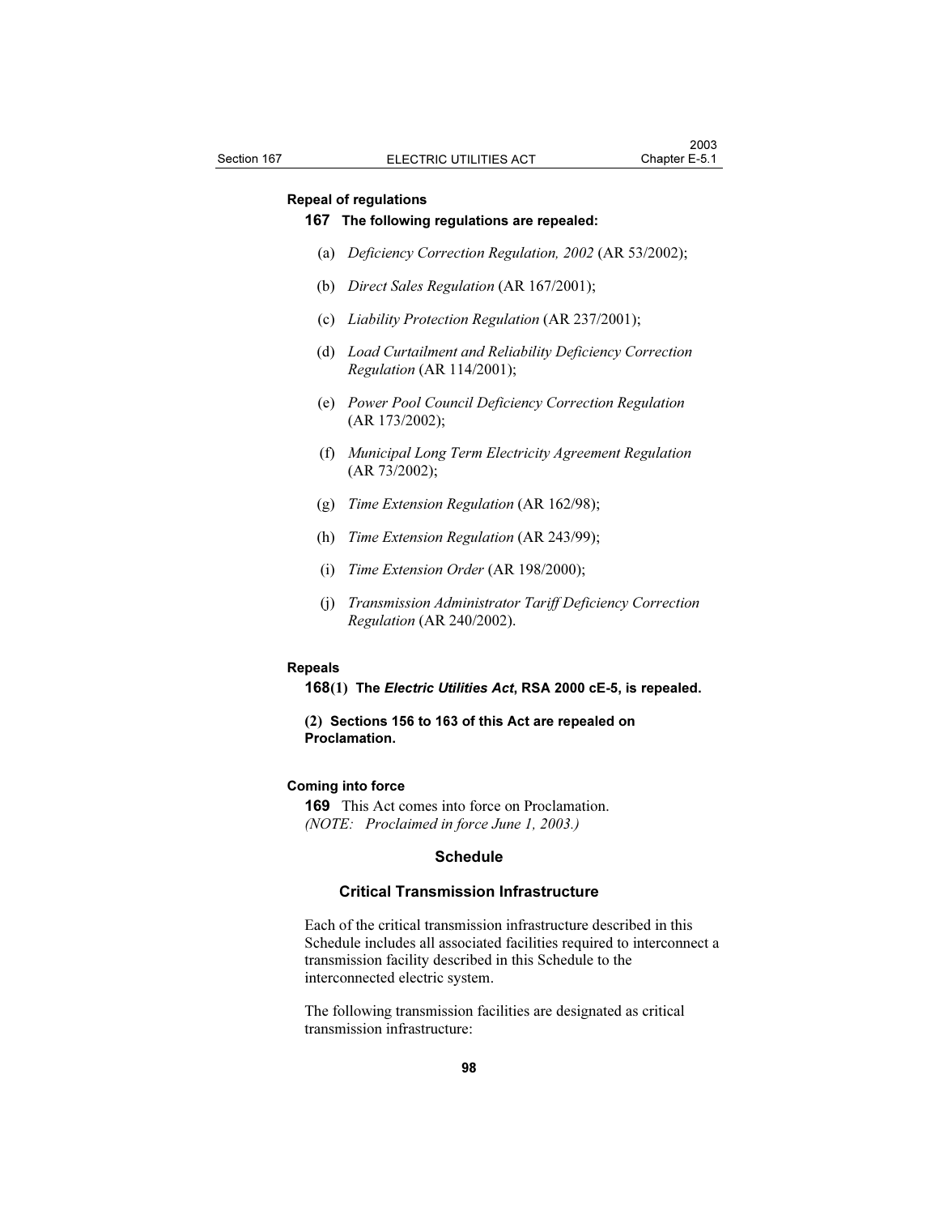**Repeal of regulations**

**167 The following regulations are repealed:**

(a) *Deficiency Correction Regulation, 2002* (AR 53/2002);

(b) *Direct Sales Regulation* (AR 167/2001);

(c) *Liability Protection Regulation* (AR 237/2001);

(d) *Load Curtailment and Reliability Deficiency Correction Regulation* (AR 114/2001);

(e) *Power Pool Council Deficiency Correction Regulation* (AR 173/2002);

(f) *Municipal Long Term Electricity Agreement Regulation* (AR 73/2002);

(g) *Time Extension Regulation* (AR 162/98);

(h) *Time Extension Regulation* (AR 243/99);

(i) *Time Extension Order* (AR 198/2000);

(j) *Transmission Administrator Tariff Deficiency Correction Regulation* (AR 240/2002).

**Repeals**

**168(1) The *Electric Utilities Act*, RSA 2000 cE-5, is repealed.**

**(2) Sections 156 to 163 of this Act are repealed on Proclamation.**

**Coming into force**

**169** This Act comes into force on Proclamation.
*(NOTE: Proclaimed in force June 1, 2003.)*

## Schedule

### Critical Transmission Infrastructure

Each of the critical transmission infrastructure described in this Schedule includes all associated facilities required to interconnect a transmission facility described in this Schedule to the interconnected electric system.

The following transmission facilities are designated as critical transmission infrastructure: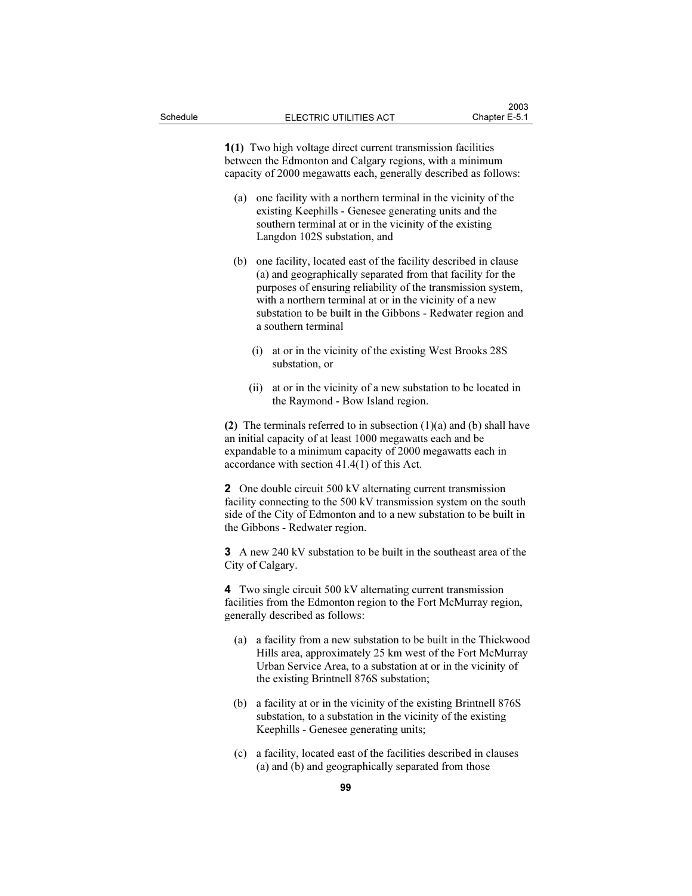**1(1)** Two high voltage direct current transmission facilities between the Edmonton and Calgary regions, with a minimum capacity of 2000 megawatts each, generally described as follows:

(a) one facility with a northern terminal in the vicinity of the existing Keephills - Genesee generating units and the southern terminal at or in the vicinity of the existing Langdon 102S substation, and

(b) one facility, located east of the facility described in clause (a) and geographically separated from that facility for the purposes of ensuring reliability of the transmission system, with a northern terminal at or in the vicinity of a new substation to be built in the Gibbons - Redwater region and a southern terminal

(i) at or in the vicinity of the existing West Brooks 28S substation, or

(ii) at or in the vicinity of a new substation to be located in the Raymond - Bow Island region.

**(2)** The terminals referred to in subsection (1)(a) and (b) shall have an initial capacity of at least 1000 megawatts each and be expandable to a minimum capacity of 2000 megawatts each in accordance with section 41.4(1) of this Act.

**2** One double circuit 500 kV alternating current transmission facility connecting to the 500 kV transmission system on the south side of the City of Edmonton and to a new substation to be built in the Gibbons - Redwater region.

**3** A new 240 kV substation to be built in the southeast area of the City of Calgary.

**4** Two single circuit 500 kV alternating current transmission facilities from the Edmonton region to the Fort McMurray region, generally described as follows:

(a) a facility from a new substation to be built in the Thickwood Hills area, approximately 25 km west of the Fort McMurray Urban Service Area, to a substation at or in the vicinity of the existing Brintnell 876S substation;

(b) a facility at or in the vicinity of the existing Brintnell 876S substation, to a substation in the vicinity of the existing Keephills - Genesee generating units;

(c) a facility, located east of the facilities described in clauses (a) and (b) and geographically separated from those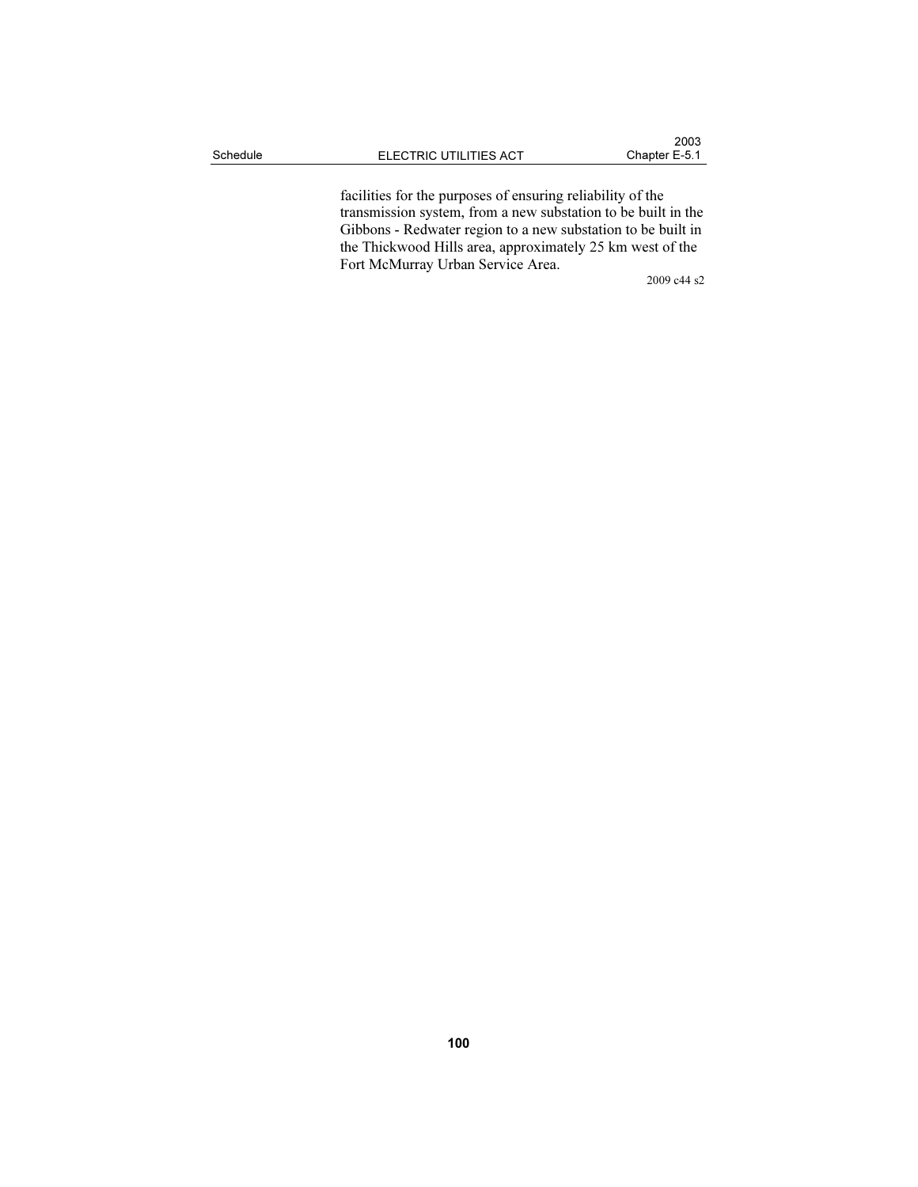facilities for the purposes of ensuring reliability of the transmission system, from a new substation to be built in the Gibbons - Redwater region to a new substation to be built in the Thickwood Hills area, approximately 25 km west of the Fort McMurray Urban Service Area.

2009 c44 s2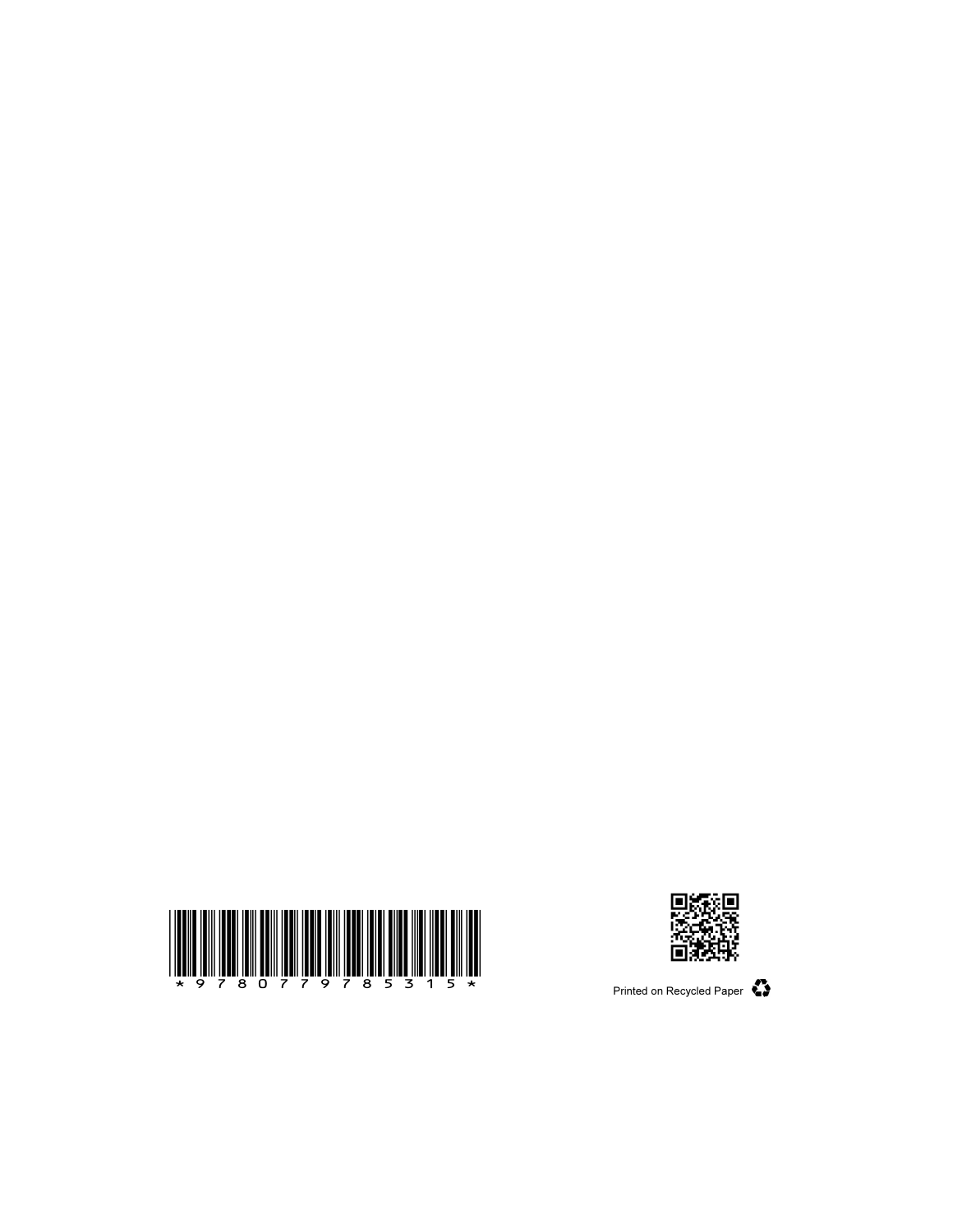*9780779785315*

Printed on Recycled Paper